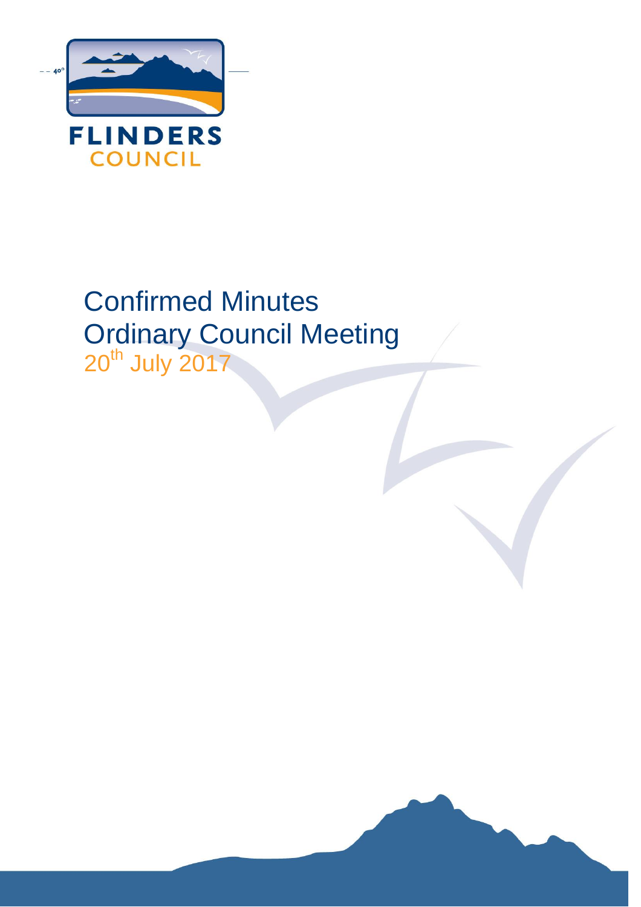FLINDERS
COUNCIL

# Confirmed Minutes
# Ordinary Council Meeting
## 20th July 2017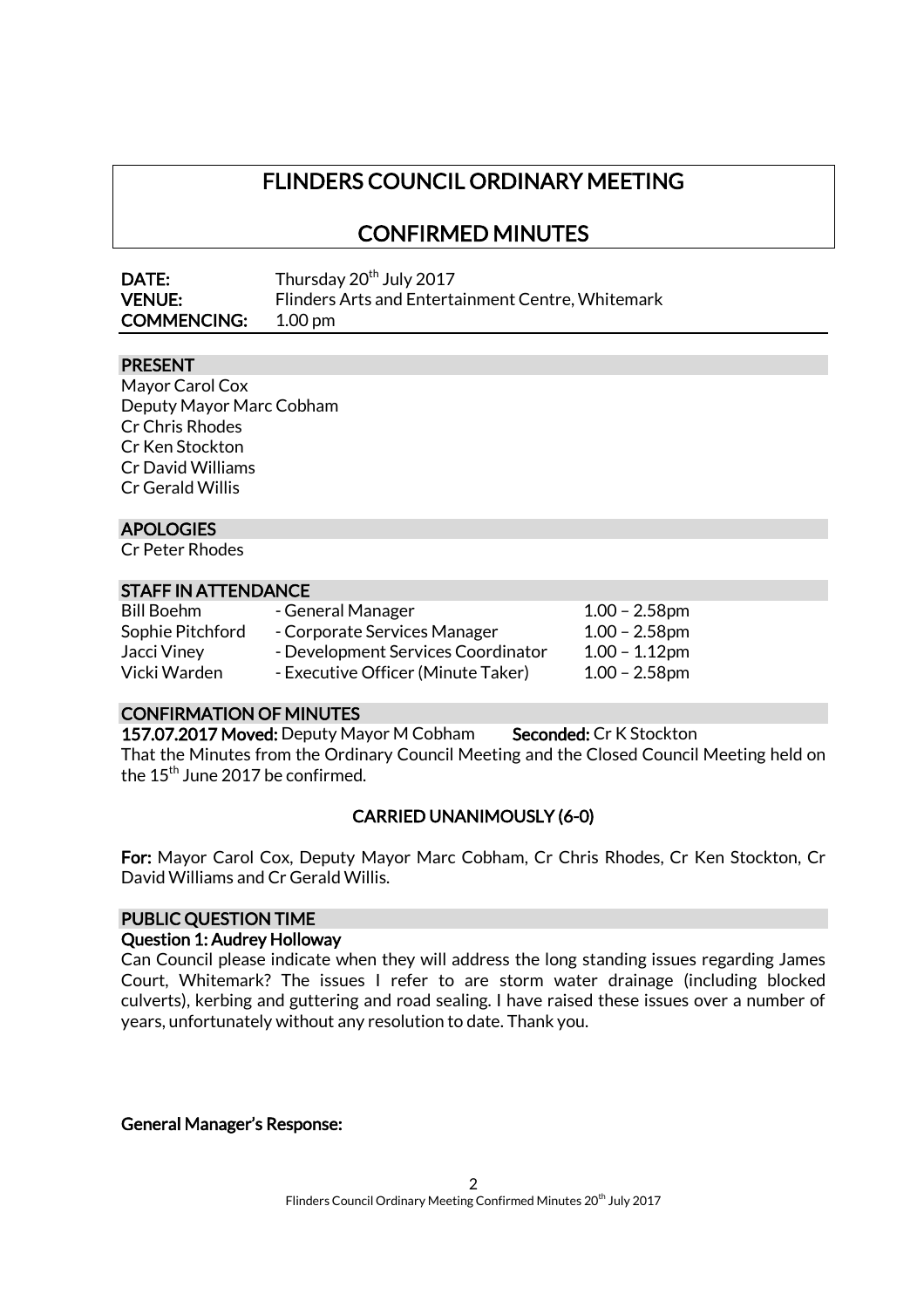# FLINDERS COUNCIL ORDINARY MEETING

# CONFIRMED MINUTES

**DATE:** Thursday 20th July 2017
**VENUE:** Flinders Arts and Entertainment Centre, Whitemark
**COMMENCING:** 1.00 pm

## PRESENT

Mayor Carol Cox
Deputy Mayor Marc Cobham
Cr Chris Rhodes
Cr Ken Stockton
Cr David Williams
Cr Gerald Willis

## APOLOGIES

Cr Peter Rhodes

## STAFF IN ATTENDANCE

| | | |
|---|---|---|
| Bill Boehm | - General Manager | 1.00 – 2.58pm |
| Sophie Pitchford | - Corporate Services Manager | 1.00 – 2.58pm |
| Jacci Viney | - Development Services Coordinator | 1.00 – 1.12pm |
| Vicki Warden | - Executive Officer (Minute Taker) | 1.00 – 2.58pm |

## CONFIRMATION OF MINUTES

**157.07.2017 Moved:** Deputy Mayor M Cobham **Seconded:** Cr K Stockton

That the Minutes from the Ordinary Council Meeting and the Closed Council Meeting held on the 15th June 2017 be confirmed.

**CARRIED UNANIMOUSLY (6-0)**

**For:** Mayor Carol Cox, Deputy Mayor Marc Cobham, Cr Chris Rhodes, Cr Ken Stockton, Cr David Williams and Cr Gerald Willis.

## PUBLIC QUESTION TIME

### Question 1: Audrey Holloway

Can Council please indicate when they will address the long standing issues regarding James Court, Whitemark? The issues I refer to are storm water drainage (including blocked culverts), kerbing and guttering and road sealing. I have raised these issues over a number of years, unfortunately without any resolution to date. Thank you.

**General Manager's Response:**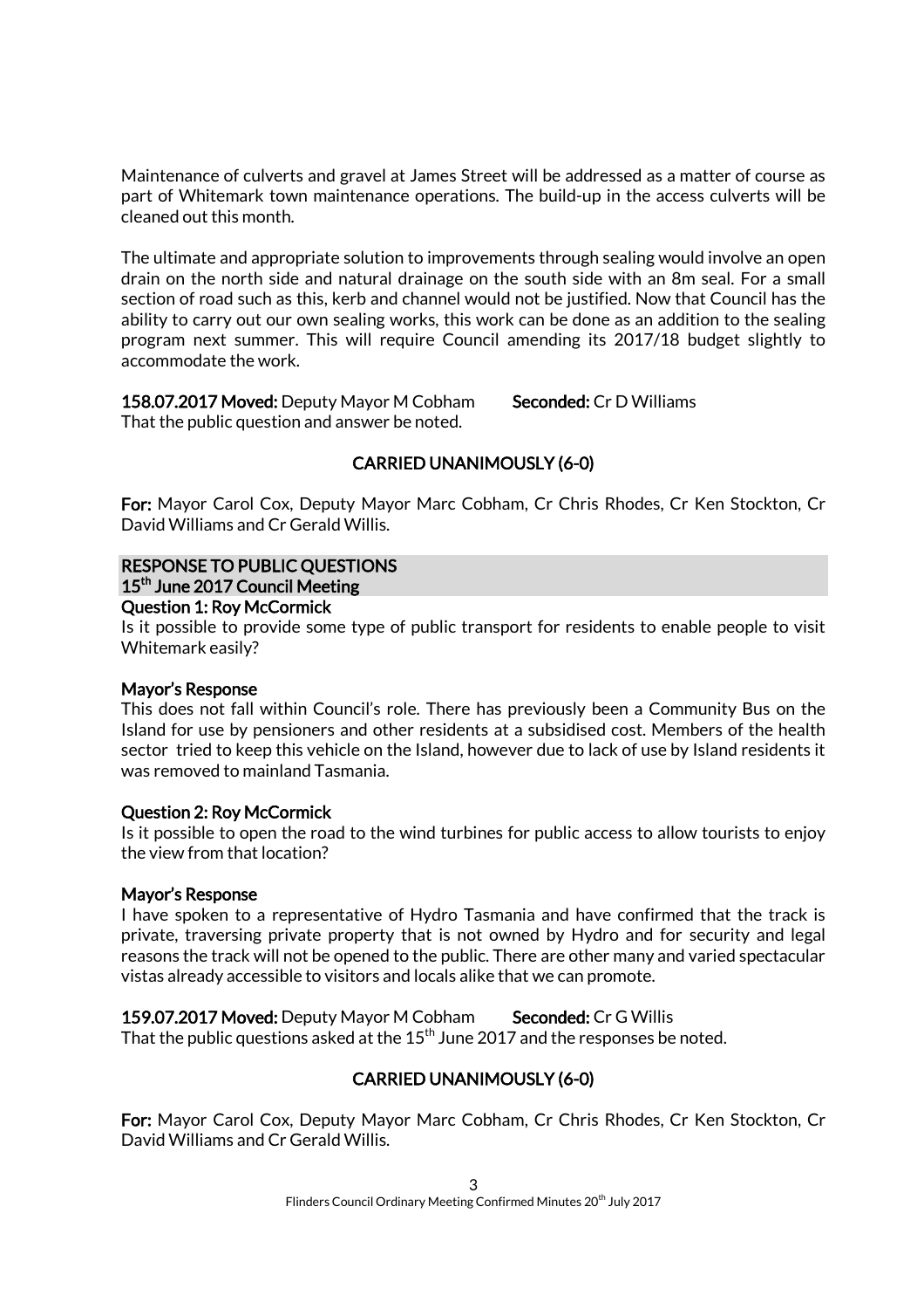Maintenance of culverts and gravel at James Street will be addressed as a matter of course as part of Whitemark town maintenance operations. The build-up in the access culverts will be cleaned out this month.

The ultimate and appropriate solution to improvements through sealing would involve an open drain on the north side and natural drainage on the south side with an 8m seal. For a small section of road such as this, kerb and channel would not be justified. Now that Council has the ability to carry out our own sealing works, this work can be done as an addition to the sealing program next summer. This will require Council amending its 2017/18 budget slightly to accommodate the work.

**158.07.2017 Moved:** Deputy Mayor M Cobham **Seconded:** Cr D Williams
That the public question and answer be noted.

**CARRIED UNANIMOUSLY (6-0)**

**For:** Mayor Carol Cox, Deputy Mayor Marc Cobham, Cr Chris Rhodes, Cr Ken Stockton, Cr David Williams and Cr Gerald Willis.

## RESPONSE TO PUBLIC QUESTIONS
## 15th June 2017 Council Meeting

**Question 1: Roy McCormick**
Is it possible to provide some type of public transport for residents to enable people to visit Whitemark easily?

**Mayor's Response**
This does not fall within Council's role. There has previously been a Community Bus on the Island for use by pensioners and other residents at a subsidised cost. Members of the health sector tried to keep this vehicle on the Island, however due to lack of use by Island residents it was removed to mainland Tasmania.

**Question 2: Roy McCormick**
Is it possible to open the road to the wind turbines for public access to allow tourists to enjoy the view from that location?

**Mayor's Response**
I have spoken to a representative of Hydro Tasmania and have confirmed that the track is private, traversing private property that is not owned by Hydro and for security and legal reasons the track will not be opened to the public. There are other many and varied spectacular vistas already accessible to visitors and locals alike that we can promote.

**159.07.2017 Moved:** Deputy Mayor M Cobham **Seconded:** Cr G Willis
That the public questions asked at the 15th June 2017 and the responses be noted.

**CARRIED UNANIMOUSLY (6-0)**

**For:** Mayor Carol Cox, Deputy Mayor Marc Cobham, Cr Chris Rhodes, Cr Ken Stockton, Cr David Williams and Cr Gerald Willis.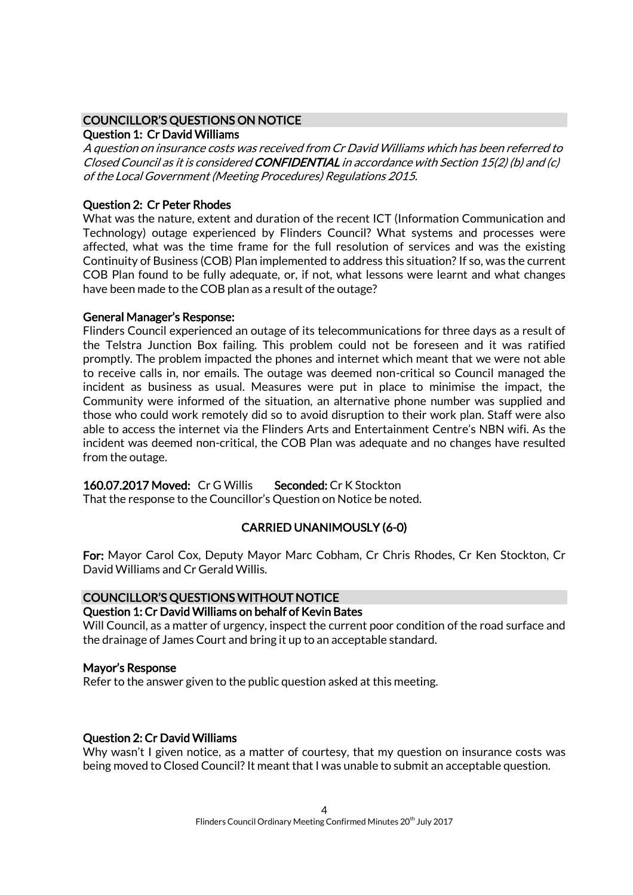## COUNCILLOR'S QUESTIONS ON NOTICE

### Question 1: Cr David Williams

*A question on insurance costs was received from Cr David Williams which has been referred to Closed Council as it is considered **CONFIDENTIAL** in accordance with Section 15(2) (b) and (c) of the Local Government (Meeting Procedures) Regulations 2015.*

### Question 2: Cr Peter Rhodes

What was the nature, extent and duration of the recent ICT (Information Communication and Technology) outage experienced by Flinders Council? What systems and processes were affected, what was the time frame for the full resolution of services and was the existing Continuity of Business (COB) Plan implemented to address this situation? If so, was the current COB Plan found to be fully adequate, or, if not, what lessons were learnt and what changes have been made to the COB plan as a result of the outage?

### General Manager's Response:

Flinders Council experienced an outage of its telecommunications for three days as a result of the Telstra Junction Box failing. This problem could not be foreseen and it was ratified promptly. The problem impacted the phones and internet which meant that we were not able to receive calls in, nor emails. The outage was deemed non-critical so Council managed the incident as business as usual. Measures were put in place to minimise the impact, the Community were informed of the situation, an alternative phone number was supplied and those who could work remotely did so to avoid disruption to their work plan. Staff were also able to access the internet via the Flinders Arts and Entertainment Centre's NBN wifi. As the incident was deemed non-critical, the COB Plan was adequate and no changes have resulted from the outage.

**160.07.2017 Moved:** Cr G Willis **Seconded:** Cr K Stockton
That the response to the Councillor's Question on Notice be noted.

**CARRIED UNANIMOUSLY (6-0)**

**For:** Mayor Carol Cox, Deputy Mayor Marc Cobham, Cr Chris Rhodes, Cr Ken Stockton, Cr David Williams and Cr Gerald Willis.

## COUNCILLOR'S QUESTIONS WITHOUT NOTICE

### Question 1: Cr David Williams on behalf of Kevin Bates

Will Council, as a matter of urgency, inspect the current poor condition of the road surface and the drainage of James Court and bring it up to an acceptable standard.

### Mayor's Response

Refer to the answer given to the public question asked at this meeting.

### Question 2: Cr David Williams

Why wasn't I given notice, as a matter of courtesy, that my question on insurance costs was being moved to Closed Council? It meant that I was unable to submit an acceptable question.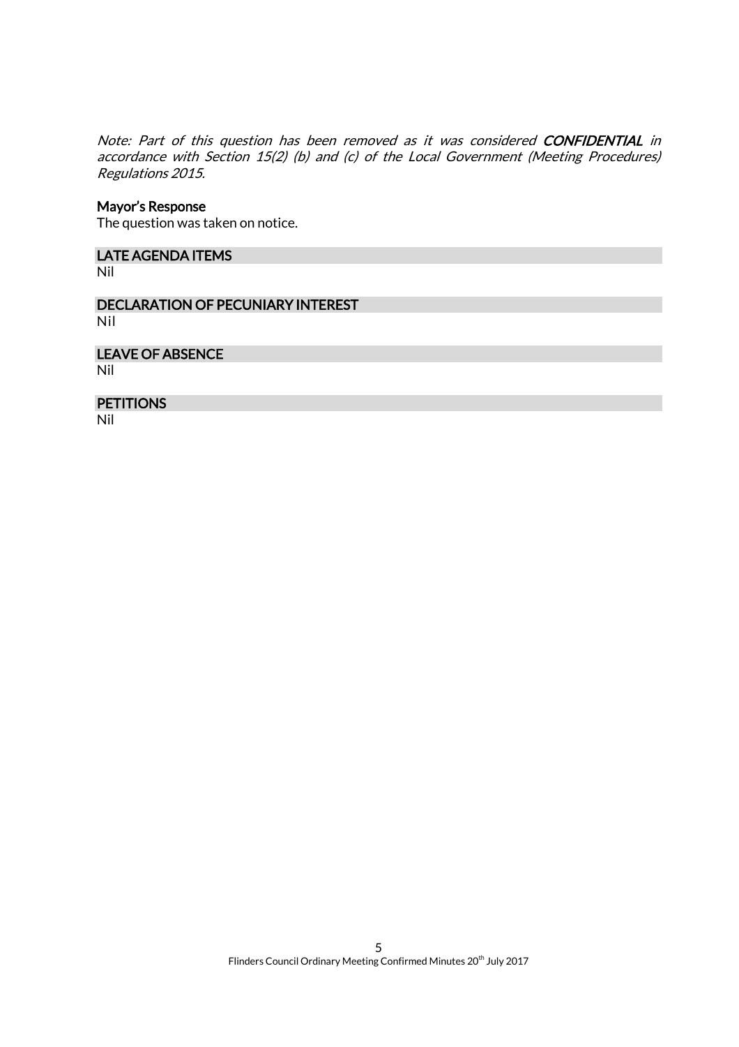*Note: Part of this question has been removed as it was considered* ***CONFIDENTIAL*** *in accordance with Section 15(2) (b) and (c) of the Local Government (Meeting Procedures) Regulations 2015.*

### Mayor's Response

The question was taken on notice.

## LATE AGENDA ITEMS

Nil

## DECLARATION OF PECUNIARY INTEREST

Nil

## LEAVE OF ABSENCE

Nil

## PETITIONS

Nil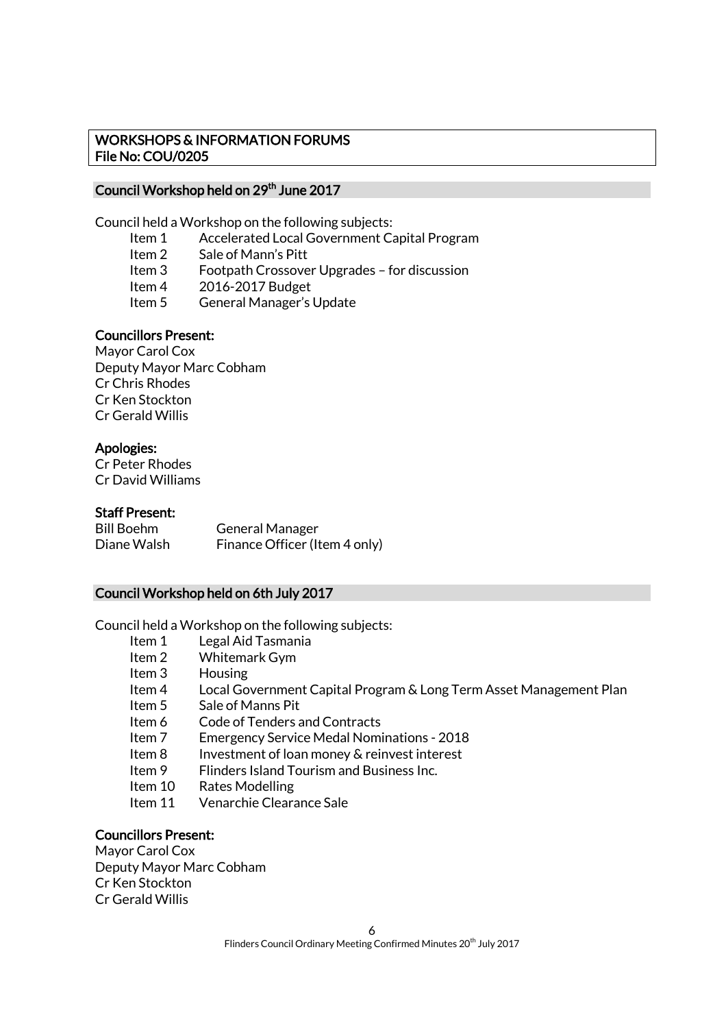## WORKSHOPS & INFORMATION FORUMS
**File No: COU/0205**

### Council Workshop held on 29th June 2017

Council held a Workshop on the following subjects:

- Item 1 Accelerated Local Government Capital Program
- Item 2 Sale of Mann's Pitt
- Item 3 Footpath Crossover Upgrades – for discussion
- Item 4 2016-2017 Budget
- Item 5 General Manager's Update

**Councillors Present:**
Mayor Carol Cox
Deputy Mayor Marc Cobham
Cr Chris Rhodes
Cr Ken Stockton
Cr Gerald Willis

**Apologies:**
Cr Peter Rhodes
Cr David Williams

**Staff Present:**

| | |
|---|---|
| Bill Boehm | General Manager |
| Diane Walsh | Finance Officer (Item 4 only) |

### Council Workshop held on 6th July 2017

Council held a Workshop on the following subjects:

- Item 1 Legal Aid Tasmania
- Item 2 Whitemark Gym
- Item 3 Housing
- Item 4 Local Government Capital Program & Long Term Asset Management Plan
- Item 5 Sale of Manns Pit
- Item 6 Code of Tenders and Contracts
- Item 7 Emergency Service Medal Nominations - 2018
- Item 8 Investment of loan money & reinvest interest
- Item 9 Flinders Island Tourism and Business Inc.
- Item 10 Rates Modelling
- Item 11 Venarchie Clearance Sale

**Councillors Present:**
Mayor Carol Cox
Deputy Mayor Marc Cobham
Cr Ken Stockton
Cr Gerald Willis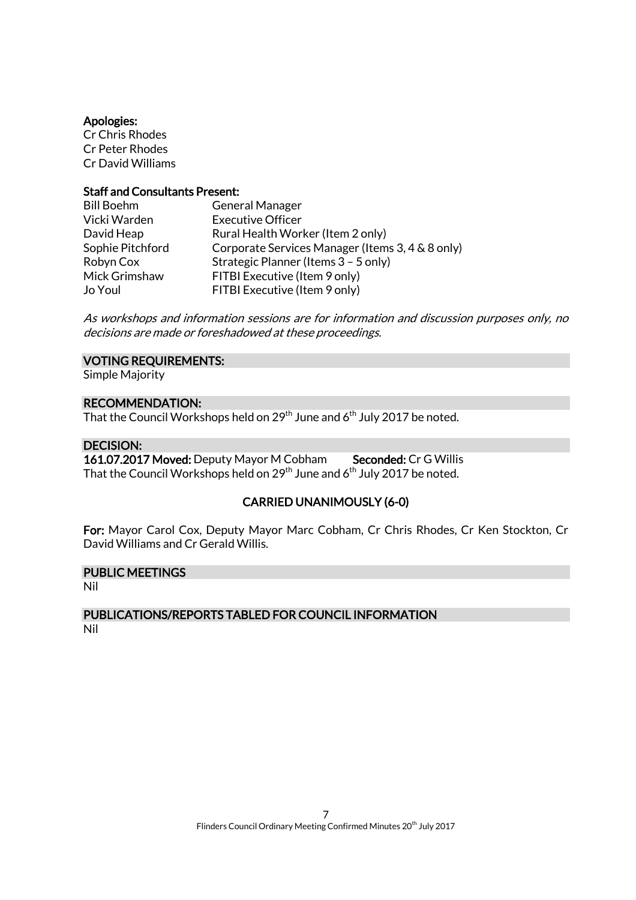**Apologies:**
Cr Chris Rhodes
Cr Peter Rhodes
Cr David Williams

**Staff and Consultants Present:**

| | |
|---|---|
| Bill Boehm | General Manager |
| Vicki Warden | Executive Officer |
| David Heap | Rural Health Worker (Item 2 only) |
| Sophie Pitchford | Corporate Services Manager (Items 3, 4 & 8 only) |
| Robyn Cox | Strategic Planner (Items 3 – 5 only) |
| Mick Grimshaw | FITBI Executive (Item 9 only) |
| Jo Youl | FITBI Executive (Item 9 only) |

*As workshops and information sessions are for information and discussion purposes only, no decisions are made or foreshadowed at these proceedings.*

## VOTING REQUIREMENTS:

Simple Majority

## RECOMMENDATION:

That the Council Workshops held on 29th June and 6th July 2017 be noted.

## DECISION:

**161.07.2017 Moved:** Deputy Mayor M Cobham **Seconded:** Cr G Willis
That the Council Workshops held on 29th June and 6th July 2017 be noted.

**CARRIED UNANIMOUSLY (6-0)**

**For:** Mayor Carol Cox, Deputy Mayor Marc Cobham, Cr Chris Rhodes, Cr Ken Stockton, Cr David Williams and Cr Gerald Willis.

## PUBLIC MEETINGS

Nil

## PUBLICATIONS/REPORTS TABLED FOR COUNCIL INFORMATION

Nil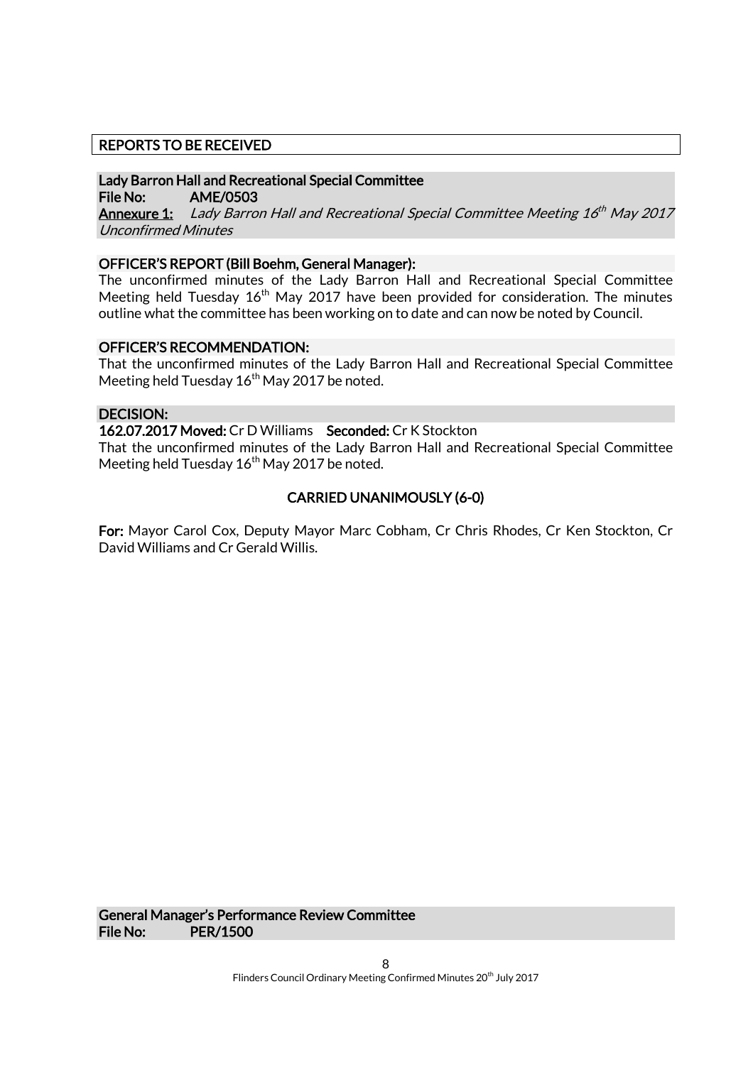## REPORTS TO BE RECEIVED

### Lady Barron Hall and Recreational Special Committee

**File No:** AME/0503

**Annexure 1:** *Lady Barron Hall and Recreational Special Committee Meeting 16th May 2017 Unconfirmed Minutes*

**OFFICER'S REPORT (Bill Boehm, General Manager):**

The unconfirmed minutes of the Lady Barron Hall and Recreational Special Committee Meeting held Tuesday 16th May 2017 have been provided for consideration. The minutes outline what the committee has been working on to date and can now be noted by Council.

**OFFICER'S RECOMMENDATION:**

That the unconfirmed minutes of the Lady Barron Hall and Recreational Special Committee Meeting held Tuesday 16th May 2017 be noted.

**DECISION:**

**162.07.2017 Moved:** Cr D Williams **Seconded:** Cr K Stockton

That the unconfirmed minutes of the Lady Barron Hall and Recreational Special Committee Meeting held Tuesday 16th May 2017 be noted.

**CARRIED UNANIMOUSLY (6-0)**

**For:** Mayor Carol Cox, Deputy Mayor Marc Cobham, Cr Chris Rhodes, Cr Ken Stockton, Cr David Williams and Cr Gerald Willis.

### General Manager's Performance Review Committee

**File No:** PER/1500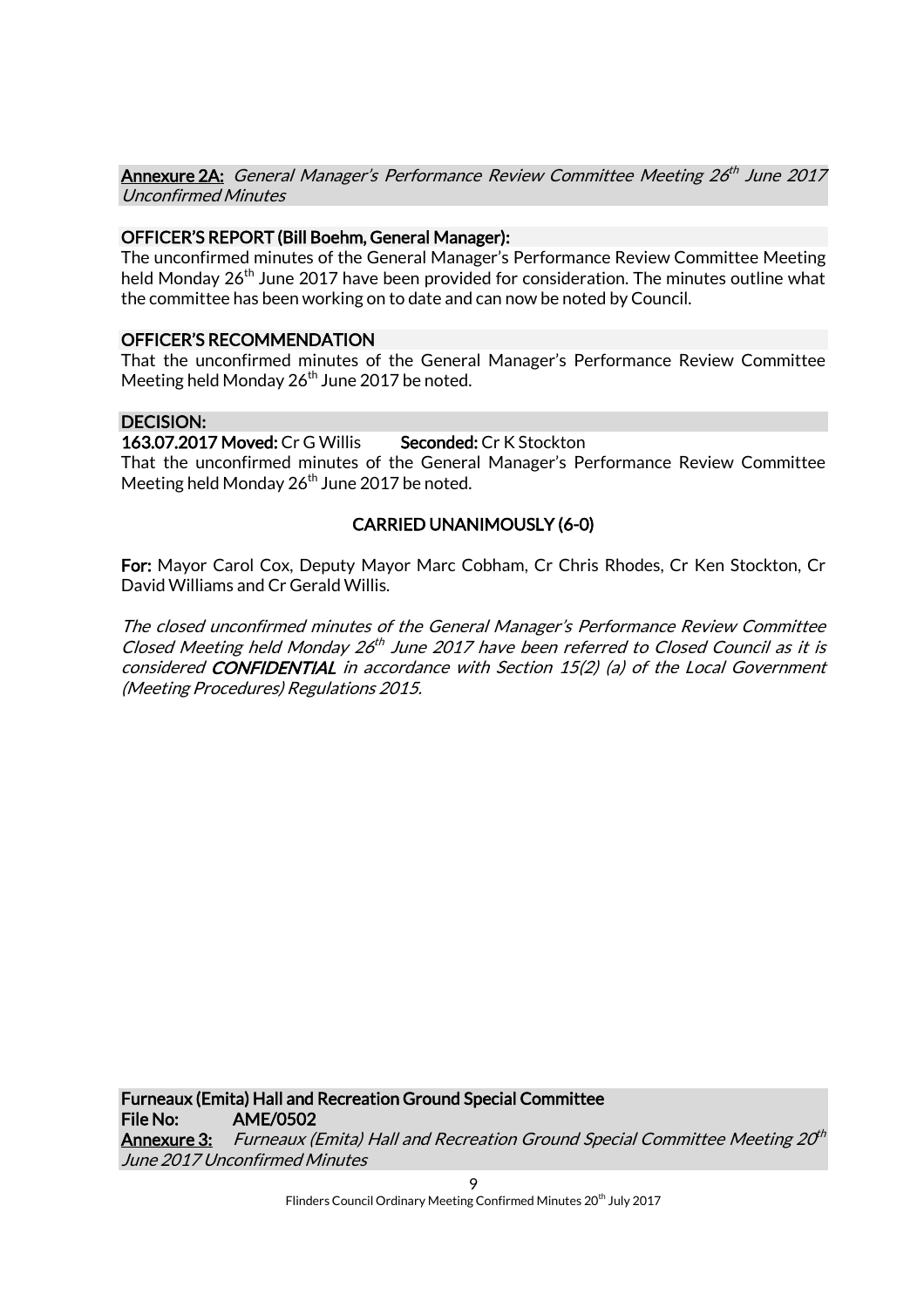**Annexure 2A:** *General Manager's Performance Review Committee Meeting 26th June 2017 Unconfirmed Minutes*

**OFFICER'S REPORT (Bill Boehm, General Manager):**

The unconfirmed minutes of the General Manager's Performance Review Committee Meeting held Monday 26th June 2017 have been provided for consideration. The minutes outline what the committee has been working on to date and can now be noted by Council.

**OFFICER'S RECOMMENDATION**

That the unconfirmed minutes of the General Manager's Performance Review Committee Meeting held Monday 26th June 2017 be noted.

**DECISION:**

**163.07.2017 Moved:** Cr G Willis **Seconded:** Cr K Stockton

That the unconfirmed minutes of the General Manager's Performance Review Committee Meeting held Monday 26th June 2017 be noted.

**CARRIED UNANIMOUSLY (6-0)**

**For:** Mayor Carol Cox, Deputy Mayor Marc Cobham, Cr Chris Rhodes, Cr Ken Stockton, Cr David Williams and Cr Gerald Willis.

*The closed unconfirmed minutes of the General Manager's Performance Review Committee Closed Meeting held Monday 26th June 2017 have been referred to Closed Council as it is considered **CONFIDENTIAL** in accordance with Section 15(2) (a) of the Local Government (Meeting Procedures) Regulations 2015.*

**Furneaux (Emita) Hall and Recreation Ground Special Committee**

**File No:** **AME/0502**

**Annexure 3:** *Furneaux (Emita) Hall and Recreation Ground Special Committee Meeting 20th June 2017 Unconfirmed Minutes*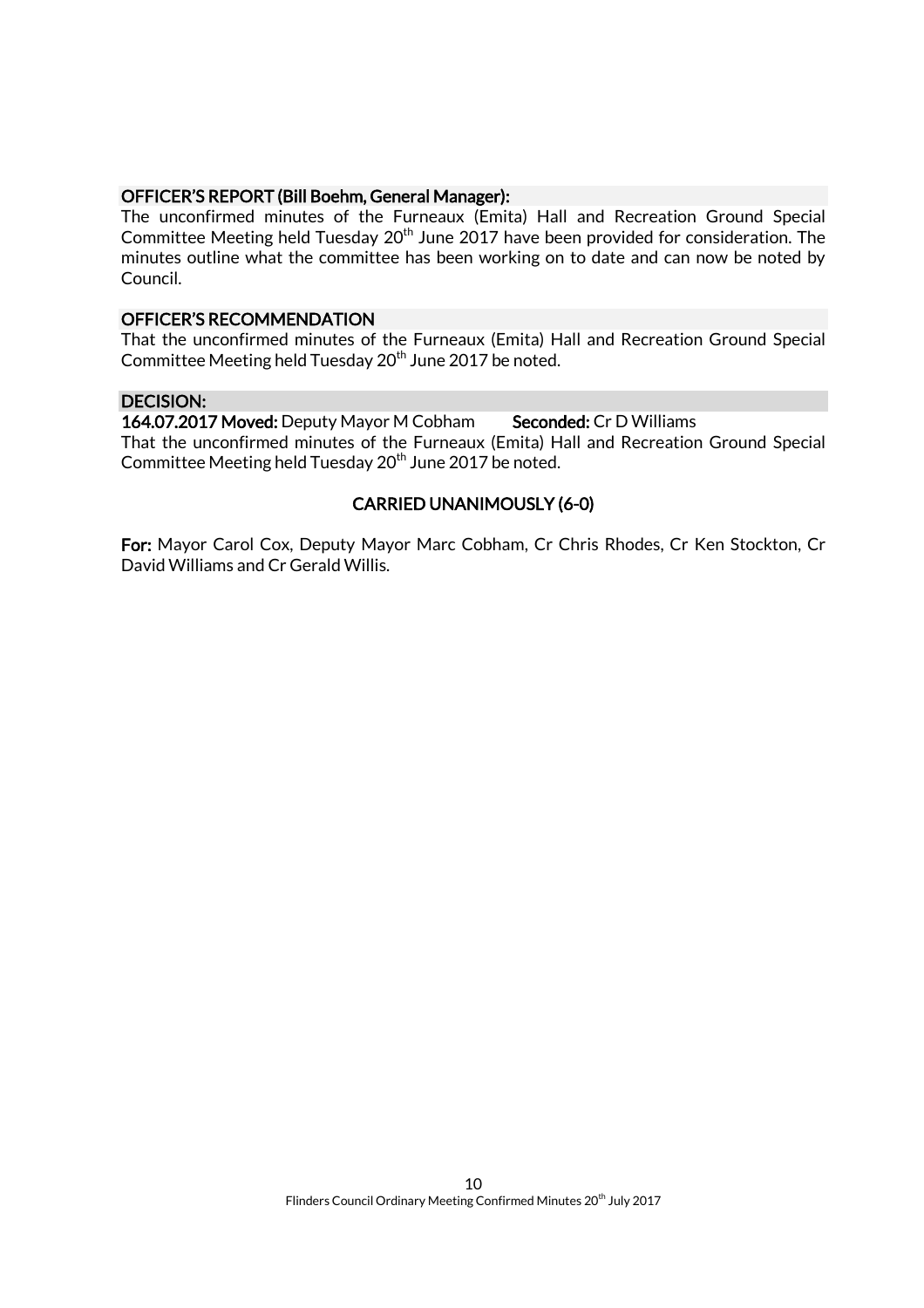**OFFICER'S REPORT (Bill Boehm, General Manager):**

The unconfirmed minutes of the Furneaux (Emita) Hall and Recreation Ground Special Committee Meeting held Tuesday 20th June 2017 have been provided for consideration. The minutes outline what the committee has been working on to date and can now be noted by Council.

**OFFICER'S RECOMMENDATION**

That the unconfirmed minutes of the Furneaux (Emita) Hall and Recreation Ground Special Committee Meeting held Tuesday 20th June 2017 be noted.

**DECISION:**

**164.07.2017 Moved:** Deputy Mayor M Cobham **Seconded:** Cr D Williams

That the unconfirmed minutes of the Furneaux (Emita) Hall and Recreation Ground Special Committee Meeting held Tuesday 20th June 2017 be noted.

**CARRIED UNANIMOUSLY (6-0)**

**For:** Mayor Carol Cox, Deputy Mayor Marc Cobham, Cr Chris Rhodes, Cr Ken Stockton, Cr David Williams and Cr Gerald Willis.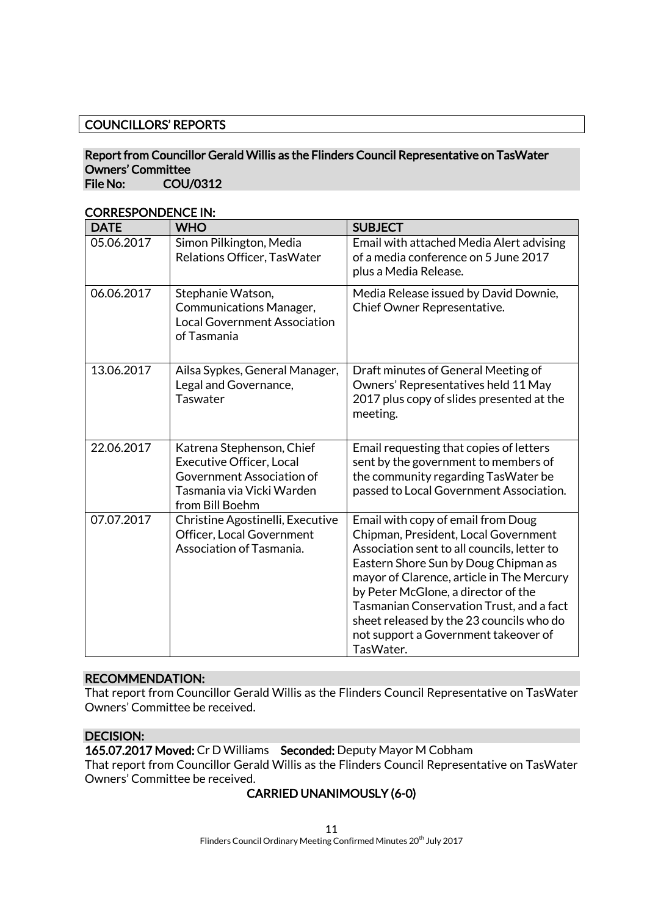## COUNCILLORS' REPORTS

### Report from Councillor Gerald Willis as the Flinders Council Representative on TasWater Owners' Committee
**File No: COU/0312**

**CORRESPONDENCE IN:**

| DATE | WHO | SUBJECT |
|---|---|---|
| 05.06.2017 | Simon Pilkington, Media Relations Officer, TasWater | Email with attached Media Alert advising of a media conference on 5 June 2017 plus a Media Release. |
| 06.06.2017 | Stephanie Watson, Communications Manager, Local Government Association of Tasmania | Media Release issued by David Downie, Chief Owner Representative. |
| 13.06.2017 | Ailsa Sypkes, General Manager, Legal and Governance, Taswater | Draft minutes of General Meeting of Owners' Representatives held 11 May 2017 plus copy of slides presented at the meeting. |
| 22.06.2017 | Katrena Stephenson, Chief Executive Officer, Local Government Association of Tasmania via Vicki Warden from Bill Boehm | Email requesting that copies of letters sent by the government to members of the community regarding TasWater be passed to Local Government Association. |
| 07.07.2017 | Christine Agostinelli, Executive Officer, Local Government Association of Tasmania. | Email with copy of email from Doug Chipman, President, Local Government Association sent to all councils, letter to Eastern Shore Sun by Doug Chipman as mayor of Clarence, article in The Mercury by Peter McGlone, a director of the Tasmanian Conservation Trust, and a fact sheet released by the 23 councils who do not support a Government takeover of TasWater. |

**RECOMMENDATION:**

That report from Councillor Gerald Willis as the Flinders Council Representative on TasWater Owners' Committee be received.

**DECISION:**

**165.07.2017 Moved:** Cr D Williams **Seconded:** Deputy Mayor M Cobham

That report from Councillor Gerald Willis as the Flinders Council Representative on TasWater Owners' Committee be received.

**CARRIED UNANIMOUSLY (6-0)**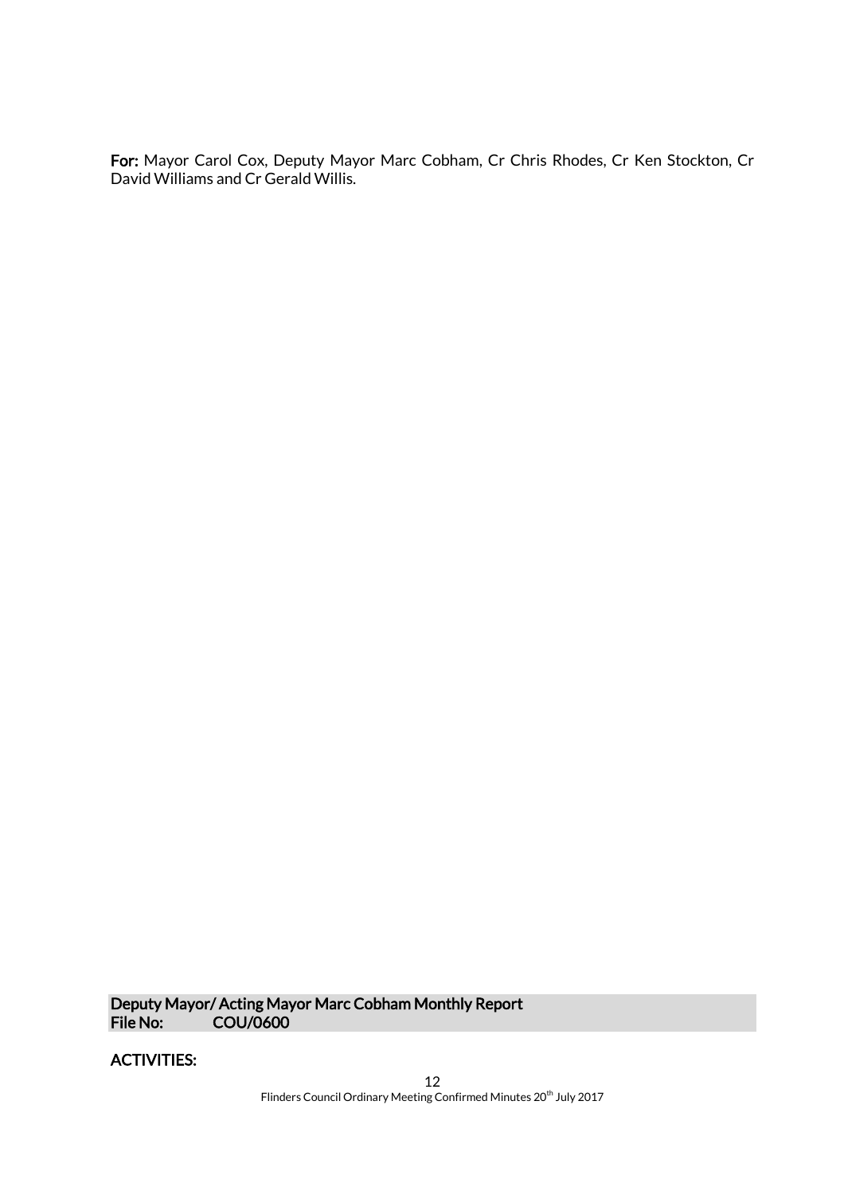**For:** Mayor Carol Cox, Deputy Mayor Marc Cobham, Cr Chris Rhodes, Cr Ken Stockton, Cr David Williams and Cr Gerald Willis.

**Deputy Mayor/ Acting Mayor Marc Cobham Monthly Report**
**File No: COU/0600**

**ACTIVITIES:**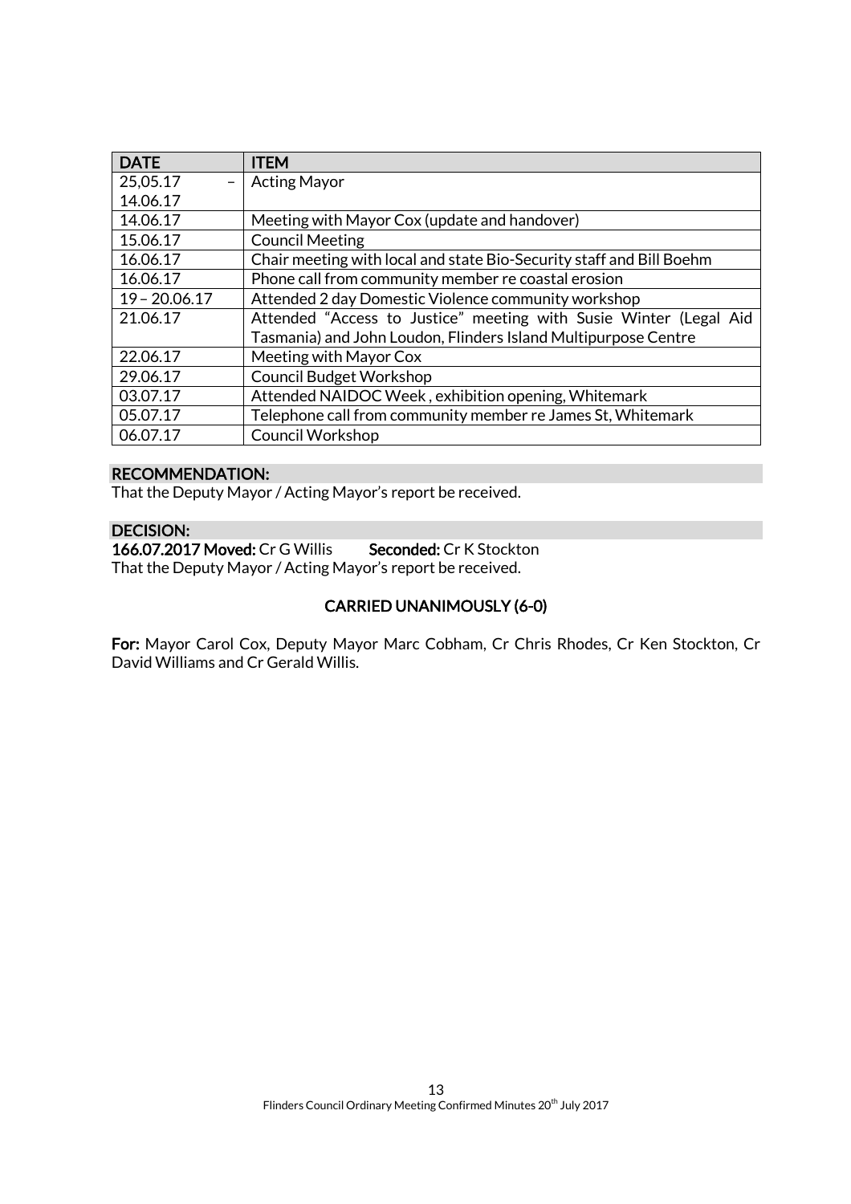| DATE | ITEM |
|---|---|
| 25,05.17 – 14.06.17 | Acting Mayor |
| 14.06.17 | Meeting with Mayor Cox (update and handover) |
| 15.06.17 | Council Meeting |
| 16.06.17 | Chair meeting with local and state Bio-Security staff and Bill Boehm |
| 16.06.17 | Phone call from community member re coastal erosion |
| 19 – 20.06.17 | Attended 2 day Domestic Violence community workshop |
| 21.06.17 | Attended "Access to Justice" meeting with Susie Winter (Legal Aid Tasmania) and John Loudon, Flinders Island Multipurpose Centre |
| 22.06.17 | Meeting with Mayor Cox |
| 29.06.17 | Council Budget Workshop |
| 03.07.17 | Attended NAIDOC Week , exhibition opening, Whitemark |
| 05.07.17 | Telephone call from community member re James St, Whitemark |
| 06.07.17 | Council Workshop |

**RECOMMENDATION:**
That the Deputy Mayor / Acting Mayor's report be received.

**DECISION:**
**166.07.2017 Moved:** Cr G Willis **Seconded:** Cr K Stockton
That the Deputy Mayor / Acting Mayor's report be received.

**CARRIED UNANIMOUSLY (6-0)**

**For:** Mayor Carol Cox, Deputy Mayor Marc Cobham, Cr Chris Rhodes, Cr Ken Stockton, Cr David Williams and Cr Gerald Willis.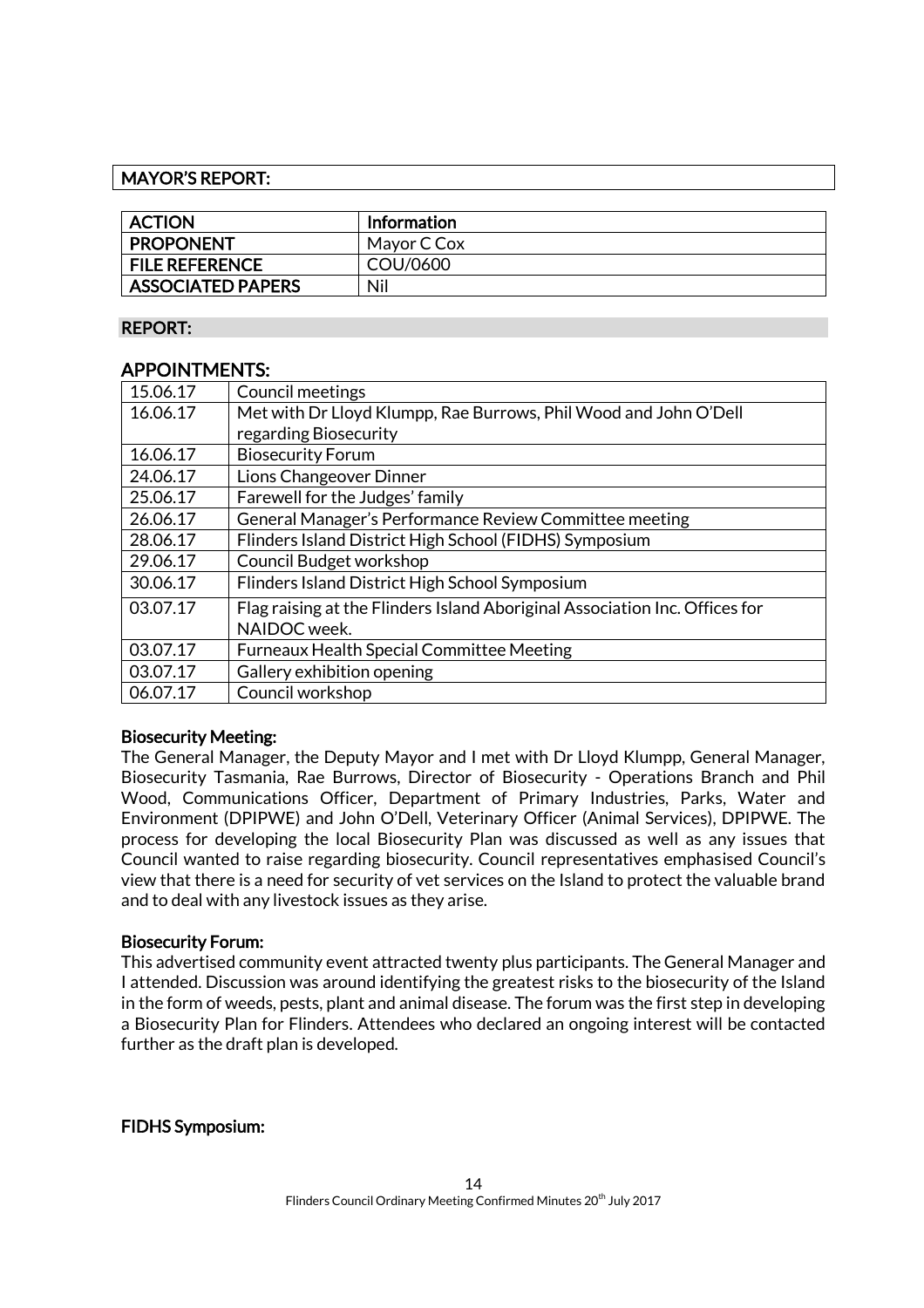## MAYOR'S REPORT:

| ACTION | Information |
|---|---|
| PROPONENT | Mayor C Cox |
| FILE REFERENCE | COU/0600 |
| ASSOCIATED PAPERS | Nil |

### REPORT:

### APPOINTMENTS:

| Date | Appointment |
|---|---|
| 15.06.17 | Council meetings |
| 16.06.17 | Met with Dr Lloyd Klumpp, Rae Burrows, Phil Wood and John O'Dell regarding Biosecurity |
| 16.06.17 | Biosecurity Forum |
| 24.06.17 | Lions Changeover Dinner |
| 25.06.17 | Farewell for the Judges' family |
| 26.06.17 | General Manager's Performance Review Committee meeting |
| 28.06.17 | Flinders Island District High School (FIDHS) Symposium |
| 29.06.17 | Council Budget workshop |
| 30.06.17 | Flinders Island District High School Symposium |
| 03.07.17 | Flag raising at the Flinders Island Aboriginal Association Inc. Offices for NAIDOC week. |
| 03.07.17 | Furneaux Health Special Committee Meeting |
| 03.07.17 | Gallery exhibition opening |
| 06.07.17 | Council workshop |

**Biosecurity Meeting:**

The General Manager, the Deputy Mayor and I met with Dr Lloyd Klumpp, General Manager, Biosecurity Tasmania, Rae Burrows, Director of Biosecurity - Operations Branch and Phil Wood, Communications Officer, Department of Primary Industries, Parks, Water and Environment (DPIPWE) and John O'Dell, Veterinary Officer (Animal Services), DPIPWE. The process for developing the local Biosecurity Plan was discussed as well as any issues that Council wanted to raise regarding biosecurity. Council representatives emphasised Council's view that there is a need for security of vet services on the Island to protect the valuable brand and to deal with any livestock issues as they arise.

**Biosecurity Forum:**

This advertised community event attracted twenty plus participants. The General Manager and I attended. Discussion was around identifying the greatest risks to the biosecurity of the Island in the form of weeds, pests, plant and animal disease. The forum was the first step in developing a Biosecurity Plan for Flinders. Attendees who declared an ongoing interest will be contacted further as the draft plan is developed.

**FIDHS Symposium:**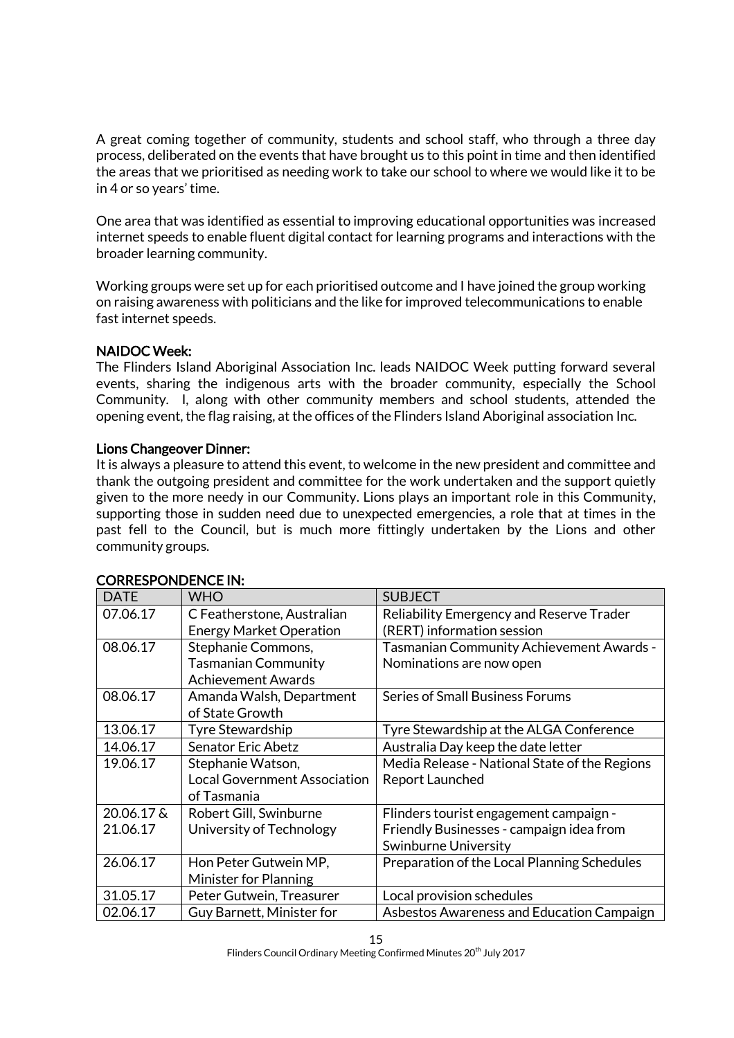A great coming together of community, students and school staff, who through a three day process, deliberated on the events that have brought us to this point in time and then identified the areas that we prioritised as needing work to take our school to where we would like it to be in 4 or so years' time.

One area that was identified as essential to improving educational opportunities was increased internet speeds to enable fluent digital contact for learning programs and interactions with the broader learning community.

Working groups were set up for each prioritised outcome and I have joined the group working on raising awareness with politicians and the like for improved telecommunications to enable fast internet speeds.

**NAIDOC Week:**
The Flinders Island Aboriginal Association Inc. leads NAIDOC Week putting forward several events, sharing the indigenous arts with the broader community, especially the School Community. I, along with other community members and school students, attended the opening event, the flag raising, at the offices of the Flinders Island Aboriginal association Inc.

**Lions Changeover Dinner:**
It is always a pleasure to attend this event, to welcome in the new president and committee and thank the outgoing president and committee for the work undertaken and the support quietly given to the more needy in our Community. Lions plays an important role in this Community, supporting those in sudden need due to unexpected emergencies, a role that at times in the past fell to the Council, but is much more fittingly undertaken by the Lions and other community groups.

**CORRESPONDENCE IN:**

| DATE | WHO | SUBJECT |
|---|---|---|
| 07.06.17 | C Featherstone, Australian Energy Market Operation | Reliability Emergency and Reserve Trader (RERT) information session |
| 08.06.17 | Stephanie Commons, Tasmanian Community Achievement Awards | Tasmanian Community Achievement Awards - Nominations are now open |
| 08.06.17 | Amanda Walsh, Department of State Growth | Series of Small Business Forums |
| 13.06.17 | Tyre Stewardship | Tyre Stewardship at the ALGA Conference |
| 14.06.17 | Senator Eric Abetz | Australia Day keep the date letter |
| 19.06.17 | Stephanie Watson, Local Government Association of Tasmania | Media Release - National State of the Regions Report Launched |
| 20.06.17 & 21.06.17 | Robert Gill, Swinburne University of Technology | Flinders tourist engagement campaign - Friendly Businesses - campaign idea from Swinburne University |
| 26.06.17 | Hon Peter Gutwein MP, Minister for Planning | Preparation of the Local Planning Schedules |
| 31.05.17 | Peter Gutwein, Treasurer | Local provision schedules |
| 02.06.17 | Guy Barnett, Minister for | Asbestos Awareness and Education Campaign |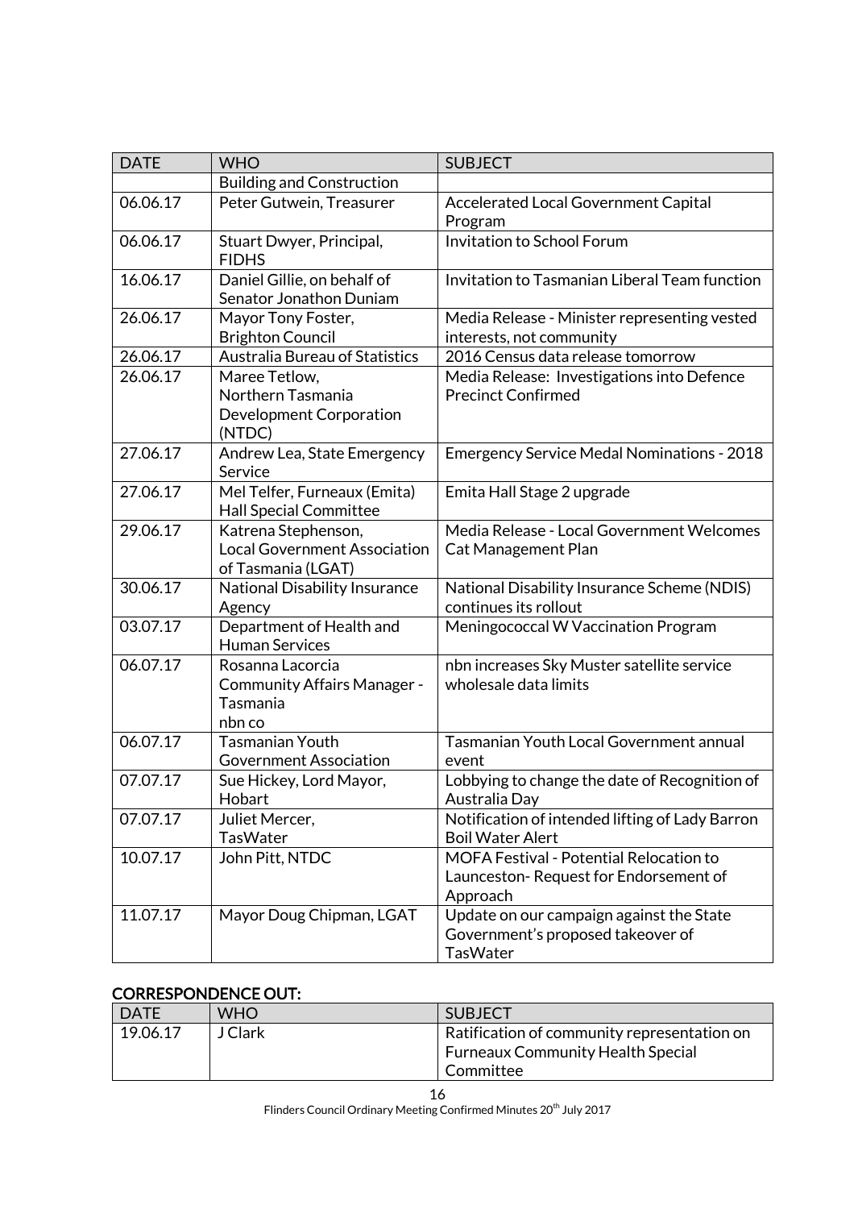| DATE | WHO | SUBJECT |
|---|---|---|
| | Building and Construction | |
| 06.06.17 | Peter Gutwein, Treasurer | Accelerated Local Government Capital Program |
| 06.06.17 | Stuart Dwyer, Principal, FIDHS | Invitation to School Forum |
| 16.06.17 | Daniel Gillie, on behalf of Senator Jonathon Duniam | Invitation to Tasmanian Liberal Team function |
| 26.06.17 | Mayor Tony Foster, Brighton Council | Media Release - Minister representing vested interests, not community |
| 26.06.17 | Australia Bureau of Statistics | 2016 Census data release tomorrow |
| 26.06.17 | Maree Tetlow, Northern Tasmania Development Corporation (NTDC) | Media Release: Investigations into Defence Precinct Confirmed |
| 27.06.17 | Andrew Lea, State Emergency Service | Emergency Service Medal Nominations - 2018 |
| 27.06.17 | Mel Telfer, Furneaux (Emita) Hall Special Committee | Emita Hall Stage 2 upgrade |
| 29.06.17 | Katrena Stephenson, Local Government Association of Tasmania (LGAT) | Media Release - Local Government Welcomes Cat Management Plan |
| 30.06.17 | National Disability Insurance Agency | National Disability Insurance Scheme (NDIS) continues its rollout |
| 03.07.17 | Department of Health and Human Services | Meningococcal W Vaccination Program |
| 06.07.17 | Rosanna Lacorcia Community Affairs Manager - Tasmania nbn co | nbn increases Sky Muster satellite service wholesale data limits |
| 06.07.17 | Tasmanian Youth Government Association | Tasmanian Youth Local Government annual event |
| 07.07.17 | Sue Hickey, Lord Mayor, Hobart | Lobbying to change the date of Recognition of Australia Day |
| 07.07.17 | Juliet Mercer, TasWater | Notification of intended lifting of Lady Barron Boil Water Alert |
| 10.07.17 | John Pitt, NTDC | MOFA Festival - Potential Relocation to Launceston- Request for Endorsement of Approach |
| 11.07.17 | Mayor Doug Chipman, LGAT | Update on our campaign against the State Government's proposed takeover of TasWater |

**CORRESPONDENCE OUT:**

| DATE | WHO | SUBJECT |
|---|---|---|
| 19.06.17 | J Clark | Ratification of community representation on Furneaux Community Health Special Committee |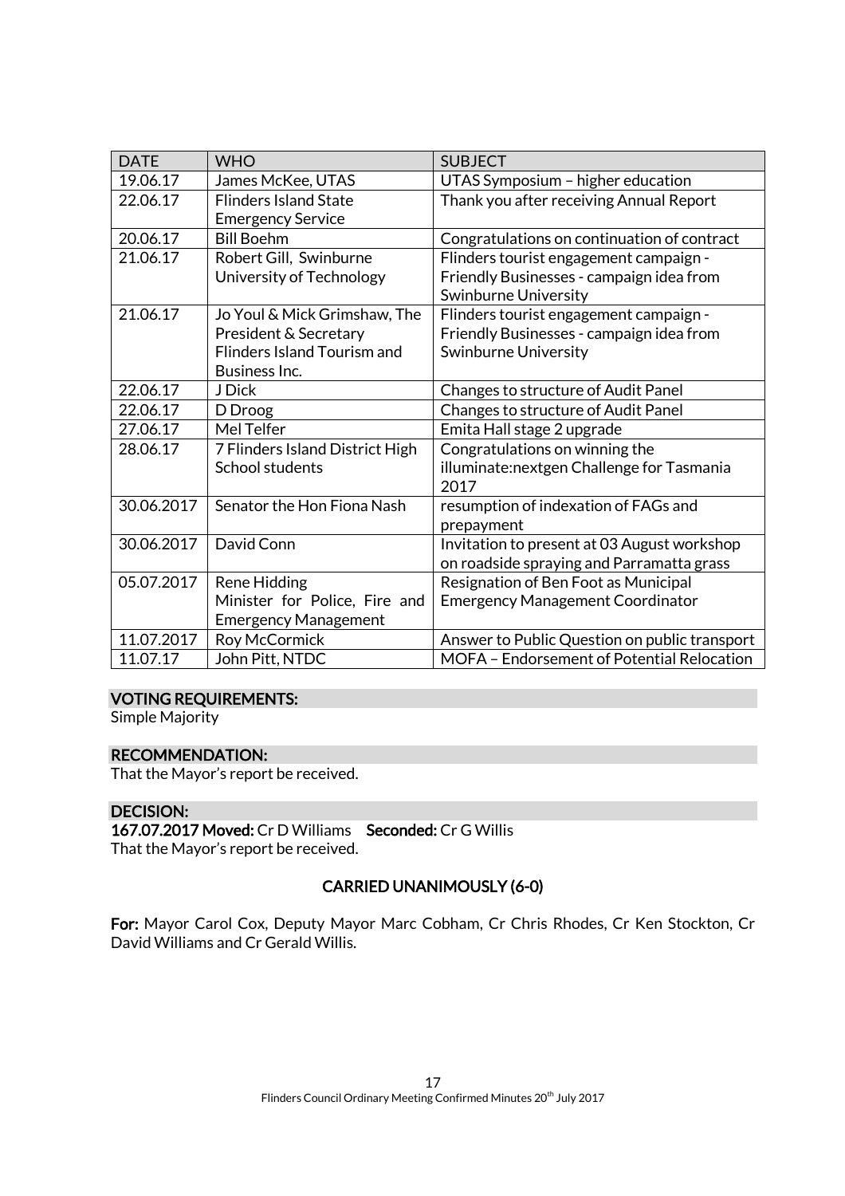| DATE | WHO | SUBJECT |
| --- | --- | --- |
| 19.06.17 | James McKee, UTAS | UTAS Symposium – higher education |
| 22.06.17 | Flinders Island State Emergency Service | Thank you after receiving Annual Report |
| 20.06.17 | Bill Boehm | Congratulations on continuation of contract |
| 21.06.17 | Robert Gill, Swinburne University of Technology | Flinders tourist engagement campaign - Friendly Businesses - campaign idea from Swinburne University |
| 21.06.17 | Jo Youl & Mick Grimshaw, The President & Secretary Flinders Island Tourism and Business Inc. | Flinders tourist engagement campaign - Friendly Businesses - campaign idea from Swinburne University |
| 22.06.17 | J Dick | Changes to structure of Audit Panel |
| 22.06.17 | D Droog | Changes to structure of Audit Panel |
| 27.06.17 | Mel Telfer | Emita Hall stage 2 upgrade |
| 28.06.17 | 7 Flinders Island District High School students | Congratulations on winning the illuminate:nextgen Challenge for Tasmania 2017 |
| 30.06.2017 | Senator the Hon Fiona Nash | resumption of indexation of FAGs and prepayment |
| 30.06.2017 | David Conn | Invitation to present at 03 August workshop on roadside spraying and Parramatta grass |
| 05.07.2017 | Rene Hidding Minister for Police, Fire and Emergency Management | Resignation of Ben Foot as Municipal Emergency Management Coordinator |
| 11.07.2017 | Roy McCormick | Answer to Public Question on public transport |
| 11.07.17 | John Pitt, NTDC | MOFA – Endorsement of Potential Relocation |

### VOTING REQUIREMENTS:

Simple Majority

### RECOMMENDATION:

That the Mayor's report be received.

### DECISION:

**167.07.2017 Moved:** Cr D Williams **Seconded:** Cr G Willis

That the Mayor's report be received.

**CARRIED UNANIMOUSLY (6-0)**

**For:** Mayor Carol Cox, Deputy Mayor Marc Cobham, Cr Chris Rhodes, Cr Ken Stockton, Cr David Williams and Cr Gerald Willis.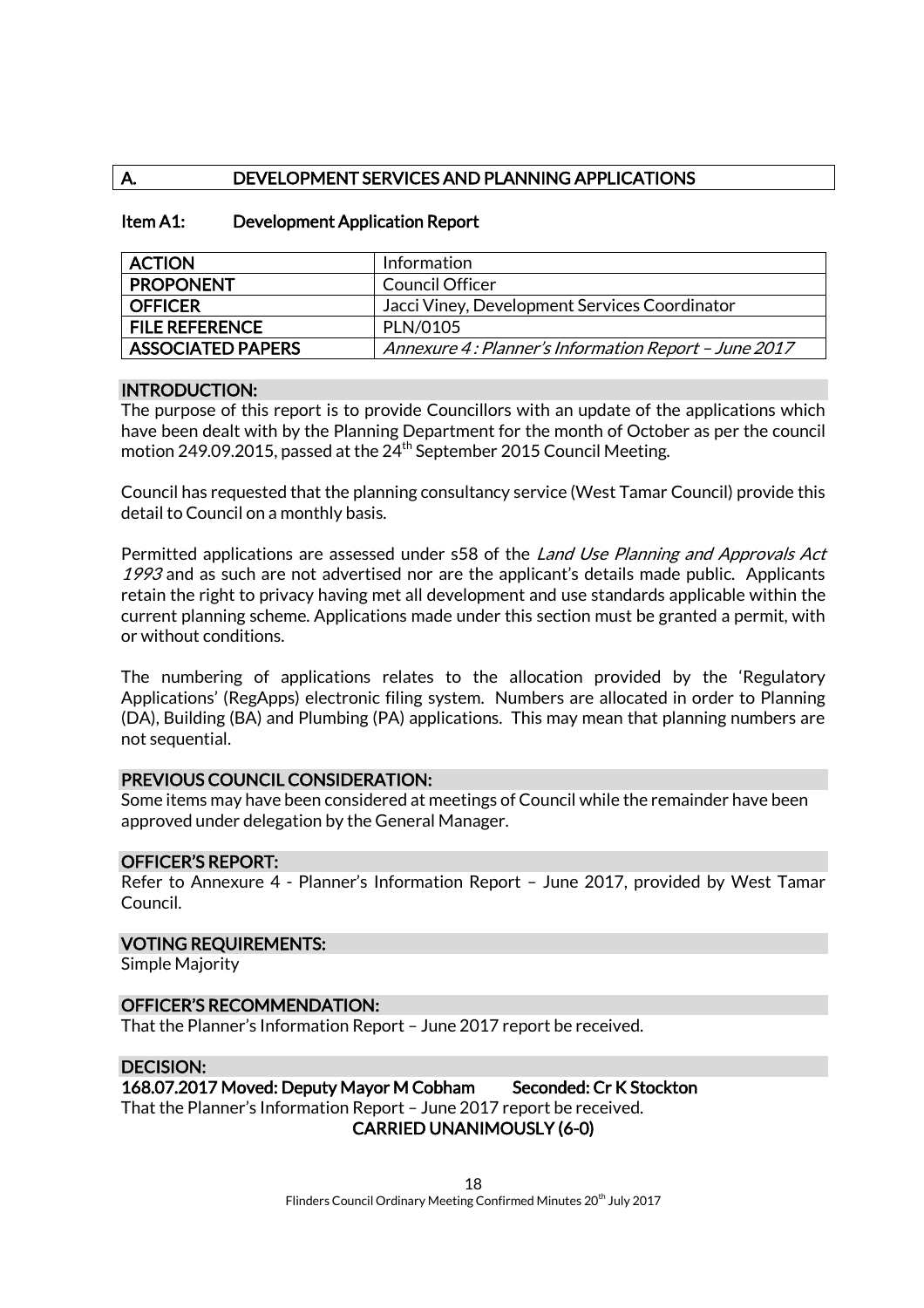## A. DEVELOPMENT SERVICES AND PLANNING APPLICATIONS

### Item A1: Development Application Report

| ACTION | Information |
|---|---|
| PROPONENT | Council Officer |
| OFFICER | Jacci Viney, Development Services Coordinator |
| FILE REFERENCE | PLN/0105 |
| ASSOCIATED PAPERS | *Annexure 4 : Planner's Information Report – June 2017* |

#### INTRODUCTION:

The purpose of this report is to provide Councillors with an update of the applications which have been dealt with by the Planning Department for the month of October as per the council motion 249.09.2015, passed at the 24th September 2015 Council Meeting.

Council has requested that the planning consultancy service (West Tamar Council) provide this detail to Council on a monthly basis.

Permitted applications are assessed under s58 of the *Land Use Planning and Approvals Act 1993* and as such are not advertised nor are the applicant's details made public. Applicants retain the right to privacy having met all development and use standards applicable within the current planning scheme. Applications made under this section must be granted a permit, with or without conditions.

The numbering of applications relates to the allocation provided by the 'Regulatory Applications' (RegApps) electronic filing system. Numbers are allocated in order to Planning (DA), Building (BA) and Plumbing (PA) applications. This may mean that planning numbers are not sequential.

#### PREVIOUS COUNCIL CONSIDERATION:

Some items may have been considered at meetings of Council while the remainder have been approved under delegation by the General Manager.

#### OFFICER'S REPORT:

Refer to Annexure 4 - Planner's Information Report – June 2017, provided by West Tamar Council.

#### VOTING REQUIREMENTS:

Simple Majority

#### OFFICER'S RECOMMENDATION:

That the Planner's Information Report – June 2017 report be received.

#### DECISION:

**168.07.2017 Moved: Deputy Mayor M Cobham Seconded: Cr K Stockton**

That the Planner's Information Report – June 2017 report be received.

**CARRIED UNANIMOUSLY (6-0)**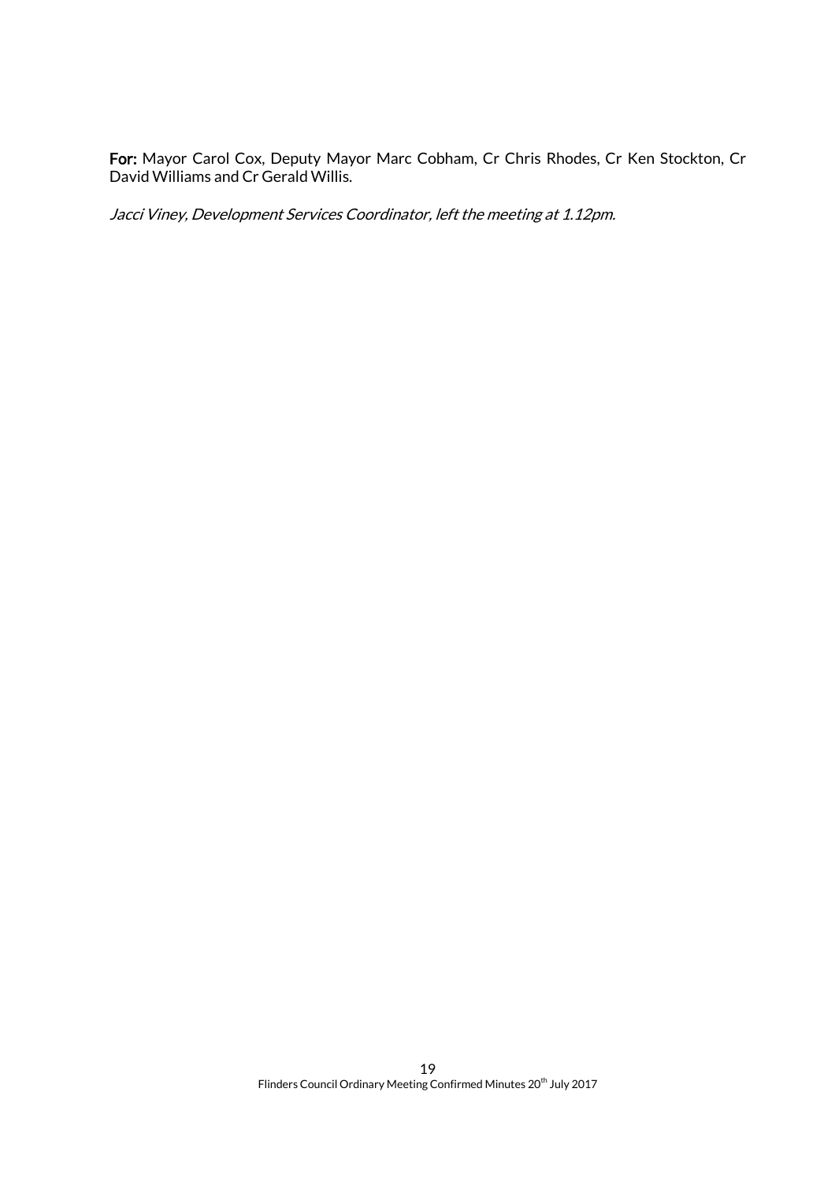**For:** Mayor Carol Cox, Deputy Mayor Marc Cobham, Cr Chris Rhodes, Cr Ken Stockton, Cr David Williams and Cr Gerald Willis.

*Jacci Viney, Development Services Coordinator, left the meeting at 1.12pm.*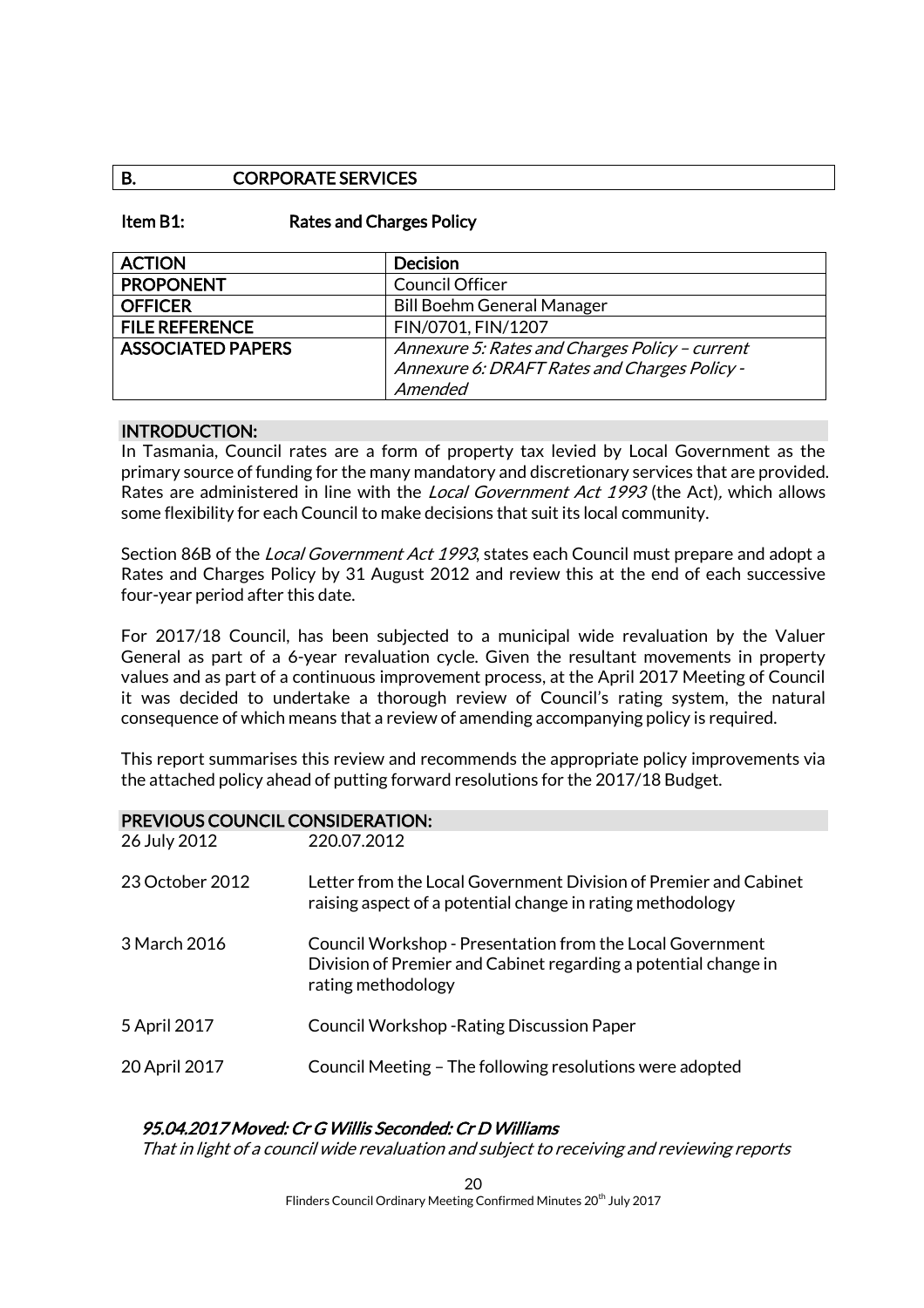## B. CORPORATE SERVICES

### Item B1: Rates and Charges Policy

| ACTION | Decision |
|---|---|
| PROPONENT | Council Officer |
| OFFICER | Bill Boehm General Manager |
| FILE REFERENCE | FIN/0701, FIN/1207 |
| ASSOCIATED PAPERS | *Annexure 5: Rates and Charges Policy – current* <br> *Annexure 6: DRAFT Rates and Charges Policy - Amended* |

#### INTRODUCTION:

In Tasmania, Council rates are a form of property tax levied by Local Government as the primary source of funding for the many mandatory and discretionary services that are provided. Rates are administered in line with the *Local Government Act 1993* (the Act), which allows some flexibility for each Council to make decisions that suit its local community.

Section 86B of the *Local Government Act 1993*, states each Council must prepare and adopt a Rates and Charges Policy by 31 August 2012 and review this at the end of each successive four-year period after this date.

For 2017/18 Council, has been subjected to a municipal wide revaluation by the Valuer General as part of a 6-year revaluation cycle. Given the resultant movements in property values and as part of a continuous improvement process, at the April 2017 Meeting of Council it was decided to undertake a thorough review of Council's rating system, the natural consequence of which means that a review of amending accompanying policy is required.

This report summarises this review and recommends the appropriate policy improvements via the attached policy ahead of putting forward resolutions for the 2017/18 Budget.

#### PREVIOUS COUNCIL CONSIDERATION:

26 July 2012 — 220.07.2012

23 October 2012 — Letter from the Local Government Division of Premier and Cabinet raising aspect of a potential change in rating methodology

3 March 2016 — Council Workshop - Presentation from the Local Government Division of Premier and Cabinet regarding a potential change in rating methodology

5 April 2017 — Council Workshop -Rating Discussion Paper

20 April 2017 — Council Meeting – The following resolutions were adopted

***95.04.2017 Moved: Cr G Willis Seconded: Cr D Williams***

*That in light of a council wide revaluation and subject to receiving and reviewing reports*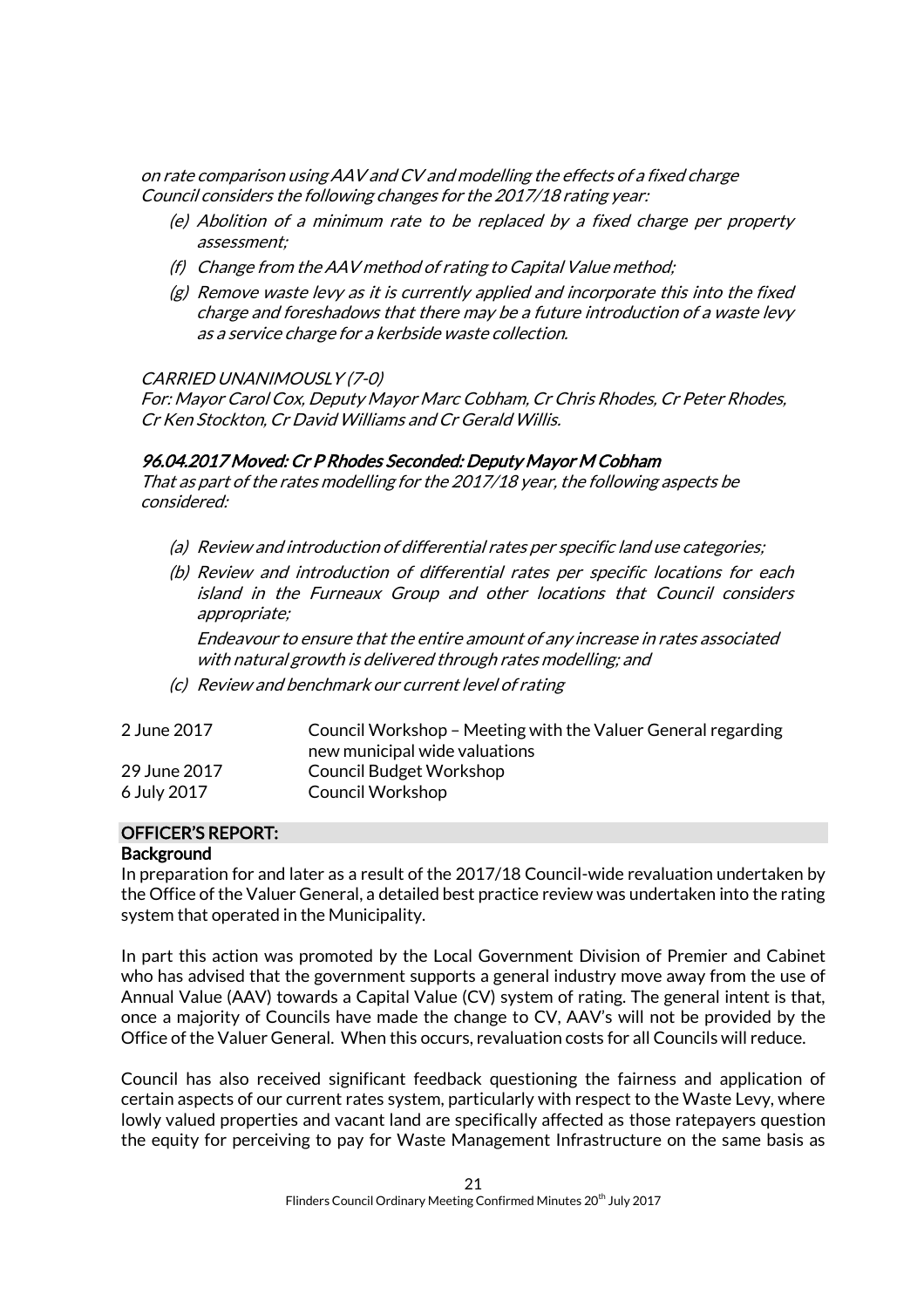*on rate comparison using AAV and CV and modelling the effects of a fixed charge Council considers the following changes for the 2017/18 rating year:*

*(e) Abolition of a minimum rate to be replaced by a fixed charge per property assessment;*

*(f) Change from the AAV method of rating to Capital Value method;*

*(g) Remove waste levy as it is currently applied and incorporate this into the fixed charge and foreshadows that there may be a future introduction of a waste levy as a service charge for a kerbside waste collection.*

*CARRIED UNANIMOUSLY (7-0)*
*For: Mayor Carol Cox, Deputy Mayor Marc Cobham, Cr Chris Rhodes, Cr Peter Rhodes, Cr Ken Stockton, Cr David Williams and Cr Gerald Willis.*

***96.04.2017 Moved: Cr P Rhodes Seconded: Deputy Mayor M Cobham***
*That as part of the rates modelling for the 2017/18 year, the following aspects be considered:*

*(a) Review and introduction of differential rates per specific land use categories;*

*(b) Review and introduction of differential rates per specific locations for each island in the Furneaux Group and other locations that Council considers appropriate;*

*Endeavour to ensure that the entire amount of any increase in rates associated with natural growth is delivered through rates modelling; and*

*(c) Review and benchmark our current level of rating*

| | |
|---|---|
| 2 June 2017 | Council Workshop – Meeting with the Valuer General regarding new municipal wide valuations |
| 29 June 2017 | Council Budget Workshop |
| 6 July 2017 | Council Workshop |

**OFFICER'S REPORT:**

**Background**

In preparation for and later as a result of the 2017/18 Council-wide revaluation undertaken by the Office of the Valuer General, a detailed best practice review was undertaken into the rating system that operated in the Municipality.

In part this action was promoted by the Local Government Division of Premier and Cabinet who has advised that the government supports a general industry move away from the use of Annual Value (AAV) towards a Capital Value (CV) system of rating. The general intent is that, once a majority of Councils have made the change to CV, AAV's will not be provided by the Office of the Valuer General. When this occurs, revaluation costs for all Councils will reduce.

Council has also received significant feedback questioning the fairness and application of certain aspects of our current rates system, particularly with respect to the Waste Levy, where lowly valued properties and vacant land are specifically affected as those ratepayers question the equity for perceiving to pay for Waste Management Infrastructure on the same basis as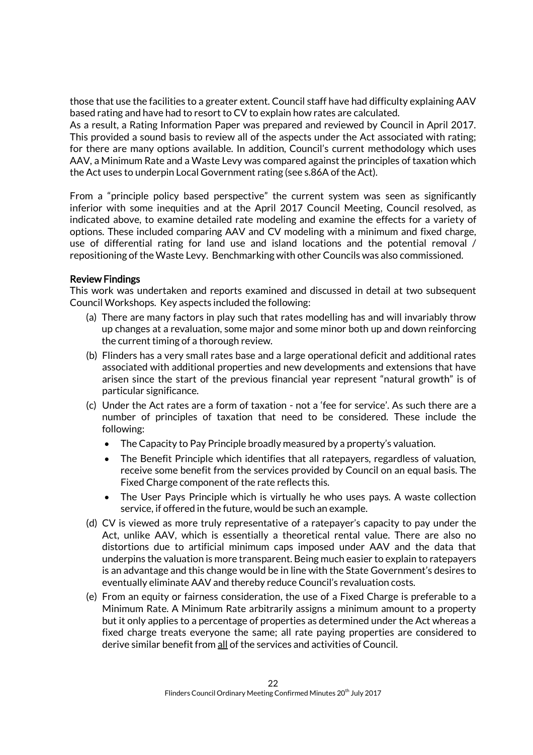those that use the facilities to a greater extent. Council staff have had difficulty explaining AAV based rating and have had to resort to CV to explain how rates are calculated.
As a result, a Rating Information Paper was prepared and reviewed by Council in April 2017. This provided a sound basis to review all of the aspects under the Act associated with rating; for there are many options available. In addition, Council's current methodology which uses AAV, a Minimum Rate and a Waste Levy was compared against the principles of taxation which the Act uses to underpin Local Government rating (see s.86A of the Act).

From a "principle policy based perspective" the current system was seen as significantly inferior with some inequities and at the April 2017 Council Meeting, Council resolved, as indicated above, to examine detailed rate modeling and examine the effects for a variety of options. These included comparing AAV and CV modeling with a minimum and fixed charge, use of differential rating for land use and island locations and the potential removal / repositioning of the Waste Levy. Benchmarking with other Councils was also commissioned.

**Review Findings**

This work was undertaken and reports examined and discussed in detail at two subsequent Council Workshops. Key aspects included the following:

(a) There are many factors in play such that rates modelling has and will invariably throw up changes at a revaluation, some major and some minor both up and down reinforcing the current timing of a thorough review.

(b) Flinders has a very small rates base and a large operational deficit and additional rates associated with additional properties and new developments and extensions that have arisen since the start of the previous financial year represent "natural growth" is of particular significance.

(c) Under the Act rates are a form of taxation - not a 'fee for service'. As such there are a number of principles of taxation that need to be considered. These include the following:

- The Capacity to Pay Principle broadly measured by a property's valuation.
- The Benefit Principle which identifies that all ratepayers, regardless of valuation, receive some benefit from the services provided by Council on an equal basis. The Fixed Charge component of the rate reflects this.
- The User Pays Principle which is virtually he who uses pays. A waste collection service, if offered in the future, would be such an example.

(d) CV is viewed as more truly representative of a ratepayer's capacity to pay under the Act, unlike AAV, which is essentially a theoretical rental value. There are also no distortions due to artificial minimum caps imposed under AAV and the data that underpins the valuation is more transparent. Being much easier to explain to ratepayers is an advantage and this change would be in line with the State Government's desires to eventually eliminate AAV and thereby reduce Council's revaluation costs.

(e) From an equity or fairness consideration, the use of a Fixed Charge is preferable to a Minimum Rate. A Minimum Rate arbitrarily assigns a minimum amount to a property but it only applies to a percentage of properties as determined under the Act whereas a fixed charge treats everyone the same; all rate paying properties are considered to derive similar benefit from <u>all</u> of the services and activities of Council.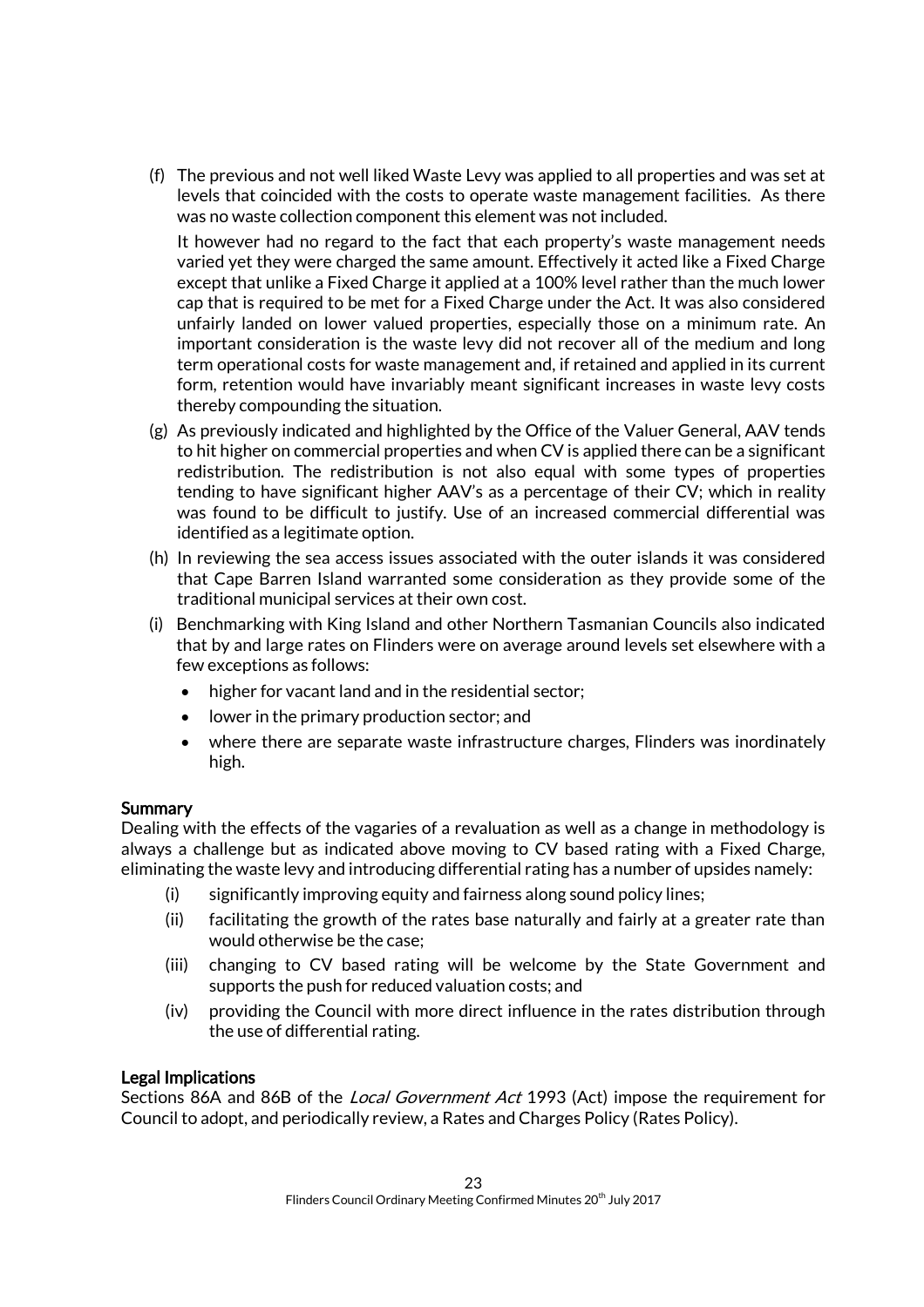(f) The previous and not well liked Waste Levy was applied to all properties and was set at levels that coincided with the costs to operate waste management facilities. As there was no waste collection component this element was not included.

It however had no regard to the fact that each property's waste management needs varied yet they were charged the same amount. Effectively it acted like a Fixed Charge except that unlike a Fixed Charge it applied at a 100% level rather than the much lower cap that is required to be met for a Fixed Charge under the Act. It was also considered unfairly landed on lower valued properties, especially those on a minimum rate. An important consideration is the waste levy did not recover all of the medium and long term operational costs for waste management and, if retained and applied in its current form, retention would have invariably meant significant increases in waste levy costs thereby compounding the situation.

(g) As previously indicated and highlighted by the Office of the Valuer General, AAV tends to hit higher on commercial properties and when CV is applied there can be a significant redistribution. The redistribution is not also equal with some types of properties tending to have significant higher AAV's as a percentage of their CV; which in reality was found to be difficult to justify. Use of an increased commercial differential was identified as a legitimate option.

(h) In reviewing the sea access issues associated with the outer islands it was considered that Cape Barren Island warranted some consideration as they provide some of the traditional municipal services at their own cost.

(i) Benchmarking with King Island and other Northern Tasmanian Councils also indicated that by and large rates on Flinders were on average around levels set elsewhere with a few exceptions as follows:

- higher for vacant land and in the residential sector;
- lower in the primary production sector; and
- where there are separate waste infrastructure charges, Flinders was inordinately high.

**Summary**
Dealing with the effects of the vagaries of a revaluation as well as a change in methodology is always a challenge but as indicated above moving to CV based rating with a Fixed Charge, eliminating the waste levy and introducing differential rating has a number of upsides namely:

(i) significantly improving equity and fairness along sound policy lines;
(ii) facilitating the growth of the rates base naturally and fairly at a greater rate than would otherwise be the case;
(iii) changing to CV based rating will be welcome by the State Government and supports the push for reduced valuation costs; and
(iv) providing the Council with more direct influence in the rates distribution through the use of differential rating.

**Legal Implications**
Sections 86A and 86B of the *Local Government Act* 1993 (Act) impose the requirement for Council to adopt, and periodically review, a Rates and Charges Policy (Rates Policy).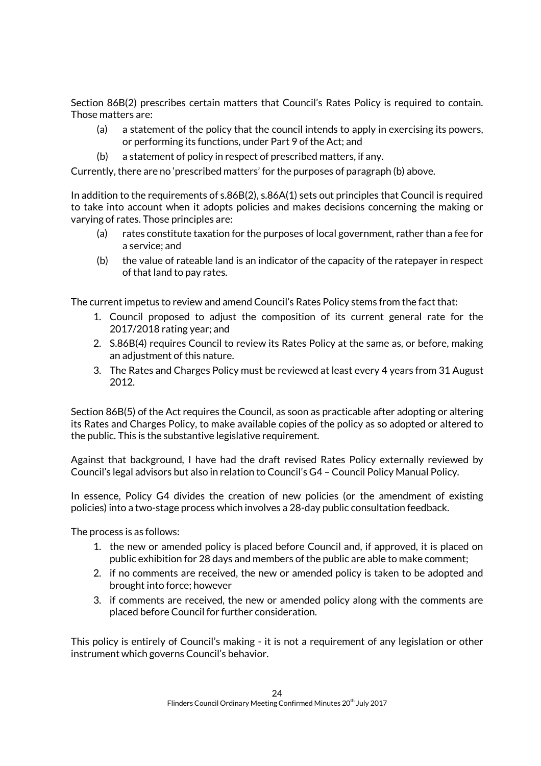Section 86B(2) prescribes certain matters that Council's Rates Policy is required to contain. Those matters are:

(a) a statement of the policy that the council intends to apply in exercising its powers, or performing its functions, under Part 9 of the Act; and

(b) a statement of policy in respect of prescribed matters, if any.

Currently, there are no 'prescribed matters' for the purposes of paragraph (b) above.

In addition to the requirements of s.86B(2), s.86A(1) sets out principles that Council is required to take into account when it adopts policies and makes decisions concerning the making or varying of rates. Those principles are:

(a) rates constitute taxation for the purposes of local government, rather than a fee for a service; and

(b) the value of rateable land is an indicator of the capacity of the ratepayer in respect of that land to pay rates.

The current impetus to review and amend Council's Rates Policy stems from the fact that:

1. Council proposed to adjust the composition of its current general rate for the 2017/2018 rating year; and
2. S.86B(4) requires Council to review its Rates Policy at the same as, or before, making an adjustment of this nature.
3. The Rates and Charges Policy must be reviewed at least every 4 years from 31 August 2012.

Section 86B(5) of the Act requires the Council, as soon as practicable after adopting or altering its Rates and Charges Policy, to make available copies of the policy as so adopted or altered to the public. This is the substantive legislative requirement.

Against that background, I have had the draft revised Rates Policy externally reviewed by Council's legal advisors but also in relation to Council's G4 – Council Policy Manual Policy.

In essence, Policy G4 divides the creation of new policies (or the amendment of existing policies) into a two-stage process which involves a 28-day public consultation feedback.

The process is as follows:

1. the new or amended policy is placed before Council and, if approved, it is placed on public exhibition for 28 days and members of the public are able to make comment;
2. if no comments are received, the new or amended policy is taken to be adopted and brought into force; however
3. if comments are received, the new or amended policy along with the comments are placed before Council for further consideration.

This policy is entirely of Council's making - it is not a requirement of any legislation or other instrument which governs Council's behavior.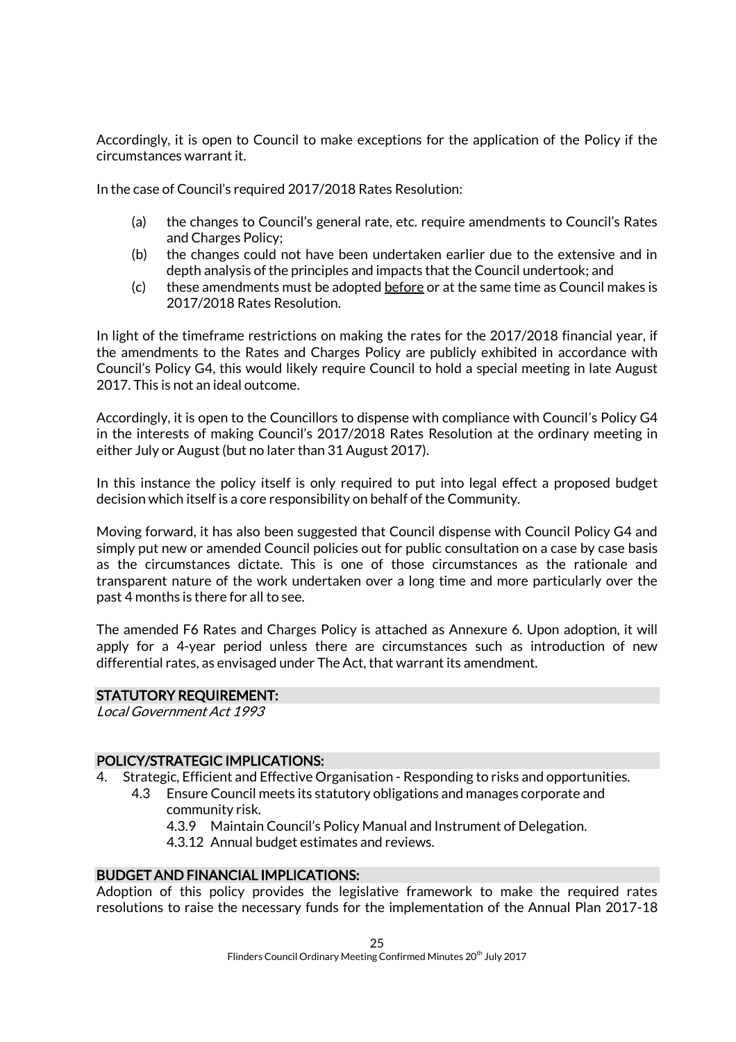Accordingly, it is open to Council to make exceptions for the application of the Policy if the circumstances warrant it.

In the case of Council's required 2017/2018 Rates Resolution:

(a) the changes to Council's general rate, etc. require amendments to Council's Rates and Charges Policy;
(b) the changes could not have been undertaken earlier due to the extensive and in depth analysis of the principles and impacts that the Council undertook; and
(c) these amendments must be adopted <u>before</u> or at the same time as Council makes is 2017/2018 Rates Resolution.

In light of the timeframe restrictions on making the rates for the 2017/2018 financial year, if the amendments to the Rates and Charges Policy are publicly exhibited in accordance with Council's Policy G4, this would likely require Council to hold a special meeting in late August 2017. This is not an ideal outcome.

Accordingly, it is open to the Councillors to dispense with compliance with Council's Policy G4 in the interests of making Council's 2017/2018 Rates Resolution at the ordinary meeting in either July or August (but no later than 31 August 2017).

In this instance the policy itself is only required to put into legal effect a proposed budget decision which itself is a core responsibility on behalf of the Community.

Moving forward, it has also been suggested that Council dispense with Council Policy G4 and simply put new or amended Council policies out for public consultation on a case by case basis as the circumstances dictate. This is one of those circumstances as the rationale and transparent nature of the work undertaken over a long time and more particularly over the past 4 months is there for all to see.

The amended F6 Rates and Charges Policy is attached as Annexure 6. Upon adoption, it will apply for a 4-year period unless there are circumstances such as introduction of new differential rates, as envisaged under The Act, that warrant its amendment.

## STATUTORY REQUIREMENT:

*Local Government Act 1993*

## POLICY/STRATEGIC IMPLICATIONS:

4. Strategic, Efficient and Effective Organisation - Responding to risks and opportunities.
   - 4.3 Ensure Council meets its statutory obligations and manages corporate and community risk.
     - 4.3.9 Maintain Council's Policy Manual and Instrument of Delegation.
     - 4.3.12 Annual budget estimates and reviews.

## BUDGET AND FINANCIAL IMPLICATIONS:

Adoption of this policy provides the legislative framework to make the required rates resolutions to raise the necessary funds for the implementation of the Annual Plan 2017-18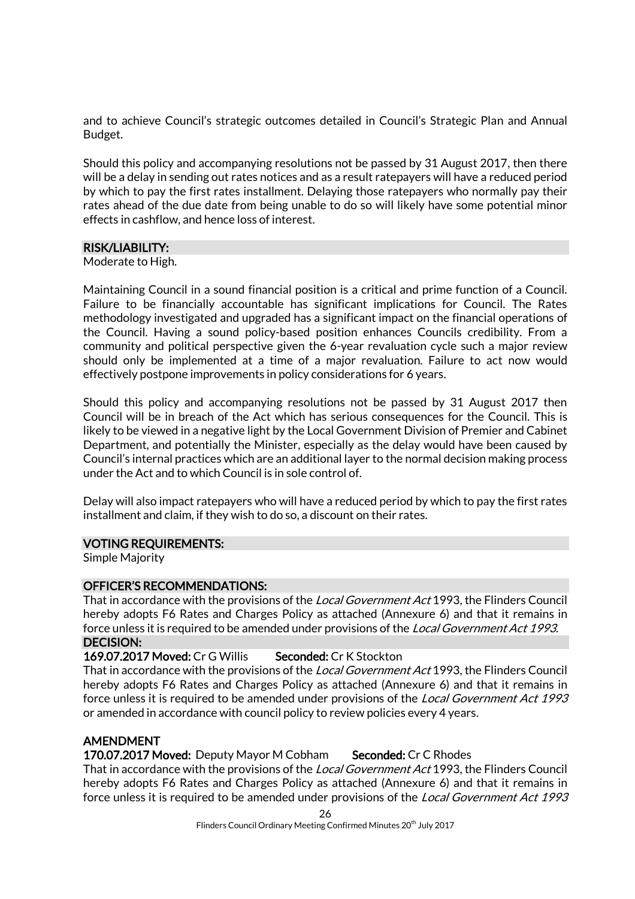and to achieve Council's strategic outcomes detailed in Council's Strategic Plan and Annual Budget.

Should this policy and accompanying resolutions not be passed by 31 August 2017, then there will be a delay in sending out rates notices and as a result ratepayers will have a reduced period by which to pay the first rates installment. Delaying those ratepayers who normally pay their rates ahead of the due date from being unable to do so will likely have some potential minor effects in cashflow, and hence loss of interest.

**RISK/LIABILITY:**

Moderate to High.

Maintaining Council in a sound financial position is a critical and prime function of a Council. Failure to be financially accountable has significant implications for Council. The Rates methodology investigated and upgraded has a significant impact on the financial operations of the Council. Having a sound policy-based position enhances Councils credibility. From a community and political perspective given the 6-year revaluation cycle such a major review should only be implemented at a time of a major revaluation. Failure to act now would effectively postpone improvements in policy considerations for 6 years.

Should this policy and accompanying resolutions not be passed by 31 August 2017 then Council will be in breach of the Act which has serious consequences for the Council. This is likely to be viewed in a negative light by the Local Government Division of Premier and Cabinet Department, and potentially the Minister, especially as the delay would have been caused by Council's internal practices which are an additional layer to the normal decision making process under the Act and to which Council is in sole control of.

Delay will also impact ratepayers who will have a reduced period by which to pay the first rates installment and claim, if they wish to do so, a discount on their rates.

**VOTING REQUIREMENTS:**

Simple Majority

**OFFICER'S RECOMMENDATIONS:**

That in accordance with the provisions of the *Local Government Act* 1993, the Flinders Council hereby adopts F6 Rates and Charges Policy as attached (Annexure 6) and that it remains in force unless it is required to be amended under provisions of the *Local Government Act 1993.*

**DECISION:**

**169.07.2017 Moved:** Cr G Willis **Seconded:** Cr K Stockton

That in accordance with the provisions of the *Local Government Act* 1993, the Flinders Council hereby adopts F6 Rates and Charges Policy as attached (Annexure 6) and that it remains in force unless it is required to be amended under provisions of the *Local Government Act 1993* or amended in accordance with council policy to review policies every 4 years.

**AMENDMENT**

**170.07.2017 Moved:** Deputy Mayor M Cobham **Seconded:** Cr C Rhodes

That in accordance with the provisions of the *Local Government Act* 1993, the Flinders Council hereby adopts F6 Rates and Charges Policy as attached (Annexure 6) and that it remains in force unless it is required to be amended under provisions of the *Local Government Act 1993*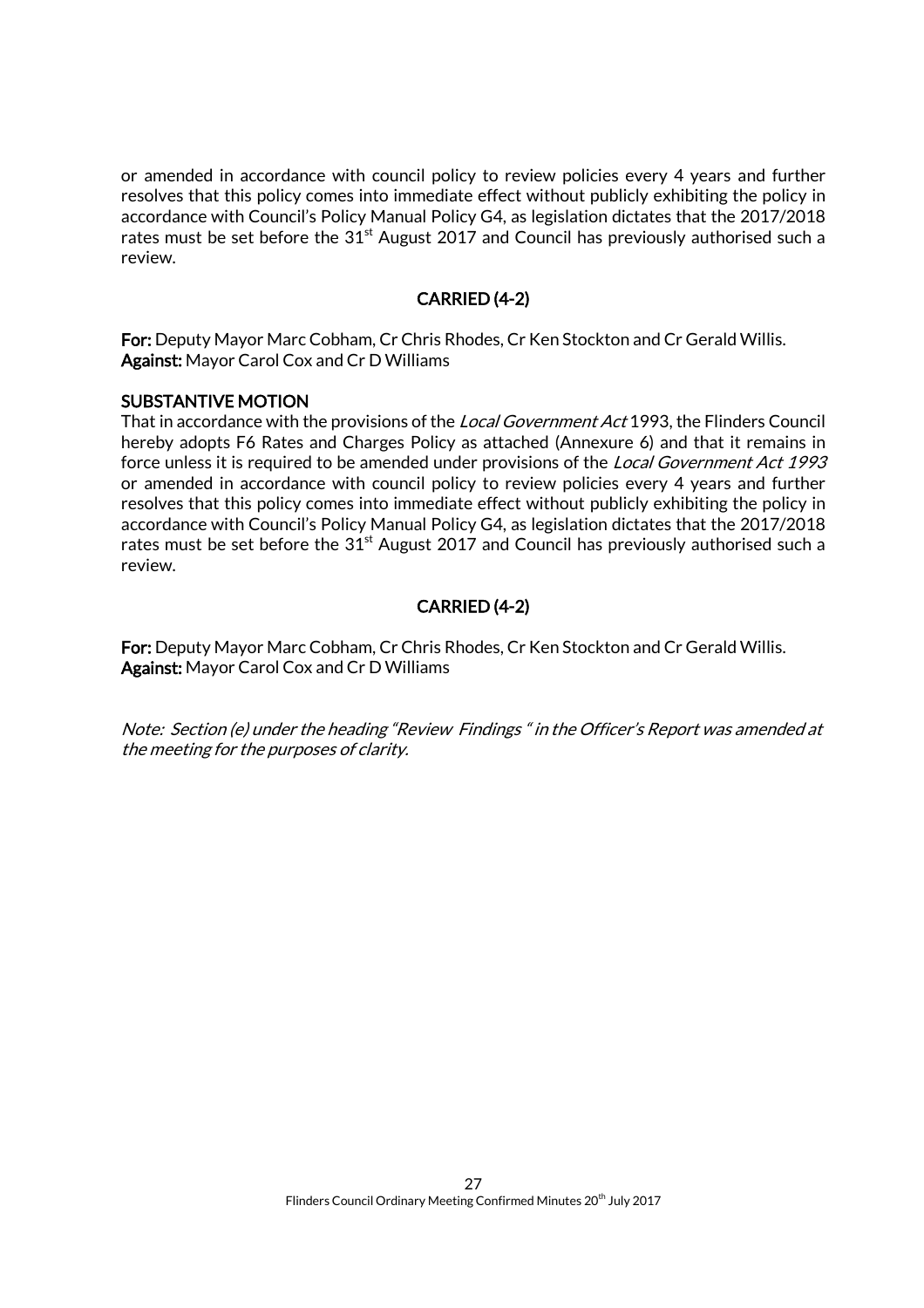or amended in accordance with council policy to review policies every 4 years and further resolves that this policy comes into immediate effect without publicly exhibiting the policy in accordance with Council's Policy Manual Policy G4, as legislation dictates that the 2017/2018 rates must be set before the 31st August 2017 and Council has previously authorised such a review.

**CARRIED (4-2)**

**For:** Deputy Mayor Marc Cobham, Cr Chris Rhodes, Cr Ken Stockton and Cr Gerald Willis.
**Against:** Mayor Carol Cox and Cr D Williams

**SUBSTANTIVE MOTION**

That in accordance with the provisions of the *Local Government Act* 1993, the Flinders Council hereby adopts F6 Rates and Charges Policy as attached (Annexure 6) and that it remains in force unless it is required to be amended under provisions of the *Local Government Act 1993* or amended in accordance with council policy to review policies every 4 years and further resolves that this policy comes into immediate effect without publicly exhibiting the policy in accordance with Council's Policy Manual Policy G4, as legislation dictates that the 2017/2018 rates must be set before the 31st August 2017 and Council has previously authorised such a review.

**CARRIED (4-2)**

**For:** Deputy Mayor Marc Cobham, Cr Chris Rhodes, Cr Ken Stockton and Cr Gerald Willis.
**Against:** Mayor Carol Cox and Cr D Williams

*Note: Section (e) under the heading "Review Findings " in the Officer's Report was amended at the meeting for the purposes of clarity.*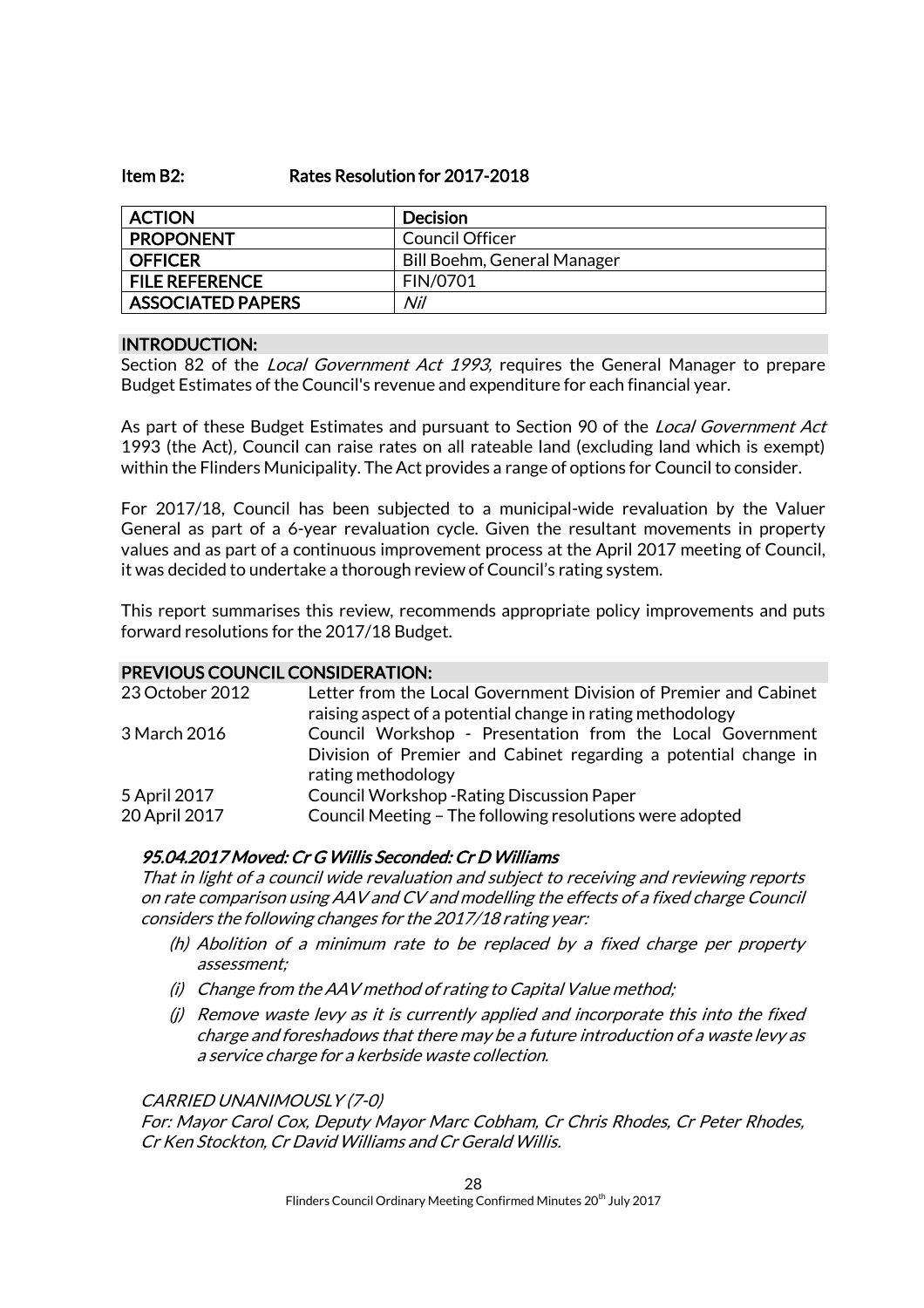**Item B2: Rates Resolution for 2017-2018**

| ACTION | Decision |
|---|---|
| PROPONENT | Council Officer |
| OFFICER | Bill Boehm, General Manager |
| FILE REFERENCE | FIN/0701 |
| ASSOCIATED PAPERS | *Nil* |

## INTRODUCTION:

Section 82 of the *Local Government Act 1993,* requires the General Manager to prepare Budget Estimates of the Council's revenue and expenditure for each financial year.

As part of these Budget Estimates and pursuant to Section 90 of the *Local Government Act* 1993 (the Act), Council can raise rates on all rateable land (excluding land which is exempt) within the Flinders Municipality. The Act provides a range of options for Council to consider.

For 2017/18, Council has been subjected to a municipal-wide revaluation by the Valuer General as part of a 6-year revaluation cycle. Given the resultant movements in property values and as part of a continuous improvement process at the April 2017 meeting of Council, it was decided to undertake a thorough review of Council's rating system.

This report summarises this review, recommends appropriate policy improvements and puts forward resolutions for the 2017/18 Budget.

## PREVIOUS COUNCIL CONSIDERATION:

| | |
|---|---|
| 23 October 2012 | Letter from the Local Government Division of Premier and Cabinet raising aspect of a potential change in rating methodology |
| 3 March 2016 | Council Workshop - Presentation from the Local Government Division of Premier and Cabinet regarding a potential change in rating methodology |
| 5 April 2017 | Council Workshop -Rating Discussion Paper |
| 20 April 2017 | Council Meeting – The following resolutions were adopted |

***95.04.2017 Moved: Cr G Willis Seconded: Cr D Williams***

*That in light of a council wide revaluation and subject to receiving and reviewing reports on rate comparison using AAV and CV and modelling the effects of a fixed charge Council considers the following changes for the 2017/18 rating year:*

- *(h) Abolition of a minimum rate to be replaced by a fixed charge per property assessment;*
- *(i) Change from the AAV method of rating to Capital Value method;*
- *(j) Remove waste levy as it is currently applied and incorporate this into the fixed charge and foreshadows that there may be a future introduction of a waste levy as a service charge for a kerbside waste collection.*

*CARRIED UNANIMOUSLY (7-0)*

*For: Mayor Carol Cox, Deputy Mayor Marc Cobham, Cr Chris Rhodes, Cr Peter Rhodes, Cr Ken Stockton, Cr David Williams and Cr Gerald Willis.*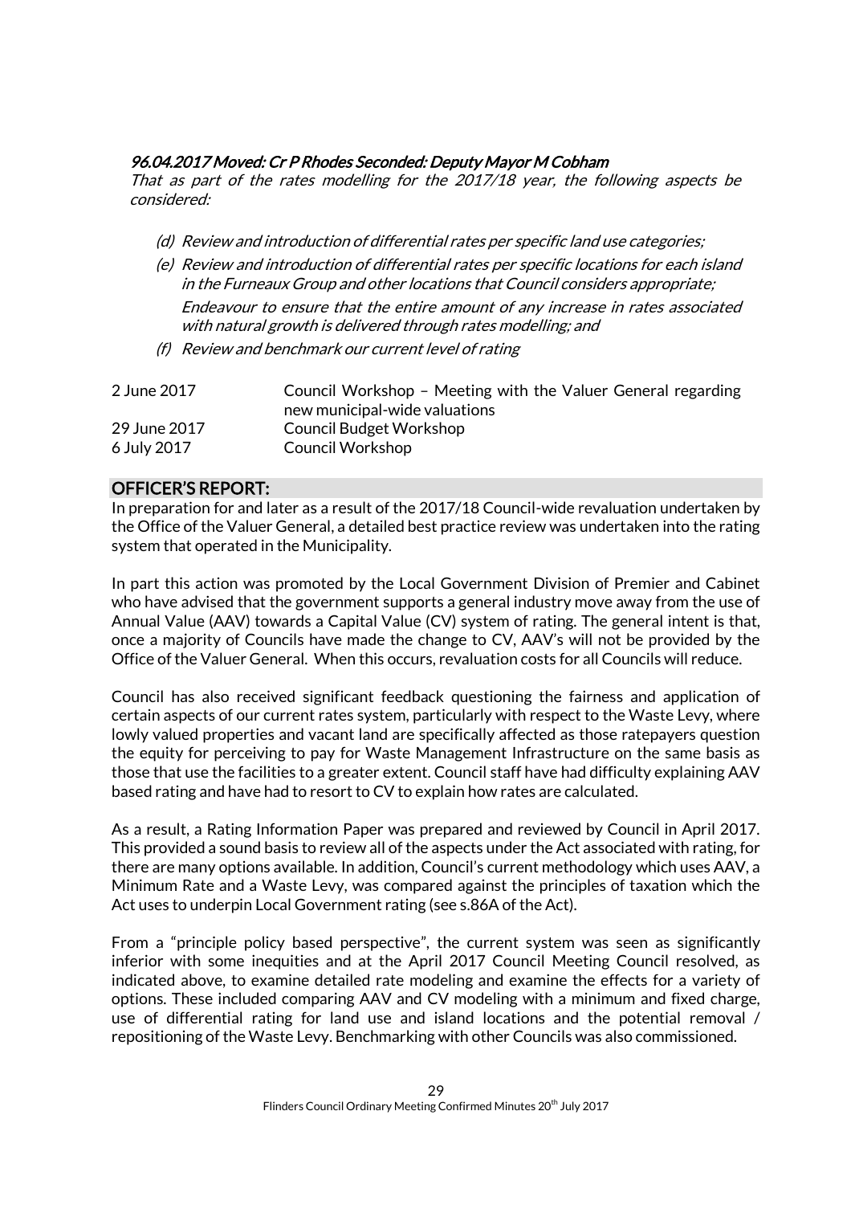*96.04.2017 Moved: Cr P Rhodes Seconded: Deputy Mayor M Cobham*

*That as part of the rates modelling for the 2017/18 year, the following aspects be considered:*

- *(d) Review and introduction of differential rates per specific land use categories;*
- *(e) Review and introduction of differential rates per specific locations for each island in the Furneaux Group and other locations that Council considers appropriate;*

  *Endeavour to ensure that the entire amount of any increase in rates associated with natural growth is delivered through rates modelling; and*
- *(f) Review and benchmark our current level of rating*

| | |
|---|---|
| 2 June 2017 | Council Workshop – Meeting with the Valuer General regarding new municipal-wide valuations |
| 29 June 2017 | Council Budget Workshop |
| 6 July 2017 | Council Workshop |

## OFFICER'S REPORT:

In preparation for and later as a result of the 2017/18 Council-wide revaluation undertaken by the Office of the Valuer General, a detailed best practice review was undertaken into the rating system that operated in the Municipality.

In part this action was promoted by the Local Government Division of Premier and Cabinet who have advised that the government supports a general industry move away from the use of Annual Value (AAV) towards a Capital Value (CV) system of rating. The general intent is that, once a majority of Councils have made the change to CV, AAV's will not be provided by the Office of the Valuer General. When this occurs, revaluation costs for all Councils will reduce.

Council has also received significant feedback questioning the fairness and application of certain aspects of our current rates system, particularly with respect to the Waste Levy, where lowly valued properties and vacant land are specifically affected as those ratepayers question the equity for perceiving to pay for Waste Management Infrastructure on the same basis as those that use the facilities to a greater extent. Council staff have had difficulty explaining AAV based rating and have had to resort to CV to explain how rates are calculated.

As a result, a Rating Information Paper was prepared and reviewed by Council in April 2017. This provided a sound basis to review all of the aspects under the Act associated with rating, for there are many options available. In addition, Council's current methodology which uses AAV, a Minimum Rate and a Waste Levy, was compared against the principles of taxation which the Act uses to underpin Local Government rating (see s.86A of the Act).

From a "principle policy based perspective", the current system was seen as significantly inferior with some inequities and at the April 2017 Council Meeting Council resolved, as indicated above, to examine detailed rate modeling and examine the effects for a variety of options. These included comparing AAV and CV modeling with a minimum and fixed charge, use of differential rating for land use and island locations and the potential removal / repositioning of the Waste Levy. Benchmarking with other Councils was also commissioned.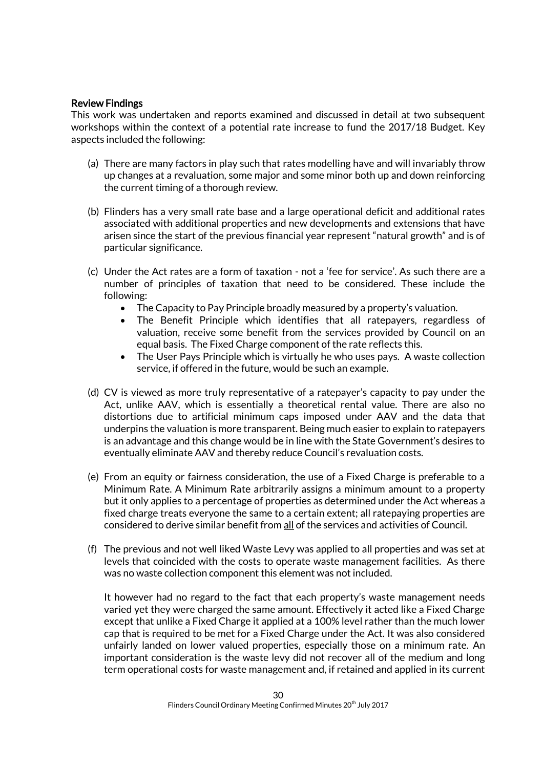**Review Findings**

This work was undertaken and reports examined and discussed in detail at two subsequent workshops within the context of a potential rate increase to fund the 2017/18 Budget. Key aspects included the following:

(a) There are many factors in play such that rates modelling have and will invariably throw up changes at a revaluation, some major and some minor both up and down reinforcing the current timing of a thorough review.

(b) Flinders has a very small rate base and a large operational deficit and additional rates associated with additional properties and new developments and extensions that have arisen since the start of the previous financial year represent "natural growth" and is of particular significance.

(c) Under the Act rates are a form of taxation - not a 'fee for service'. As such there are a number of principles of taxation that need to be considered. These include the following:

- The Capacity to Pay Principle broadly measured by a property's valuation.
- The Benefit Principle which identifies that all ratepayers, regardless of valuation, receive some benefit from the services provided by Council on an equal basis. The Fixed Charge component of the rate reflects this.
- The User Pays Principle which is virtually he who uses pays. A waste collection service, if offered in the future, would be such an example.

(d) CV is viewed as more truly representative of a ratepayer's capacity to pay under the Act, unlike AAV, which is essentially a theoretical rental value. There are also no distortions due to artificial minimum caps imposed under AAV and the data that underpins the valuation is more transparent. Being much easier to explain to ratepayers is an advantage and this change would be in line with the State Government's desires to eventually eliminate AAV and thereby reduce Council's revaluation costs.

(e) From an equity or fairness consideration, the use of a Fixed Charge is preferable to a Minimum Rate. A Minimum Rate arbitrarily assigns a minimum amount to a property but it only applies to a percentage of properties as determined under the Act whereas a fixed charge treats everyone the same to a certain extent; all ratepaying properties are considered to derive similar benefit from all of the services and activities of Council.

(f) The previous and not well liked Waste Levy was applied to all properties and was set at levels that coincided with the costs to operate waste management facilities. As there was no waste collection component this element was not included.

It however had no regard to the fact that each property's waste management needs varied yet they were charged the same amount. Effectively it acted like a Fixed Charge except that unlike a Fixed Charge it applied at a 100% level rather than the much lower cap that is required to be met for a Fixed Charge under the Act. It was also considered unfairly landed on lower valued properties, especially those on a minimum rate. An important consideration is the waste levy did not recover all of the medium and long term operational costs for waste management and, if retained and applied in its current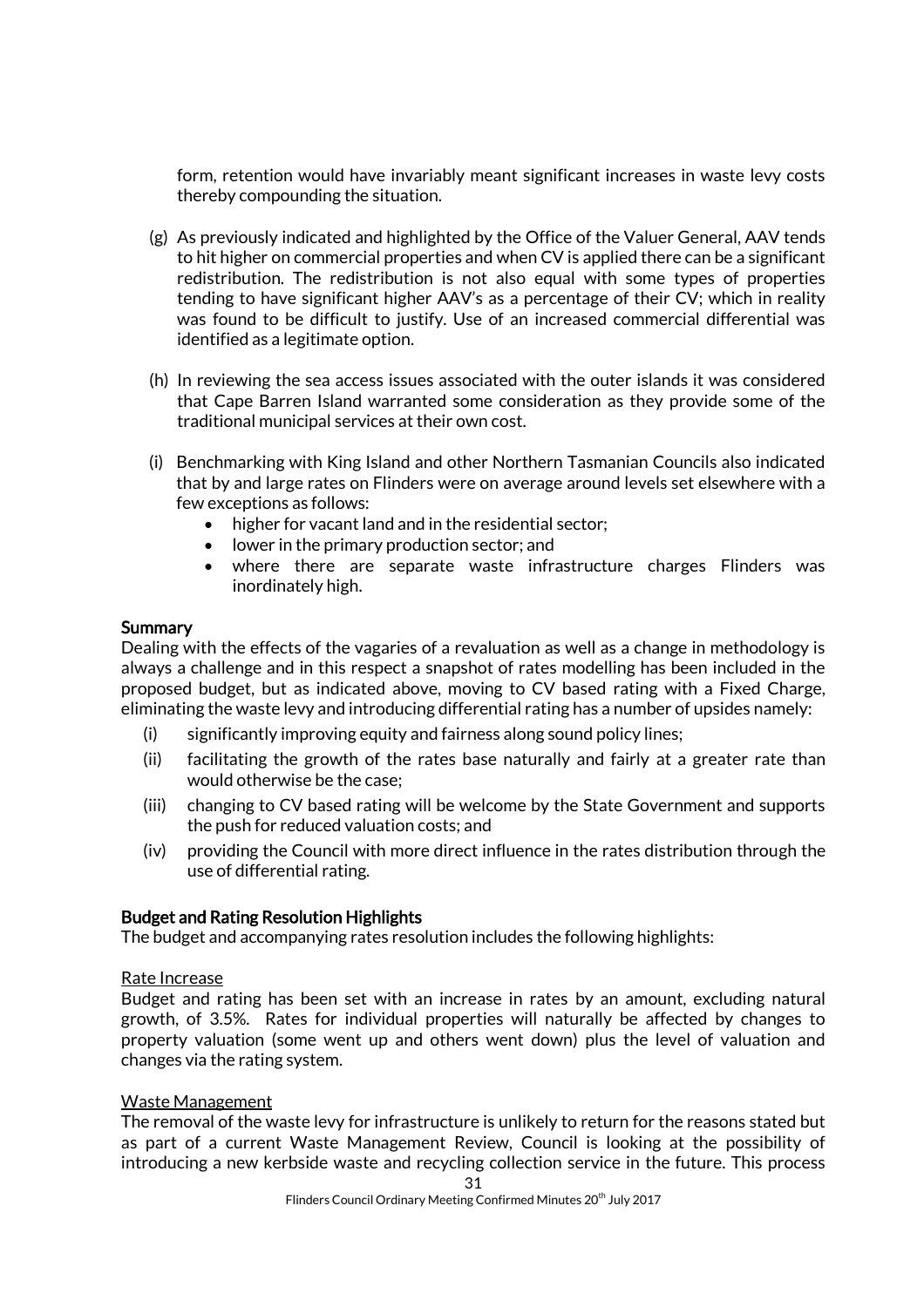form, retention would have invariably meant significant increases in waste levy costs thereby compounding the situation.

(g) As previously indicated and highlighted by the Office of the Valuer General, AAV tends to hit higher on commercial properties and when CV is applied there can be a significant redistribution. The redistribution is not also equal with some types of properties tending to have significant higher AAV's as a percentage of their CV; which in reality was found to be difficult to justify. Use of an increased commercial differential was identified as a legitimate option.

(h) In reviewing the sea access issues associated with the outer islands it was considered that Cape Barren Island warranted some consideration as they provide some of the traditional municipal services at their own cost.

(i) Benchmarking with King Island and other Northern Tasmanian Councils also indicated that by and large rates on Flinders were on average around levels set elsewhere with a few exceptions as follows:
   - higher for vacant land and in the residential sector;
   - lower in the primary production sector; and
   - where there are separate waste infrastructure charges Flinders was inordinately high.

**Summary**

Dealing with the effects of the vagaries of a revaluation as well as a change in methodology is always a challenge and in this respect a snapshot of rates modelling has been included in the proposed budget, but as indicated above, moving to CV based rating with a Fixed Charge, eliminating the waste levy and introducing differential rating has a number of upsides namely:

(i) significantly improving equity and fairness along sound policy lines;
(ii) facilitating the growth of the rates base naturally and fairly at a greater rate than would otherwise be the case;
(iii) changing to CV based rating will be welcome by the State Government and supports the push for reduced valuation costs; and
(iv) providing the Council with more direct influence in the rates distribution through the use of differential rating.

**Budget and Rating Resolution Highlights**

The budget and accompanying rates resolution includes the following highlights:

Rate Increase

Budget and rating has been set with an increase in rates by an amount, excluding natural growth, of 3.5%. Rates for individual properties will naturally be affected by changes to property valuation (some went up and others went down) plus the level of valuation and changes via the rating system.

Waste Management

The removal of the waste levy for infrastructure is unlikely to return for the reasons stated but as part of a current Waste Management Review, Council is looking at the possibility of introducing a new kerbside waste and recycling collection service in the future. This process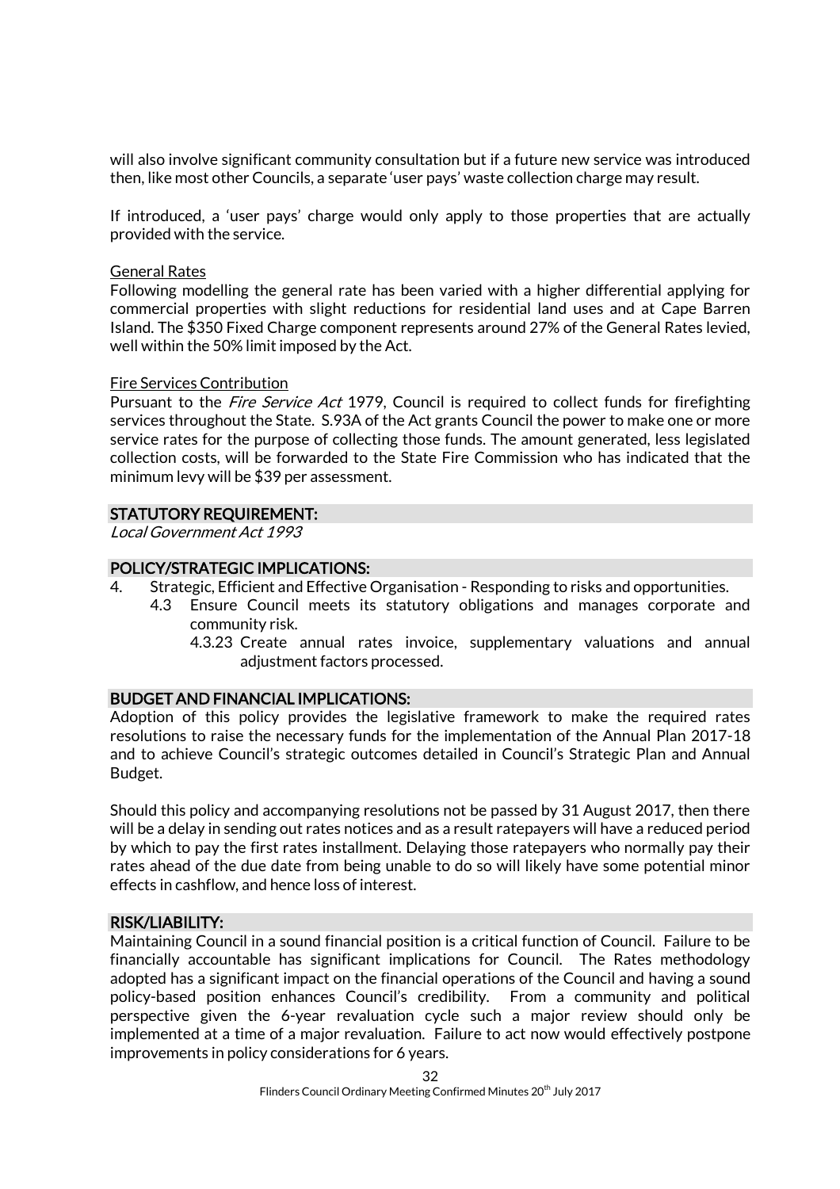will also involve significant community consultation but if a future new service was introduced then, like most other Councils, a separate 'user pays' waste collection charge may result.

If introduced, a 'user pays' charge would only apply to those properties that are actually provided with the service.

General Rates
Following modelling the general rate has been varied with a higher differential applying for commercial properties with slight reductions for residential land uses and at Cape Barren Island. The $350 Fixed Charge component represents around 27% of the General Rates levied, well within the 50% limit imposed by the Act.

Fire Services Contribution
Pursuant to the *Fire Service Act* 1979, Council is required to collect funds for firefighting services throughout the State. S.93A of the Act grants Council the power to make one or more service rates for the purpose of collecting those funds. The amount generated, less legislated collection costs, will be forwarded to the State Fire Commission who has indicated that the minimum levy will be $39 per assessment.

## STATUTORY REQUIREMENT:

*Local Government Act 1993*

## POLICY/STRATEGIC IMPLICATIONS:

4. Strategic, Efficient and Effective Organisation - Responding to risks and opportunities.
   - 4.3 Ensure Council meets its statutory obligations and manages corporate and community risk.
     - 4.3.23 Create annual rates invoice, supplementary valuations and annual adjustment factors processed.

## BUDGET AND FINANCIAL IMPLICATIONS:

Adoption of this policy provides the legislative framework to make the required rates resolutions to raise the necessary funds for the implementation of the Annual Plan 2017-18 and to achieve Council's strategic outcomes detailed in Council's Strategic Plan and Annual Budget.

Should this policy and accompanying resolutions not be passed by 31 August 2017, then there will be a delay in sending out rates notices and as a result ratepayers will have a reduced period by which to pay the first rates installment. Delaying those ratepayers who normally pay their rates ahead of the due date from being unable to do so will likely have some potential minor effects in cashflow, and hence loss of interest.

## RISK/LIABILITY:

Maintaining Council in a sound financial position is a critical function of Council. Failure to be financially accountable has significant implications for Council. The Rates methodology adopted has a significant impact on the financial operations of the Council and having a sound policy-based position enhances Council's credibility. From a community and political perspective given the 6-year revaluation cycle such a major review should only be implemented at a time of a major revaluation. Failure to act now would effectively postpone improvements in policy considerations for 6 years.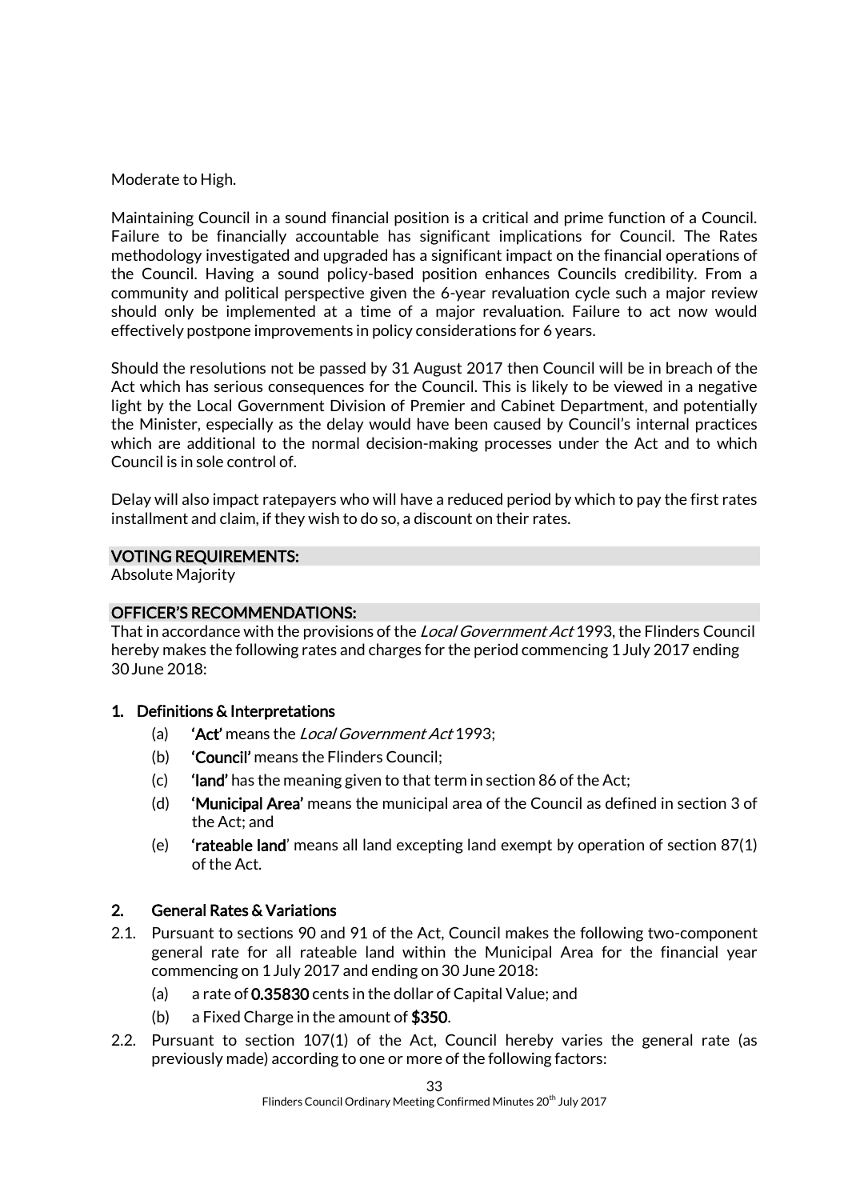Moderate to High.

Maintaining Council in a sound financial position is a critical and prime function of a Council. Failure to be financially accountable has significant implications for Council. The Rates methodology investigated and upgraded has a significant impact on the financial operations of the Council. Having a sound policy-based position enhances Councils credibility. From a community and political perspective given the 6-year revaluation cycle such a major review should only be implemented at a time of a major revaluation. Failure to act now would effectively postpone improvements in policy considerations for 6 years.

Should the resolutions not be passed by 31 August 2017 then Council will be in breach of the Act which has serious consequences for the Council. This is likely to be viewed in a negative light by the Local Government Division of Premier and Cabinet Department, and potentially the Minister, especially as the delay would have been caused by Council's internal practices which are additional to the normal decision-making processes under the Act and to which Council is in sole control of.

Delay will also impact ratepayers who will have a reduced period by which to pay the first rates installment and claim, if they wish to do so, a discount on their rates.

## VOTING REQUIREMENTS:

Absolute Majority

## OFFICER'S RECOMMENDATIONS:

That in accordance with the provisions of the *Local Government Act* 1993, the Flinders Council hereby makes the following rates and charges for the period commencing 1 July 2017 ending 30 June 2018:

### 1. Definitions & Interpretations

(a) **'Act'** means the *Local Government Act* 1993;

(b) **'Council'** means the Flinders Council;

(c) **'land'** has the meaning given to that term in section 86 of the Act;

(d) **'Municipal Area'** means the municipal area of the Council as defined in section 3 of the Act; and

(e) **'rateable land'** means all land excepting land exempt by operation of section 87(1) of the Act.

### 2. General Rates & Variations

2.1. Pursuant to sections 90 and 91 of the Act, Council makes the following two-component general rate for all rateable land within the Municipal Area for the financial year commencing on 1 July 2017 and ending on 30 June 2018:

(a) a rate of **0.35830** cents in the dollar of Capital Value; and

(b) a Fixed Charge in the amount of **$350**.

2.2. Pursuant to section 107(1) of the Act, Council hereby varies the general rate (as previously made) according to one or more of the following factors: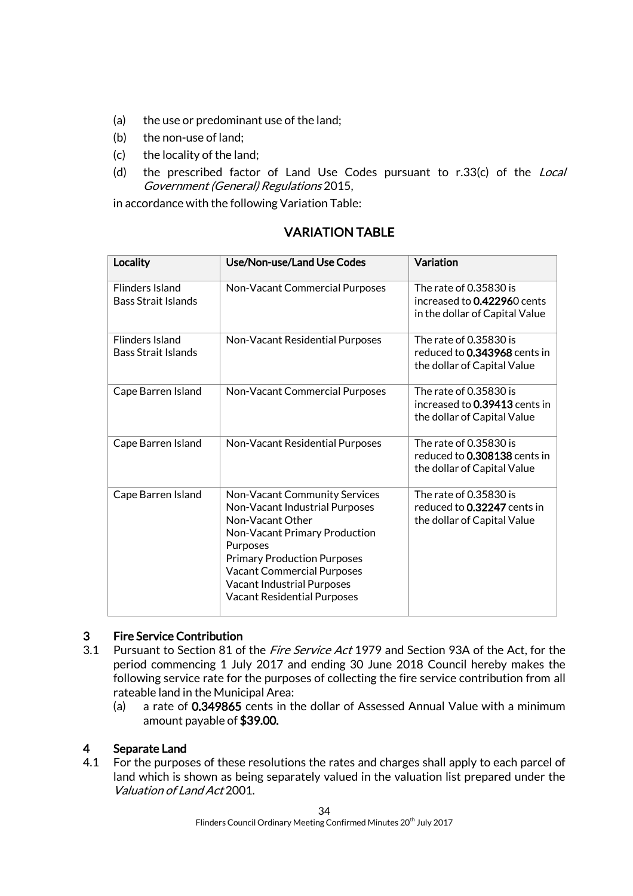(a) the use or predominant use of the land;

(b) the non-use of land;

(c) the locality of the land;

(d) the prescribed factor of Land Use Codes pursuant to r.33(c) of the *Local Government (General) Regulations* 2015,

in accordance with the following Variation Table:

## VARIATION TABLE

| Locality | Use/Non-use/Land Use Codes | Variation |
|---|---|---|
| Flinders Island Bass Strait Islands | Non-Vacant Commercial Purposes | The rate of 0.35830 is increased to **0.42296**0 cents in the dollar of Capital Value |
| Flinders Island Bass Strait Islands | Non-Vacant Residential Purposes | The rate of 0.35830 is reduced to **0.343968** cents in the dollar of Capital Value |
| Cape Barren Island | Non-Vacant Commercial Purposes | The rate of 0.35830 is increased to **0.39413** cents in the dollar of Capital Value |
| Cape Barren Island | Non-Vacant Residential Purposes | The rate of 0.35830 is reduced to **0.308138** cents in the dollar of Capital Value |
| Cape Barren Island | Non-Vacant Community Services<br>Non-Vacant Industrial Purposes<br>Non-Vacant Other<br>Non-Vacant Primary Production Purposes<br>Primary Production Purposes<br>Vacant Commercial Purposes<br>Vacant Industrial Purposes<br>Vacant Residential Purposes | The rate of 0.35830 is reduced to **0.32247** cents in the dollar of Capital Value |

## 3 Fire Service Contribution

3.1 Pursuant to Section 81 of the *Fire Service Act* 1979 and Section 93A of the Act, for the period commencing 1 July 2017 and ending 30 June 2018 Council hereby makes the following service rate for the purposes of collecting the fire service contribution from all rateable land in the Municipal Area:

(a) a rate of **0.349865** cents in the dollar of Assessed Annual Value with a minimum amount payable of **$39.00.**

## 4 Separate Land

4.1 For the purposes of these resolutions the rates and charges shall apply to each parcel of land which is shown as being separately valued in the valuation list prepared under the *Valuation of Land Act* 2001.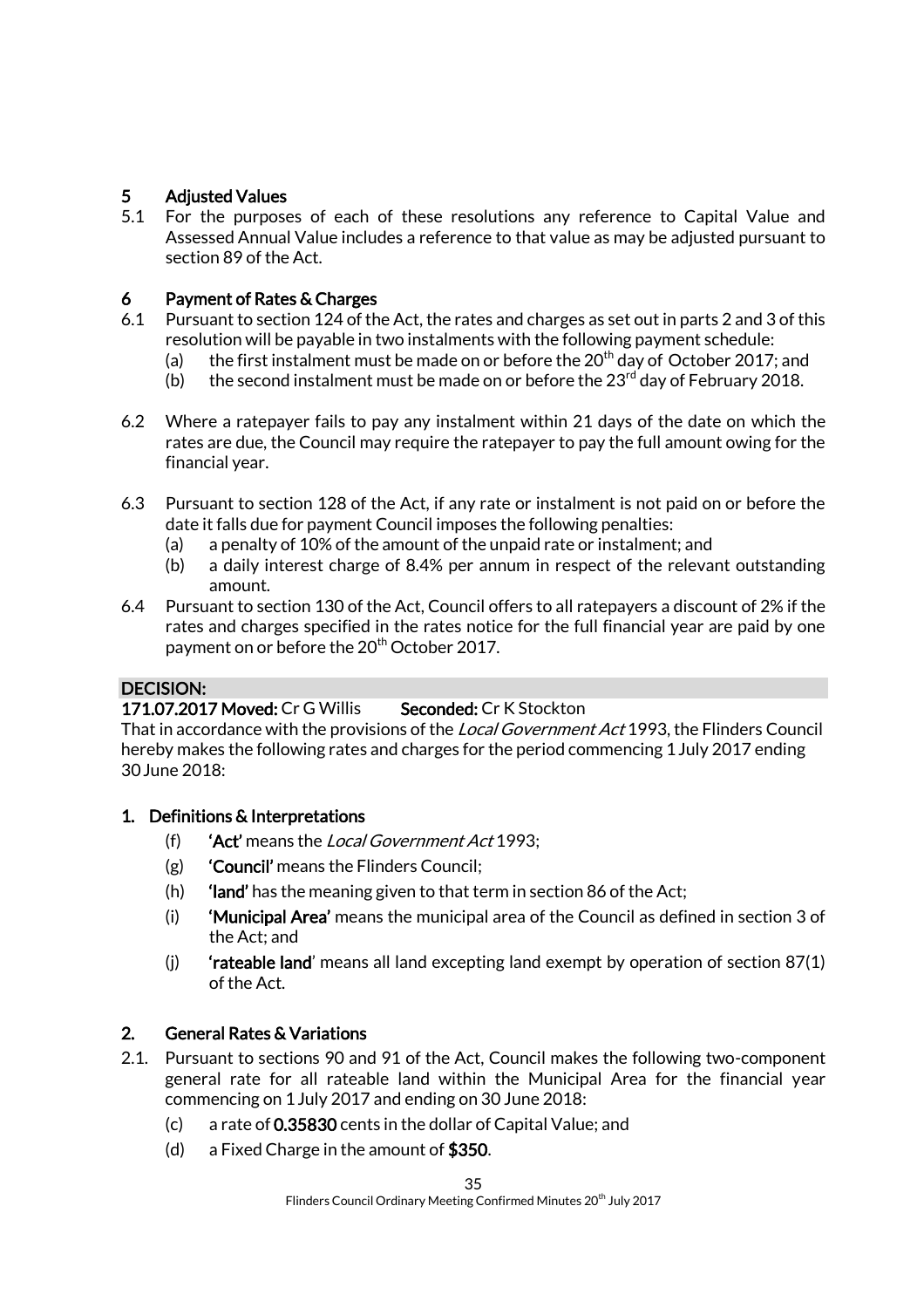## 5 Adjusted Values

5.1 For the purposes of each of these resolutions any reference to Capital Value and Assessed Annual Value includes a reference to that value as may be adjusted pursuant to section 89 of the Act.

## 6 Payment of Rates & Charges

6.1 Pursuant to section 124 of the Act, the rates and charges as set out in parts 2 and 3 of this resolution will be payable in two instalments with the following payment schedule:

(a) the first instalment must be made on or before the 20th day of October 2017; and

(b) the second instalment must be made on or before the 23rd day of February 2018.

6.2 Where a ratepayer fails to pay any instalment within 21 days of the date on which the rates are due, the Council may require the ratepayer to pay the full amount owing for the financial year.

6.3 Pursuant to section 128 of the Act, if any rate or instalment is not paid on or before the date it falls due for payment Council imposes the following penalties:

(a) a penalty of 10% of the amount of the unpaid rate or instalment; and

(b) a daily interest charge of 8.4% per annum in respect of the relevant outstanding amount.

6.4 Pursuant to section 130 of the Act, Council offers to all ratepayers a discount of 2% if the rates and charges specified in the rates notice for the full financial year are paid by one payment on or before the 20th October 2017.

**DECISION:**

**171.07.2017 Moved:** Cr G Willis **Seconded:** Cr K Stockton

That in accordance with the provisions of the *Local Government Act* 1993, the Flinders Council hereby makes the following rates and charges for the period commencing 1 July 2017 ending 30 June 2018:

### 1. Definitions & Interpretations

(f) **'Act'** means the *Local Government Act* 1993;

(g) **'Council'** means the Flinders Council;

(h) **'land'** has the meaning given to that term in section 86 of the Act;

(i) **'Municipal Area'** means the municipal area of the Council as defined in section 3 of the Act; and

(j) **'rateable land'** means all land excepting land exempt by operation of section 87(1) of the Act.

### 2. General Rates & Variations

2.1. Pursuant to sections 90 and 91 of the Act, Council makes the following two-component general rate for all rateable land within the Municipal Area for the financial year commencing on 1 July 2017 and ending on 30 June 2018:

(c) a rate of **0.35830** cents in the dollar of Capital Value; and

(d) a Fixed Charge in the amount of **$350**.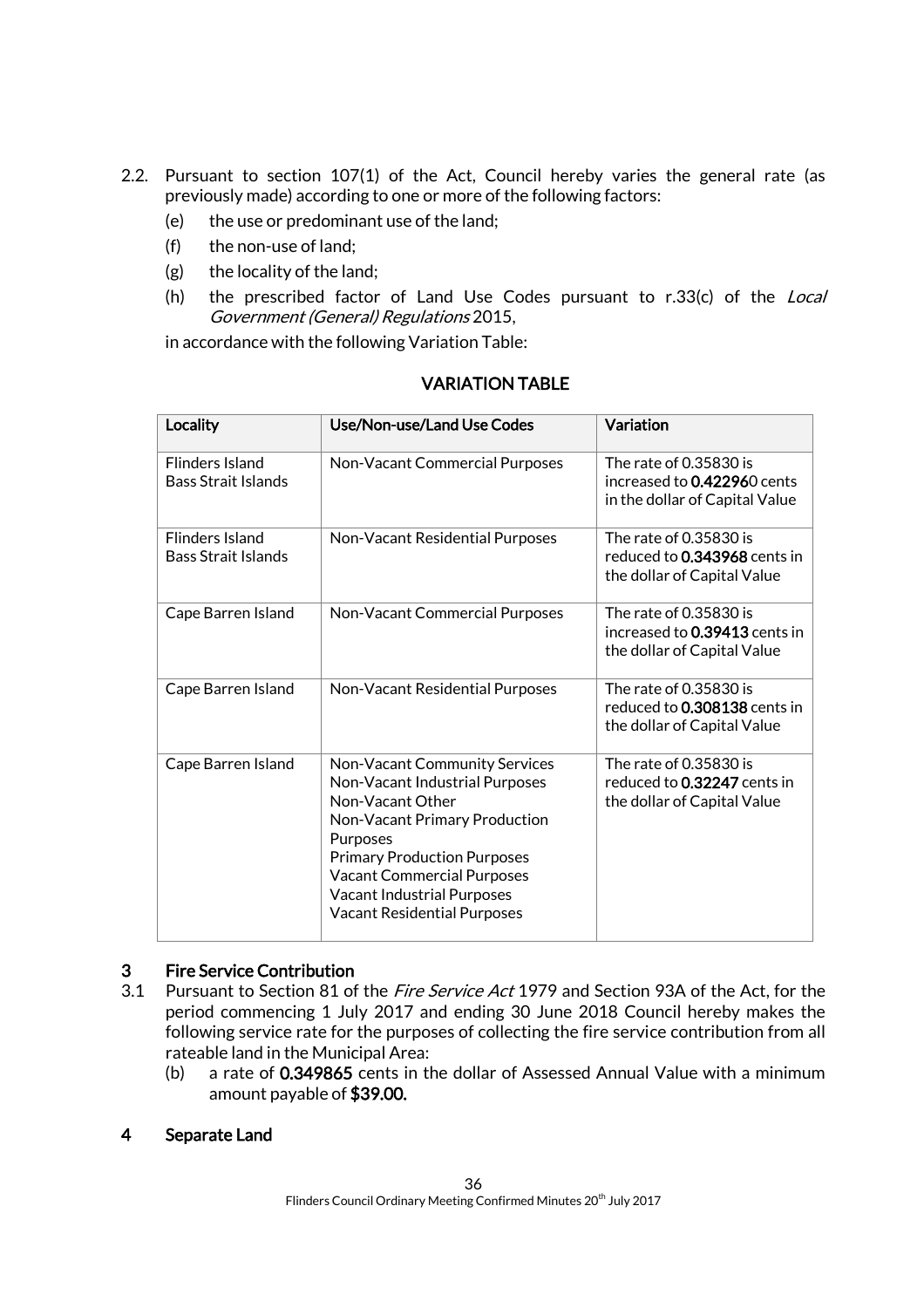2.2. Pursuant to section 107(1) of the Act, Council hereby varies the general rate (as previously made) according to one or more of the following factors:

(e) the use or predominant use of the land;

(f) the non-use of land;

(g) the locality of the land;

(h) the prescribed factor of Land Use Codes pursuant to r.33(c) of the *Local Government (General) Regulations* 2015,

in accordance with the following Variation Table:

**VARIATION TABLE**

| Locality | Use/Non-use/Land Use Codes | Variation |
| --- | --- | --- |
| Flinders Island Bass Strait Islands | Non-Vacant Commercial Purposes | The rate of 0.35830 is increased to **0.42296**0 cents in the dollar of Capital Value |
| Flinders Island Bass Strait Islands | Non-Vacant Residential Purposes | The rate of 0.35830 is reduced to **0.343968** cents in the dollar of Capital Value |
| Cape Barren Island | Non-Vacant Commercial Purposes | The rate of 0.35830 is increased to **0.39413** cents in the dollar of Capital Value |
| Cape Barren Island | Non-Vacant Residential Purposes | The rate of 0.35830 is reduced to **0.308138** cents in the dollar of Capital Value |
| Cape Barren Island | Non-Vacant Community Services<br>Non-Vacant Industrial Purposes<br>Non-Vacant Other<br>Non-Vacant Primary Production Purposes<br>Primary Production Purposes<br>Vacant Commercial Purposes<br>Vacant Industrial Purposes<br>Vacant Residential Purposes | The rate of 0.35830 is reduced to **0.32247** cents in the dollar of Capital Value |

## 3 Fire Service Contribution

3.1 Pursuant to Section 81 of the *Fire Service Act* 1979 and Section 93A of the Act, for the period commencing 1 July 2017 and ending 30 June 2018 Council hereby makes the following service rate for the purposes of collecting the fire service contribution from all rateable land in the Municipal Area:

(b) a rate of **0.349865** cents in the dollar of Assessed Annual Value with a minimum amount payable of **$39.00.**

## 4 Separate Land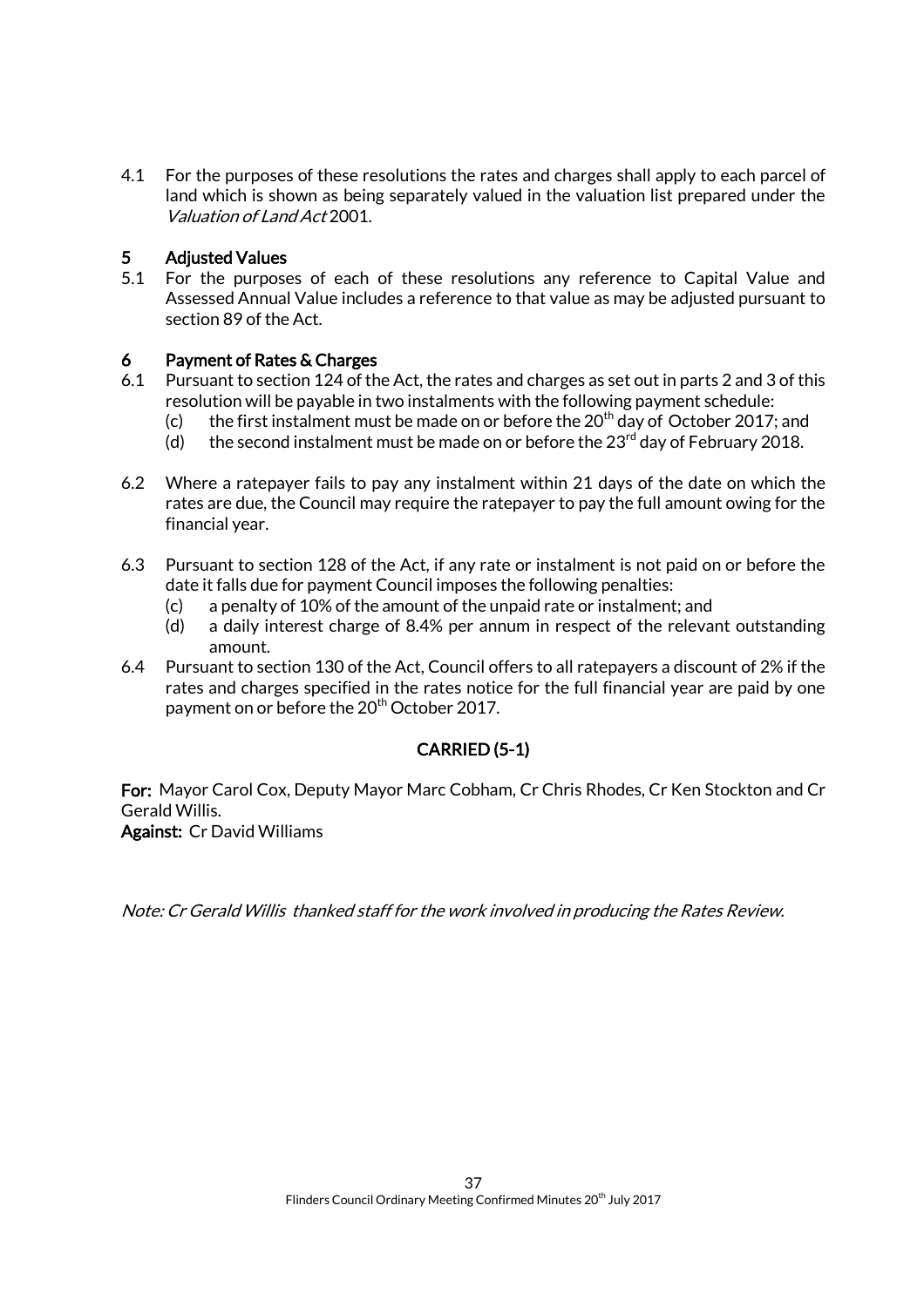4.1 For the purposes of these resolutions the rates and charges shall apply to each parcel of land which is shown as being separately valued in the valuation list prepared under the *Valuation of Land Act* 2001.

### 5 Adjusted Values

5.1 For the purposes of each of these resolutions any reference to Capital Value and Assessed Annual Value includes a reference to that value as may be adjusted pursuant to section 89 of the Act.

### 6 Payment of Rates & Charges

6.1 Pursuant to section 124 of the Act, the rates and charges as set out in parts 2 and 3 of this resolution will be payable in two instalments with the following payment schedule:

- (c) the first instalment must be made on or before the 20th day of October 2017; and
- (d) the second instalment must be made on or before the 23rd day of February 2018.

6.2 Where a ratepayer fails to pay any instalment within 21 days of the date on which the rates are due, the Council may require the ratepayer to pay the full amount owing for the financial year.

6.3 Pursuant to section 128 of the Act, if any rate or instalment is not paid on or before the date it falls due for payment Council imposes the following penalties:

- (c) a penalty of 10% of the amount of the unpaid rate or instalment; and
- (d) a daily interest charge of 8.4% per annum in respect of the relevant outstanding amount.

6.4 Pursuant to section 130 of the Act, Council offers to all ratepayers a discount of 2% if the rates and charges specified in the rates notice for the full financial year are paid by one payment on or before the 20th October 2017.

**CARRIED (5-1)**

**For:** Mayor Carol Cox, Deputy Mayor Marc Cobham, Cr Chris Rhodes, Cr Ken Stockton and Cr Gerald Willis.
**Against:** Cr David Williams

*Note: Cr Gerald Willis thanked staff for the work involved in producing the Rates Review.*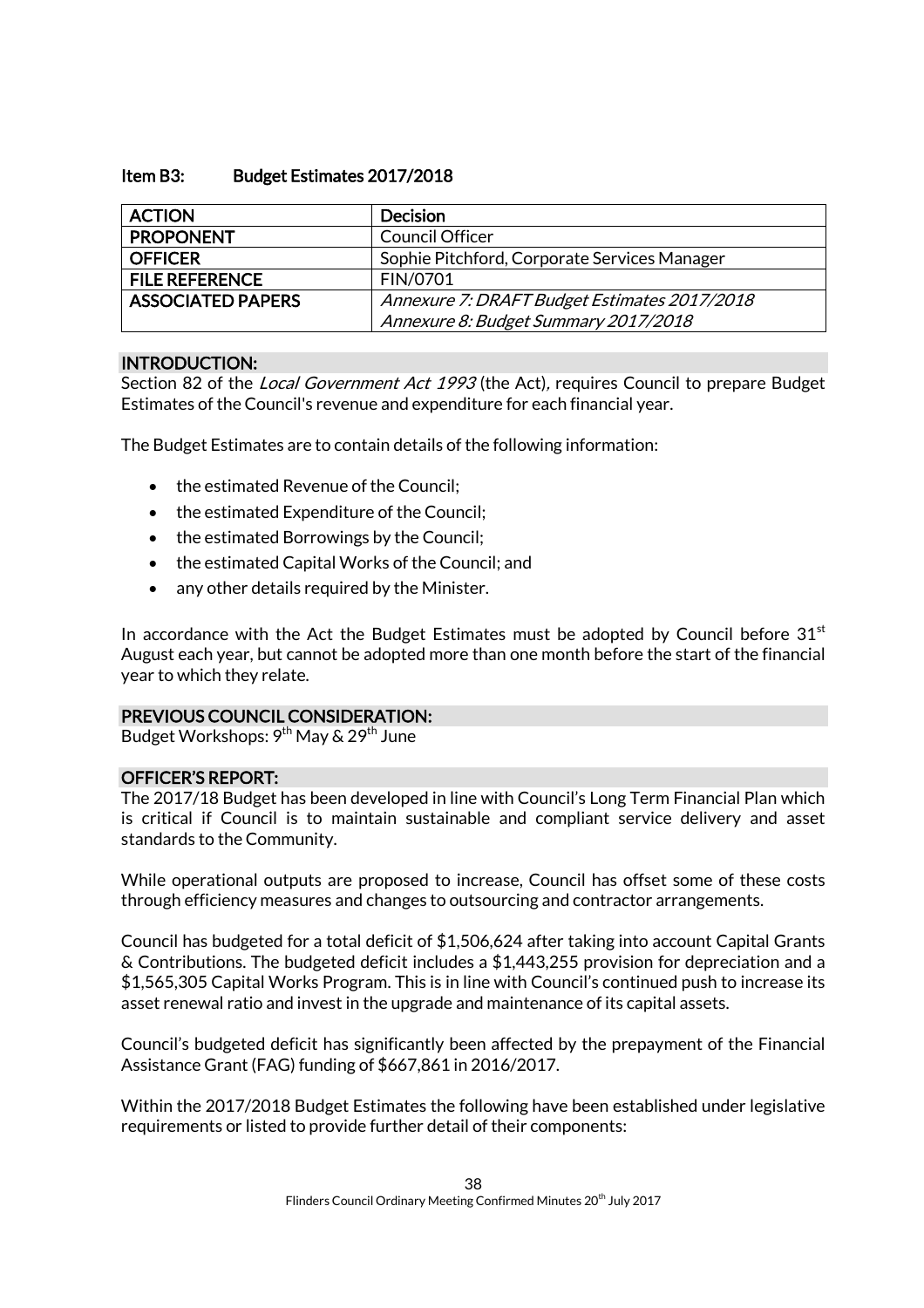### Item B3: Budget Estimates 2017/2018

| ACTION | Decision |
|---|---|
| PROPONENT | Council Officer |
| OFFICER | Sophie Pitchford, Corporate Services Manager |
| FILE REFERENCE | FIN/0701 |
| ASSOCIATED PAPERS | *Annexure 7: DRAFT Budget Estimates 2017/2018*<br>*Annexure 8: Budget Summary 2017/2018* |

#### INTRODUCTION:

Section 82 of the *Local Government Act 1993* (the Act), requires Council to prepare Budget Estimates of the Council's revenue and expenditure for each financial year.

The Budget Estimates are to contain details of the following information:

- the estimated Revenue of the Council;
- the estimated Expenditure of the Council;
- the estimated Borrowings by the Council;
- the estimated Capital Works of the Council; and
- any other details required by the Minister.

In accordance with the Act the Budget Estimates must be adopted by Council before 31st August each year, but cannot be adopted more than one month before the start of the financial year to which they relate.

#### PREVIOUS COUNCIL CONSIDERATION:

Budget Workshops: 9th May & 29th June

#### OFFICER'S REPORT:

The 2017/18 Budget has been developed in line with Council's Long Term Financial Plan which is critical if Council is to maintain sustainable and compliant service delivery and asset standards to the Community.

While operational outputs are proposed to increase, Council has offset some of these costs through efficiency measures and changes to outsourcing and contractor arrangements.

Council has budgeted for a total deficit of $1,506,624 after taking into account Capital Grants & Contributions. The budgeted deficit includes a $1,443,255 provision for depreciation and a $1,565,305 Capital Works Program. This is in line with Council's continued push to increase its asset renewal ratio and invest in the upgrade and maintenance of its capital assets.

Council's budgeted deficit has significantly been affected by the prepayment of the Financial Assistance Grant (FAG) funding of $667,861 in 2016/2017.

Within the 2017/2018 Budget Estimates the following have been established under legislative requirements or listed to provide further detail of their components: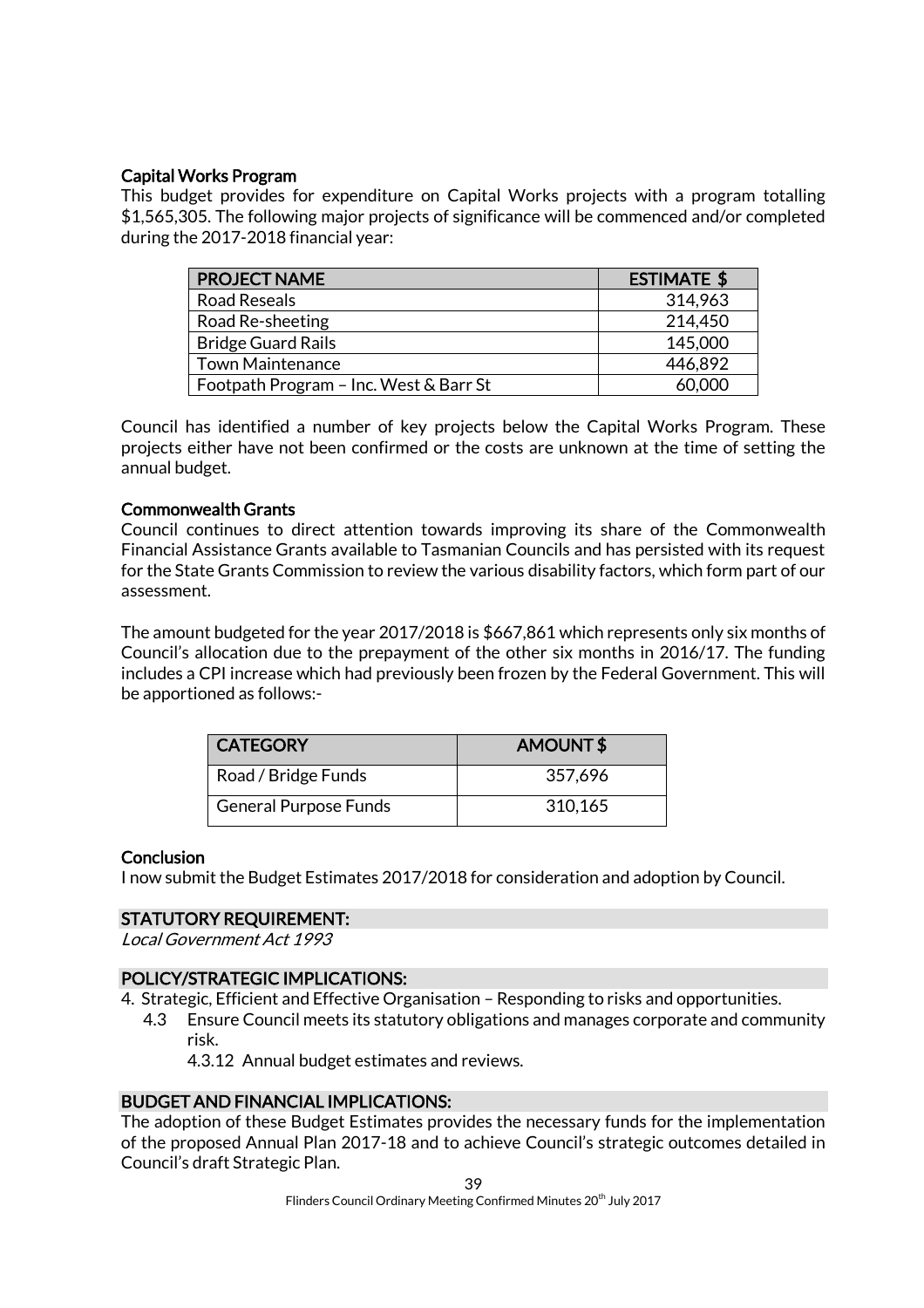**Capital Works Program**

This budget provides for expenditure on Capital Works projects with a program totalling $1,565,305. The following major projects of significance will be commenced and/or completed during the 2017-2018 financial year:

| PROJECT NAME | ESTIMATE $ |
|---|---|
| Road Reseals | 314,963 |
| Road Re-sheeting | 214,450 |
| Bridge Guard Rails | 145,000 |
| Town Maintenance | 446,892 |
| Footpath Program – Inc. West & Barr St | 60,000 |

Council has identified a number of key projects below the Capital Works Program. These projects either have not been confirmed or the costs are unknown at the time of setting the annual budget.

**Commonwealth Grants**

Council continues to direct attention towards improving its share of the Commonwealth Financial Assistance Grants available to Tasmanian Councils and has persisted with its request for the State Grants Commission to review the various disability factors, which form part of our assessment.

The amount budgeted for the year 2017/2018 is $667,861 which represents only six months of Council's allocation due to the prepayment of the other six months in 2016/17. The funding includes a CPI increase which had previously been frozen by the Federal Government. This will be apportioned as follows:-

| CATEGORY | AMOUNT $ |
|---|---|
| Road / Bridge Funds | 357,696 |
| General Purpose Funds | 310,165 |

**Conclusion**

I now submit the Budget Estimates 2017/2018 for consideration and adoption by Council.

## STATUTORY REQUIREMENT:

*Local Government Act 1993*

## POLICY/STRATEGIC IMPLICATIONS:

4. Strategic, Efficient and Effective Organisation – Responding to risks and opportunities.
   - 4.3 Ensure Council meets its statutory obligations and manages corporate and community risk.
     - 4.3.12 Annual budget estimates and reviews.

## BUDGET AND FINANCIAL IMPLICATIONS:

The adoption of these Budget Estimates provides the necessary funds for the implementation of the proposed Annual Plan 2017-18 and to achieve Council's strategic outcomes detailed in Council's draft Strategic Plan.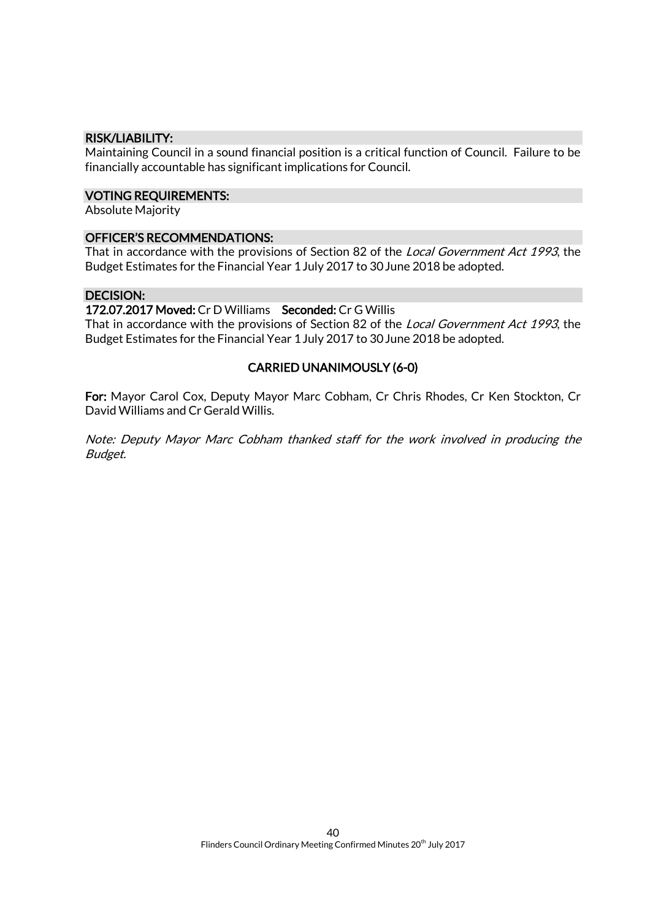### RISK/LIABILITY:

Maintaining Council in a sound financial position is a critical function of Council. Failure to be financially accountable has significant implications for Council.

### VOTING REQUIREMENTS:

Absolute Majority

### OFFICER'S RECOMMENDATIONS:

That in accordance with the provisions of Section 82 of the *Local Government Act 1993*, the Budget Estimates for the Financial Year 1 July 2017 to 30 June 2018 be adopted.

### DECISION:

**172.07.2017 Moved:** Cr D Williams **Seconded:** Cr G Willis

That in accordance with the provisions of Section 82 of the *Local Government Act 1993*, the Budget Estimates for the Financial Year 1 July 2017 to 30 June 2018 be adopted.

**CARRIED UNANIMOUSLY (6-0)**

**For:** Mayor Carol Cox, Deputy Mayor Marc Cobham, Cr Chris Rhodes, Cr Ken Stockton, Cr David Williams and Cr Gerald Willis.

*Note: Deputy Mayor Marc Cobham thanked staff for the work involved in producing the Budget.*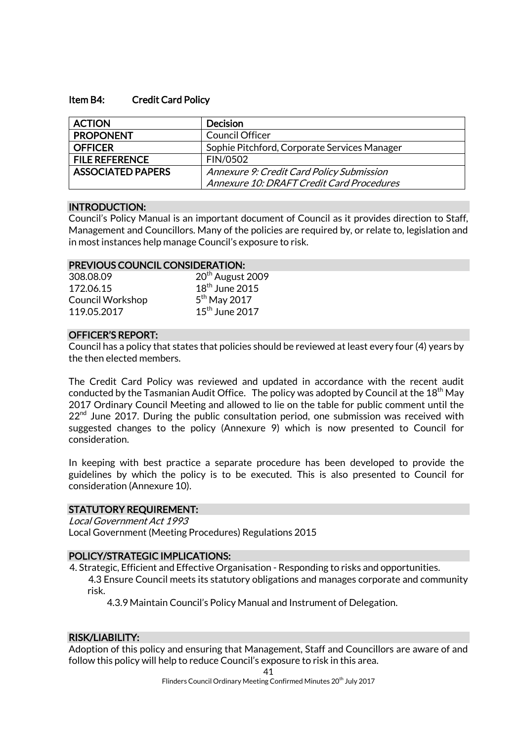## Item B4: Credit Card Policy

| ACTION | Decision |
|---|---|
| PROPONENT | Council Officer |
| OFFICER | Sophie Pitchford, Corporate Services Manager |
| FILE REFERENCE | FIN/0502 |
| ASSOCIATED PAPERS | *Annexure 9: Credit Card Policy Submission*<br>*Annexure 10: DRAFT Credit Card Procedures* |

### INTRODUCTION:

Council's Policy Manual is an important document of Council as it provides direction to Staff, Management and Councillors. Many of the policies are required by, or relate to, legislation and in most instances help manage Council's exposure to risk.

### PREVIOUS COUNCIL CONSIDERATION:

| | |
|---|---|
| 308.08.09 | 20th August 2009 |
| 172.06.15 | 18th June 2015 |
| Council Workshop | 5th May 2017 |
| 119.05.2017 | 15th June 2017 |

### OFFICER'S REPORT:

Council has a policy that states that policies should be reviewed at least every four (4) years by the then elected members.

The Credit Card Policy was reviewed and updated in accordance with the recent audit conducted by the Tasmanian Audit Office. The policy was adopted by Council at the 18th May 2017 Ordinary Council Meeting and allowed to lie on the table for public comment until the 22nd June 2017. During the public consultation period, one submission was received with suggested changes to the policy (Annexure 9) which is now presented to Council for consideration.

In keeping with best practice a separate procedure has been developed to provide the guidelines by which the policy is to be executed. This is also presented to Council for consideration (Annexure 10).

### STATUTORY REQUIREMENT:

*Local Government Act 1993*
Local Government (Meeting Procedures) Regulations 2015

### POLICY/STRATEGIC IMPLICATIONS:

4. Strategic, Efficient and Effective Organisation - Responding to risks and opportunities.
   - 4.3 Ensure Council meets its statutory obligations and manages corporate and community risk.
     - 4.3.9 Maintain Council's Policy Manual and Instrument of Delegation.

### RISK/LIABILITY:

Adoption of this policy and ensuring that Management, Staff and Councillors are aware of and follow this policy will help to reduce Council's exposure to risk in this area.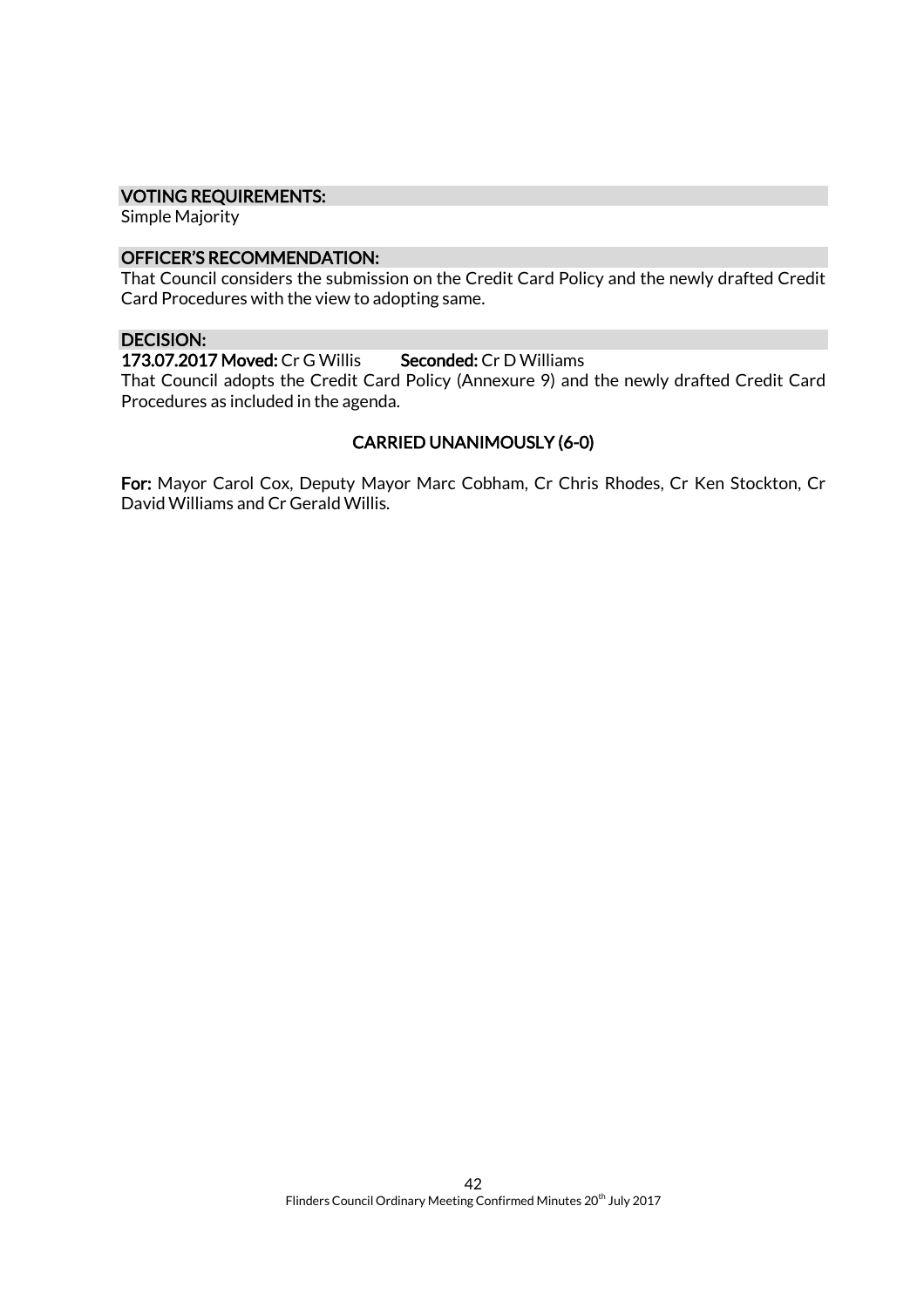### VOTING REQUIREMENTS:

Simple Majority

### OFFICER'S RECOMMENDATION:

That Council considers the submission on the Credit Card Policy and the newly drafted Credit Card Procedures with the view to adopting same.

### DECISION:

**173.07.2017 Moved:** Cr G Willis **Seconded:** Cr D Williams

That Council adopts the Credit Card Policy (Annexure 9) and the newly drafted Credit Card Procedures as included in the agenda.

**CARRIED UNANIMOUSLY (6-0)**

**For:** Mayor Carol Cox, Deputy Mayor Marc Cobham, Cr Chris Rhodes, Cr Ken Stockton, Cr David Williams and Cr Gerald Willis.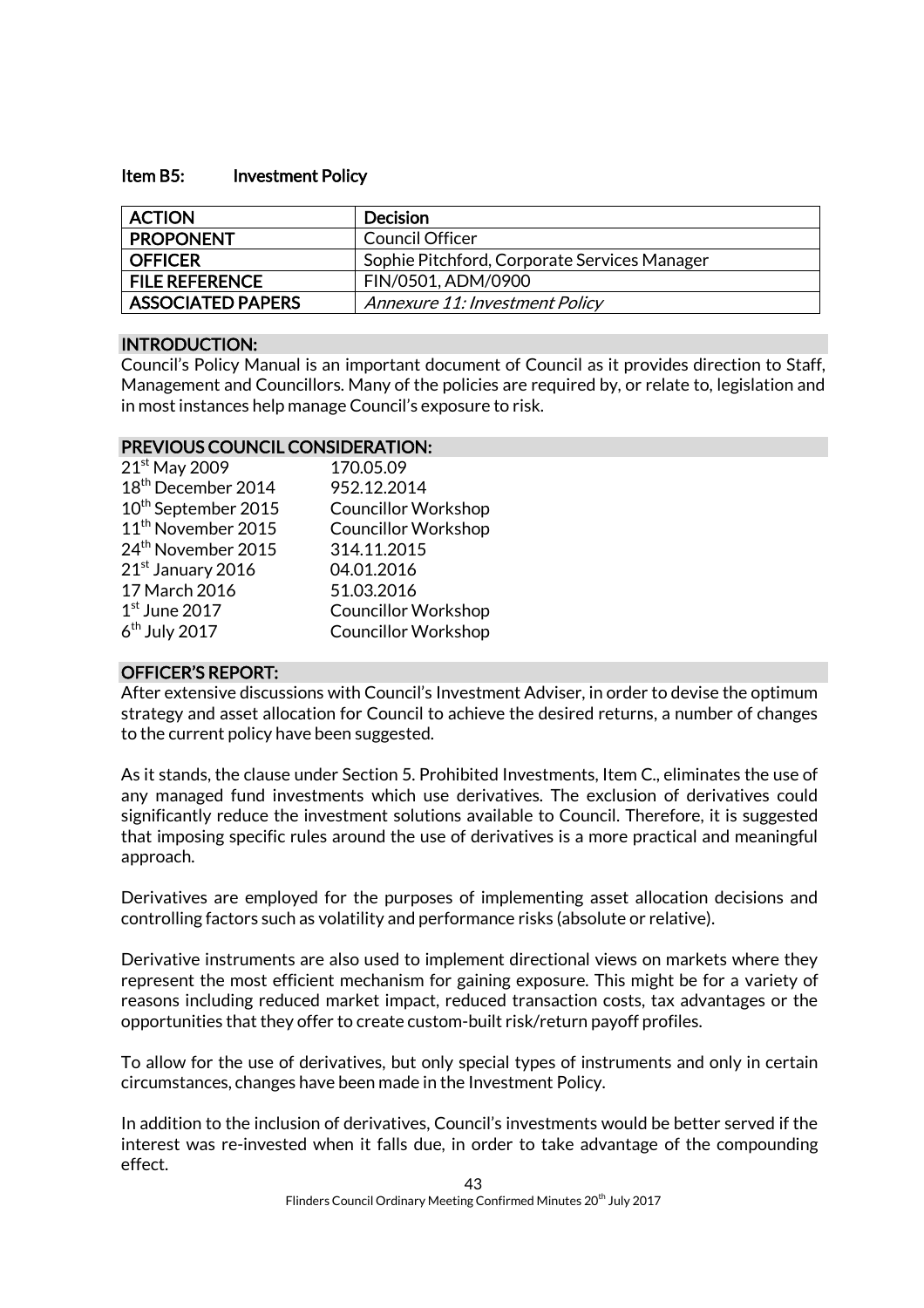### Item B5: Investment Policy

| ACTION | Decision |
|---|---|
| PROPONENT | Council Officer |
| OFFICER | Sophie Pitchford, Corporate Services Manager |
| FILE REFERENCE | FIN/0501, ADM/0900 |
| ASSOCIATED PAPERS | *Annexure 11: Investment Policy* |

#### INTRODUCTION:

Council's Policy Manual is an important document of Council as it provides direction to Staff, Management and Councillors. Many of the policies are required by, or relate to, legislation and in most instances help manage Council's exposure to risk.

#### PREVIOUS COUNCIL CONSIDERATION:

| | |
|---|---|
| 21st May 2009 | 170.05.09 |
| 18th December 2014 | 952.12.2014 |
| 10th September 2015 | Councillor Workshop |
| 11th November 2015 | Councillor Workshop |
| 24th November 2015 | 314.11.2015 |
| 21st January 2016 | 04.01.2016 |
| 17 March 2016 | 51.03.2016 |
| 1st June 2017 | Councillor Workshop |
| 6th July 2017 | Councillor Workshop |

#### OFFICER'S REPORT:

After extensive discussions with Council's Investment Adviser, in order to devise the optimum strategy and asset allocation for Council to achieve the desired returns, a number of changes to the current policy have been suggested.

As it stands, the clause under Section 5. Prohibited Investments, Item C., eliminates the use of any managed fund investments which use derivatives. The exclusion of derivatives could significantly reduce the investment solutions available to Council. Therefore, it is suggested that imposing specific rules around the use of derivatives is a more practical and meaningful approach.

Derivatives are employed for the purposes of implementing asset allocation decisions and controlling factors such as volatility and performance risks (absolute or relative).

Derivative instruments are also used to implement directional views on markets where they represent the most efficient mechanism for gaining exposure. This might be for a variety of reasons including reduced market impact, reduced transaction costs, tax advantages or the opportunities that they offer to create custom-built risk/return payoff profiles.

To allow for the use of derivatives, but only special types of instruments and only in certain circumstances, changes have been made in the Investment Policy.

In addition to the inclusion of derivatives, Council's investments would be better served if the interest was re-invested when it falls due, in order to take advantage of the compounding effect.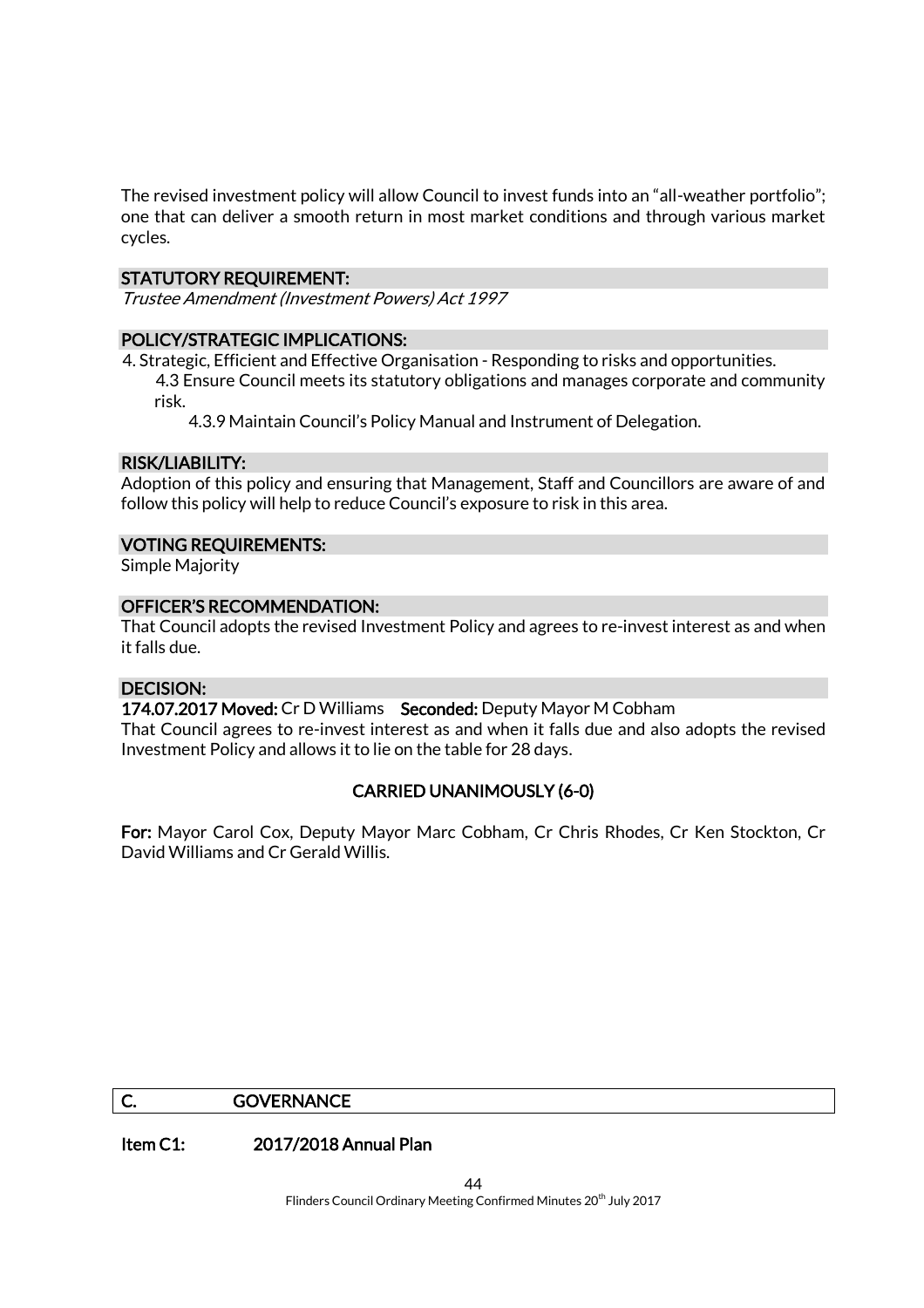The revised investment policy will allow Council to invest funds into an "all-weather portfolio"; one that can deliver a smooth return in most market conditions and through various market cycles.

### STATUTORY REQUIREMENT:

*Trustee Amendment (Investment Powers) Act 1997*

### POLICY/STRATEGIC IMPLICATIONS:

4. Strategic, Efficient and Effective Organisation - Responding to risks and opportunities.
   - 4.3 Ensure Council meets its statutory obligations and manages corporate and community risk.
     - 4.3.9 Maintain Council's Policy Manual and Instrument of Delegation.

### RISK/LIABILITY:

Adoption of this policy and ensuring that Management, Staff and Councillors are aware of and follow this policy will help to reduce Council's exposure to risk in this area.

### VOTING REQUIREMENTS:

Simple Majority

### OFFICER'S RECOMMENDATION:

That Council adopts the revised Investment Policy and agrees to re-invest interest as and when it falls due.

### DECISION:

**174.07.2017 Moved:** Cr D Williams **Seconded:** Deputy Mayor M Cobham

That Council agrees to re-invest interest as and when it falls due and also adopts the revised Investment Policy and allows it to lie on the table for 28 days.

**CARRIED UNANIMOUSLY (6-0)**

**For:** Mayor Carol Cox, Deputy Mayor Marc Cobham, Cr Chris Rhodes, Cr Ken Stockton, Cr David Williams and Cr Gerald Willis.

## C. GOVERNANCE

### Item C1: 2017/2018 Annual Plan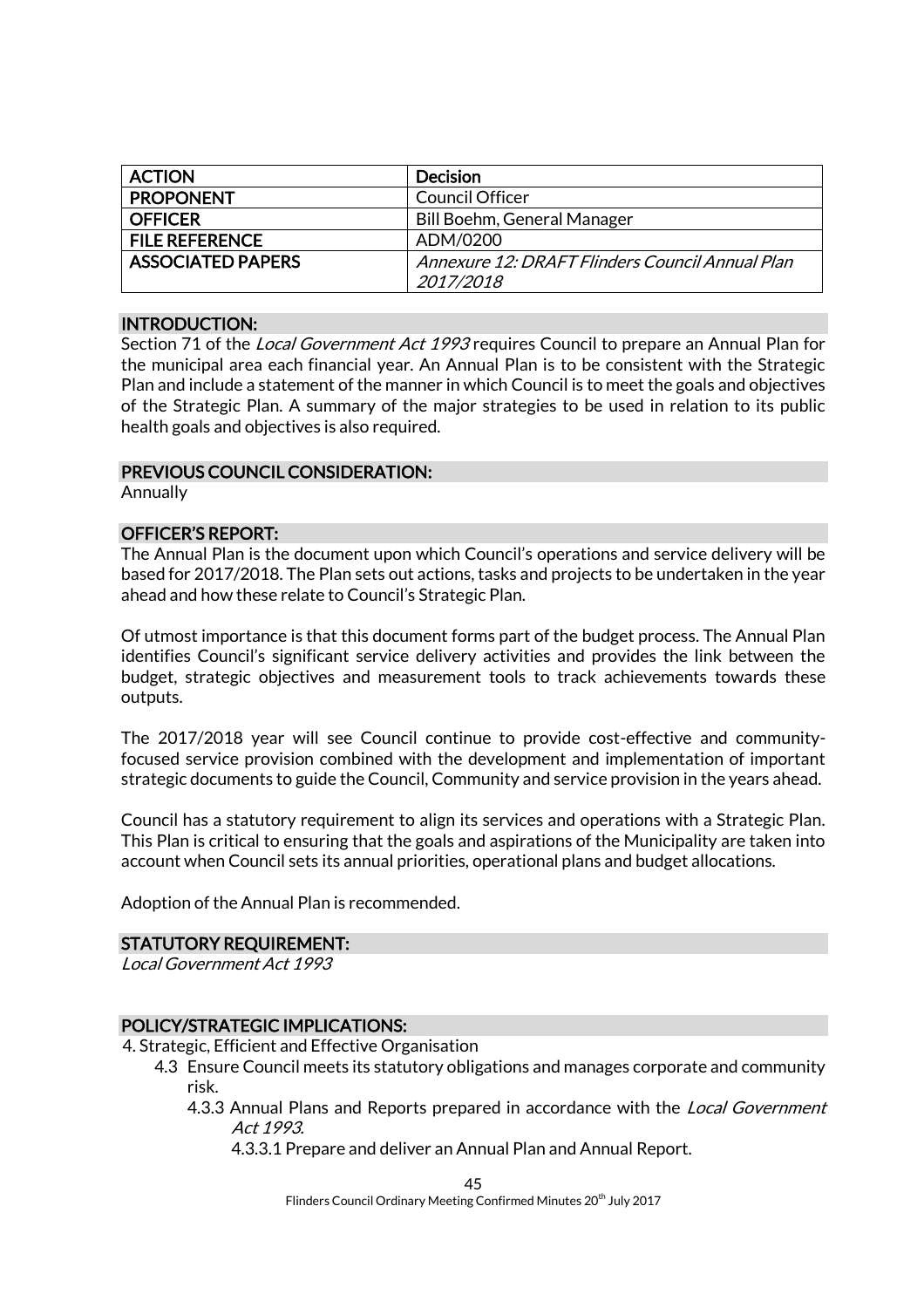| ACTION | Decision |
| --- | --- |
| PROPONENT | Council Officer |
| OFFICER | Bill Boehm, General Manager |
| FILE REFERENCE | ADM/0200 |
| ASSOCIATED PAPERS | *Annexure 12: DRAFT Flinders Council Annual Plan 2017/2018* |

## INTRODUCTION:

Section 71 of the *Local Government Act 1993* requires Council to prepare an Annual Plan for the municipal area each financial year. An Annual Plan is to be consistent with the Strategic Plan and include a statement of the manner in which Council is to meet the goals and objectives of the Strategic Plan. A summary of the major strategies to be used in relation to its public health goals and objectives is also required.

## PREVIOUS COUNCIL CONSIDERATION:

Annually

## OFFICER'S REPORT:

The Annual Plan is the document upon which Council's operations and service delivery will be based for 2017/2018. The Plan sets out actions, tasks and projects to be undertaken in the year ahead and how these relate to Council's Strategic Plan.

Of utmost importance is that this document forms part of the budget process. The Annual Plan identifies Council's significant service delivery activities and provides the link between the budget, strategic objectives and measurement tools to track achievements towards these outputs.

The 2017/2018 year will see Council continue to provide cost-effective and community-focused service provision combined with the development and implementation of important strategic documents to guide the Council, Community and service provision in the years ahead.

Council has a statutory requirement to align its services and operations with a Strategic Plan. This Plan is critical to ensuring that the goals and aspirations of the Municipality are taken into account when Council sets its annual priorities, operational plans and budget allocations.

Adoption of the Annual Plan is recommended.

## STATUTORY REQUIREMENT:

*Local Government Act 1993*

## POLICY/STRATEGIC IMPLICATIONS:

4. Strategic, Efficient and Effective Organisation
   - 4.3 Ensure Council meets its statutory obligations and manages corporate and community risk.
     - 4.3.3 Annual Plans and Reports prepared in accordance with the *Local Government Act 1993.*
       - 4.3.3.1 Prepare and deliver an Annual Plan and Annual Report.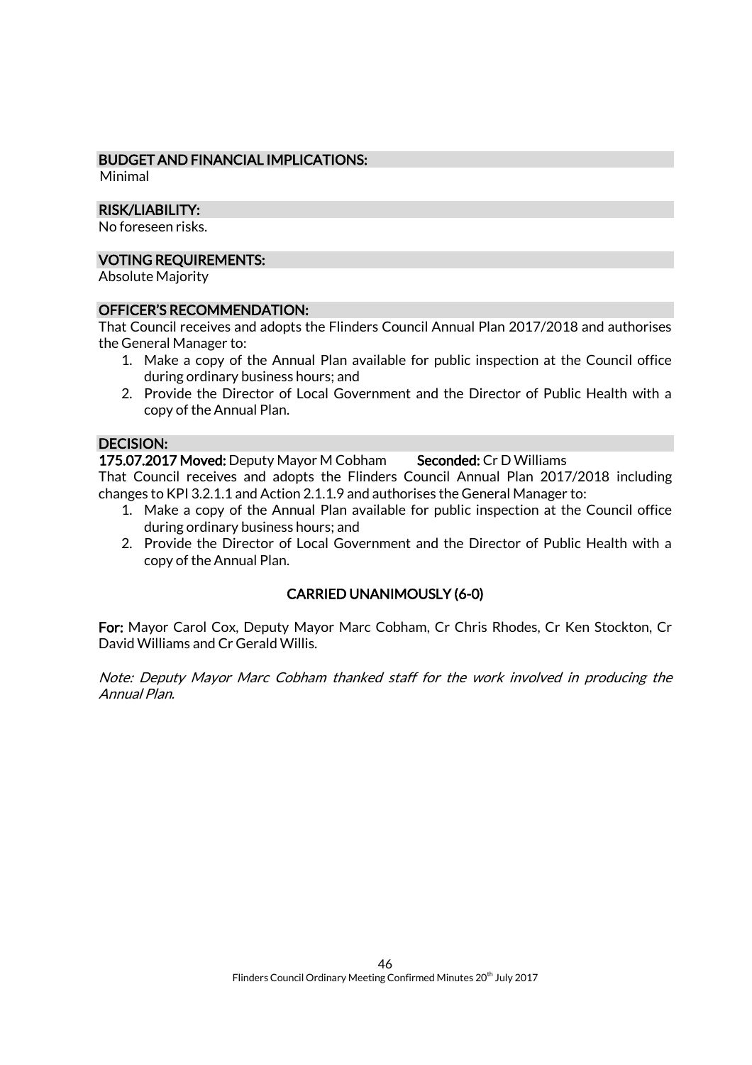### BUDGET AND FINANCIAL IMPLICATIONS:

Minimal

### RISK/LIABILITY:

No foreseen risks.

### VOTING REQUIREMENTS:

Absolute Majority

### OFFICER'S RECOMMENDATION:

That Council receives and adopts the Flinders Council Annual Plan 2017/2018 and authorises the General Manager to:

1. Make a copy of the Annual Plan available for public inspection at the Council office during ordinary business hours; and
2. Provide the Director of Local Government and the Director of Public Health with a copy of the Annual Plan.

### DECISION:

**175.07.2017 Moved:** Deputy Mayor M Cobham **Seconded:** Cr D Williams

That Council receives and adopts the Flinders Council Annual Plan 2017/2018 including changes to KPI 3.2.1.1 and Action 2.1.1.9 and authorises the General Manager to:

1. Make a copy of the Annual Plan available for public inspection at the Council office during ordinary business hours; and
2. Provide the Director of Local Government and the Director of Public Health with a copy of the Annual Plan.

**CARRIED UNANIMOUSLY (6-0)**

**For:** Mayor Carol Cox, Deputy Mayor Marc Cobham, Cr Chris Rhodes, Cr Ken Stockton, Cr David Williams and Cr Gerald Willis.

*Note: Deputy Mayor Marc Cobham thanked staff for the work involved in producing the Annual Plan.*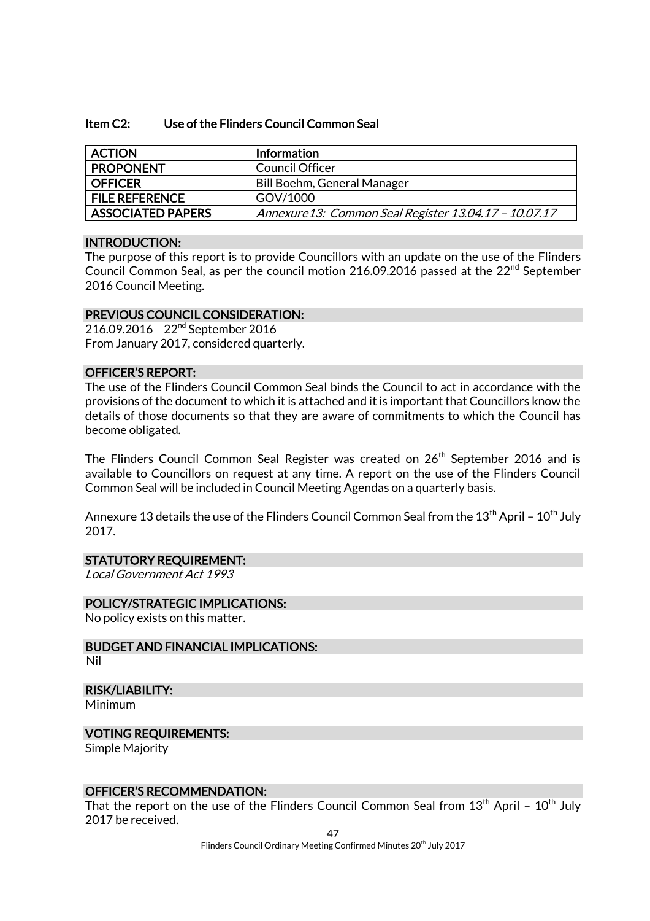### Item C2: Use of the Flinders Council Common Seal

| ACTION | Information |
|---|---|
| PROPONENT | Council Officer |
| OFFICER | Bill Boehm, General Manager |
| FILE REFERENCE | GOV/1000 |
| ASSOCIATED PAPERS | *Annexure13: Common Seal Register 13.04.17 – 10.07.17* |

#### INTRODUCTION:

The purpose of this report is to provide Councillors with an update on the use of the Flinders Council Common Seal, as per the council motion 216.09.2016 passed at the 22nd September 2016 Council Meeting.

#### PREVIOUS COUNCIL CONSIDERATION:

216.09.2016 22nd September 2016
From January 2017, considered quarterly.

#### OFFICER'S REPORT:

The use of the Flinders Council Common Seal binds the Council to act in accordance with the provisions of the document to which it is attached and it is important that Councillors know the details of those documents so that they are aware of commitments to which the Council has become obligated.

The Flinders Council Common Seal Register was created on 26th September 2016 and is available to Councillors on request at any time. A report on the use of the Flinders Council Common Seal will be included in Council Meeting Agendas on a quarterly basis.

Annexure 13 details the use of the Flinders Council Common Seal from the 13th April – 10th July 2017.

#### STATUTORY REQUIREMENT:

*Local Government Act 1993*

#### POLICY/STRATEGIC IMPLICATIONS:

No policy exists on this matter.

#### BUDGET AND FINANCIAL IMPLICATIONS:

Nil

#### RISK/LIABILITY:

Minimum

#### VOTING REQUIREMENTS:

Simple Majority

#### OFFICER'S RECOMMENDATION:

That the report on the use of the Flinders Council Common Seal from 13th April – 10th July 2017 be received.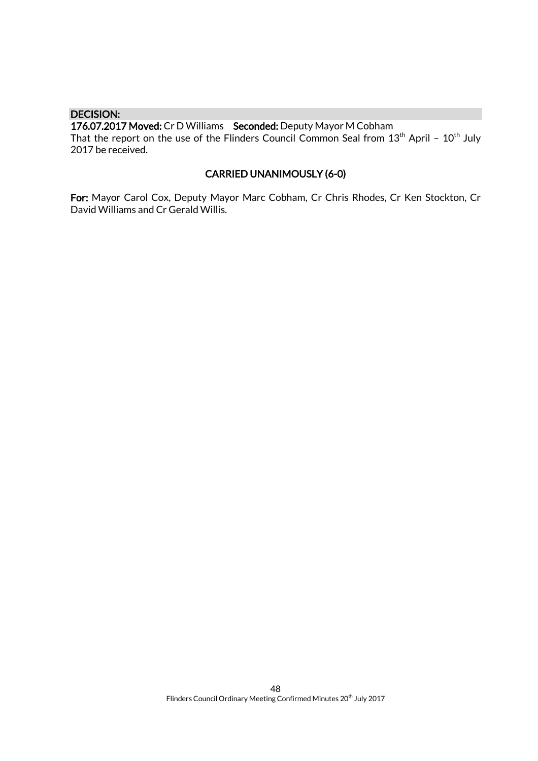**DECISION:**

**176.07.2017 Moved:** Cr D Williams **Seconded:** Deputy Mayor M Cobham

That the report on the use of the Flinders Council Common Seal from 13th April – 10th July 2017 be received.

**CARRIED UNANIMOUSLY (6-0)**

**For:** Mayor Carol Cox, Deputy Mayor Marc Cobham, Cr Chris Rhodes, Cr Ken Stockton, Cr David Williams and Cr Gerald Willis.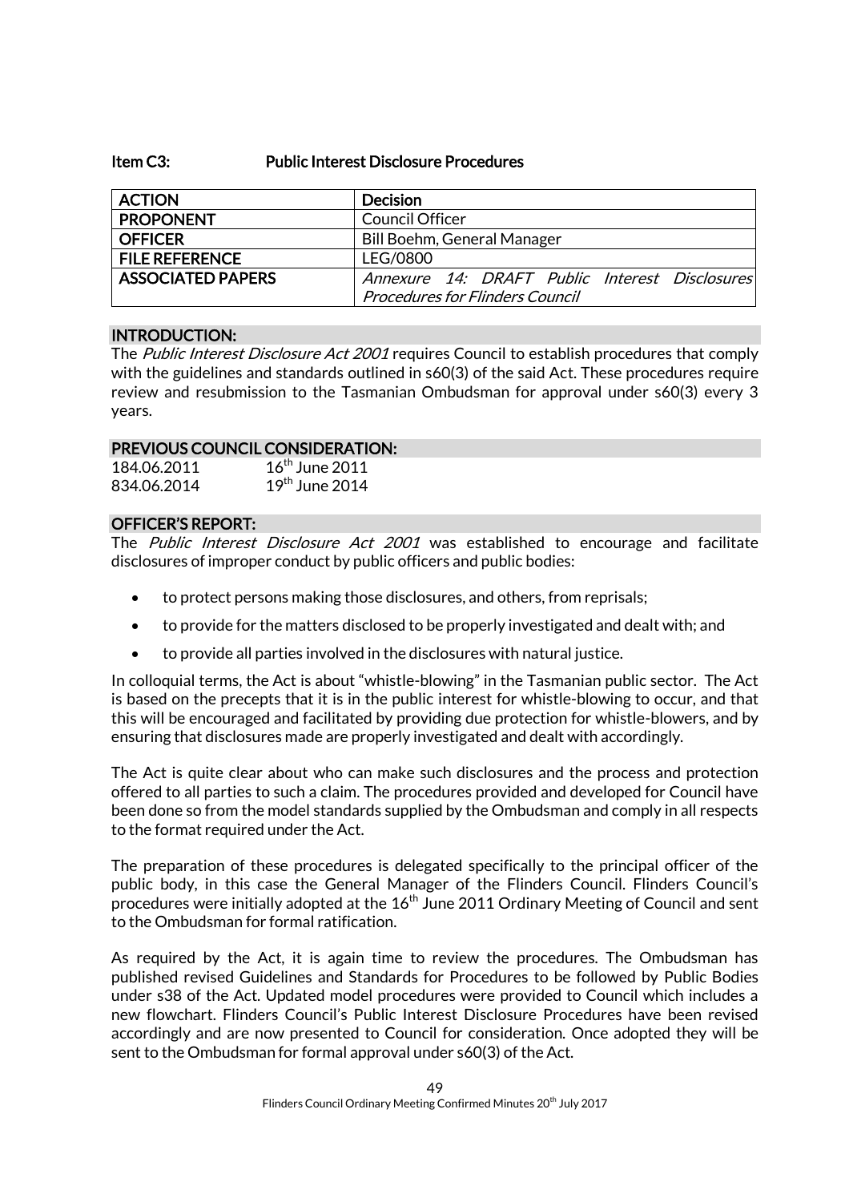### Item C3: Public Interest Disclosure Procedures

| ACTION | Decision |
|---|---|
| PROPONENT | Council Officer |
| OFFICER | Bill Boehm, General Manager |
| FILE REFERENCE | LEG/0800 |
| ASSOCIATED PAPERS | *Annexure 14: DRAFT Public Interest Disclosures Procedures for Flinders Council* |

#### INTRODUCTION:

The *Public Interest Disclosure Act 2001* requires Council to establish procedures that comply with the guidelines and standards outlined in s60(3) of the said Act. These procedures require review and resubmission to the Tasmanian Ombudsman for approval under s60(3) every 3 years.

#### PREVIOUS COUNCIL CONSIDERATION:

184.06.2011 16th June 2011
834.06.2014 19th June 2014

#### OFFICER'S REPORT:

The *Public Interest Disclosure Act 2001* was established to encourage and facilitate disclosures of improper conduct by public officers and public bodies:

- to protect persons making those disclosures, and others, from reprisals;
- to provide for the matters disclosed to be properly investigated and dealt with; and
- to provide all parties involved in the disclosures with natural justice.

In colloquial terms, the Act is about "whistle-blowing" in the Tasmanian public sector. The Act is based on the precepts that it is in the public interest for whistle-blowing to occur, and that this will be encouraged and facilitated by providing due protection for whistle-blowers, and by ensuring that disclosures made are properly investigated and dealt with accordingly.

The Act is quite clear about who can make such disclosures and the process and protection offered to all parties to such a claim. The procedures provided and developed for Council have been done so from the model standards supplied by the Ombudsman and comply in all respects to the format required under the Act.

The preparation of these procedures is delegated specifically to the principal officer of the public body, in this case the General Manager of the Flinders Council. Flinders Council's procedures were initially adopted at the 16th June 2011 Ordinary Meeting of Council and sent to the Ombudsman for formal ratification.

As required by the Act, it is again time to review the procedures. The Ombudsman has published revised Guidelines and Standards for Procedures to be followed by Public Bodies under s38 of the Act. Updated model procedures were provided to Council which includes a new flowchart. Flinders Council's Public Interest Disclosure Procedures have been revised accordingly and are now presented to Council for consideration. Once adopted they will be sent to the Ombudsman for formal approval under s60(3) of the Act.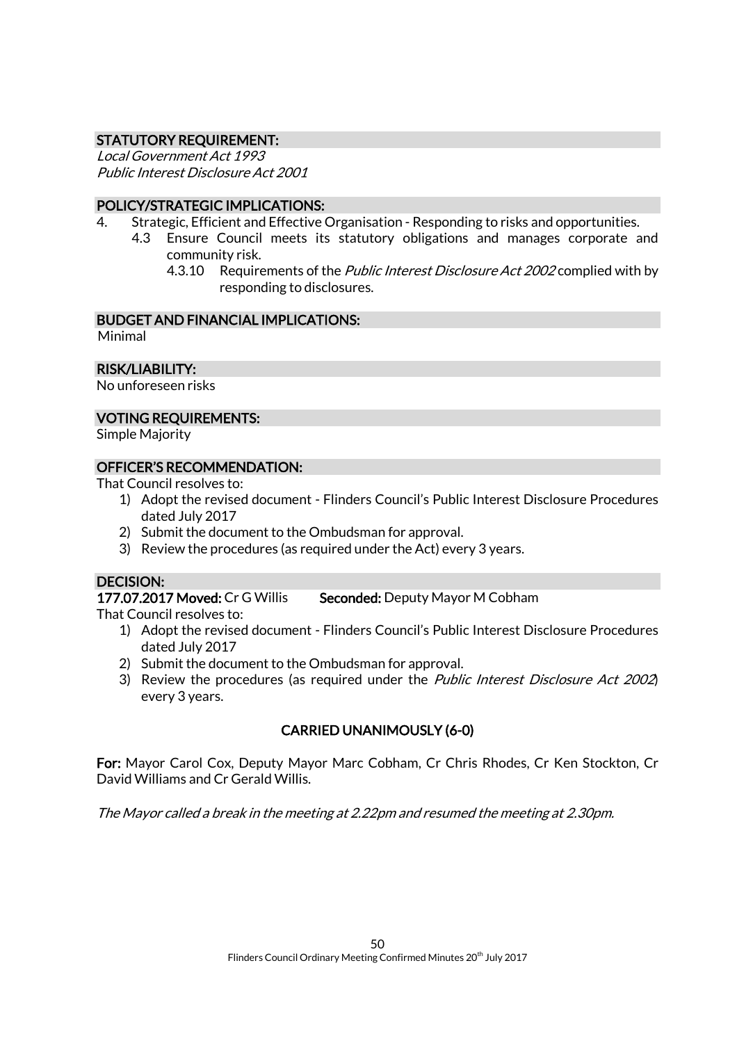#### STATUTORY REQUIREMENT:

*Local Government Act 1993*
*Public Interest Disclosure Act 2001*

#### POLICY/STRATEGIC IMPLICATIONS:

4. Strategic, Efficient and Effective Organisation - Responding to risks and opportunities.
   - 4.3 Ensure Council meets its statutory obligations and manages corporate and community risk.
     - 4.3.10 Requirements of the *Public Interest Disclosure Act 2002* complied with by responding to disclosures.

#### BUDGET AND FINANCIAL IMPLICATIONS:

Minimal

#### RISK/LIABILITY:

No unforeseen risks

#### VOTING REQUIREMENTS:

Simple Majority

#### OFFICER'S RECOMMENDATION:

That Council resolves to:

1) Adopt the revised document - Flinders Council's Public Interest Disclosure Procedures dated July 2017
2) Submit the document to the Ombudsman for approval.
3) Review the procedures (as required under the Act) every 3 years.

#### DECISION:

**177.07.2017 Moved:** Cr G Willis **Seconded:** Deputy Mayor M Cobham

That Council resolves to:

1) Adopt the revised document - Flinders Council's Public Interest Disclosure Procedures dated July 2017
2) Submit the document to the Ombudsman for approval.
3) Review the procedures (as required under the *Public Interest Disclosure Act 2002*) every 3 years.

**CARRIED UNANIMOUSLY (6-0)**

**For:** Mayor Carol Cox, Deputy Mayor Marc Cobham, Cr Chris Rhodes, Cr Ken Stockton, Cr David Williams and Cr Gerald Willis.

*The Mayor called a break in the meeting at 2.22pm and resumed the meeting at 2.30pm.*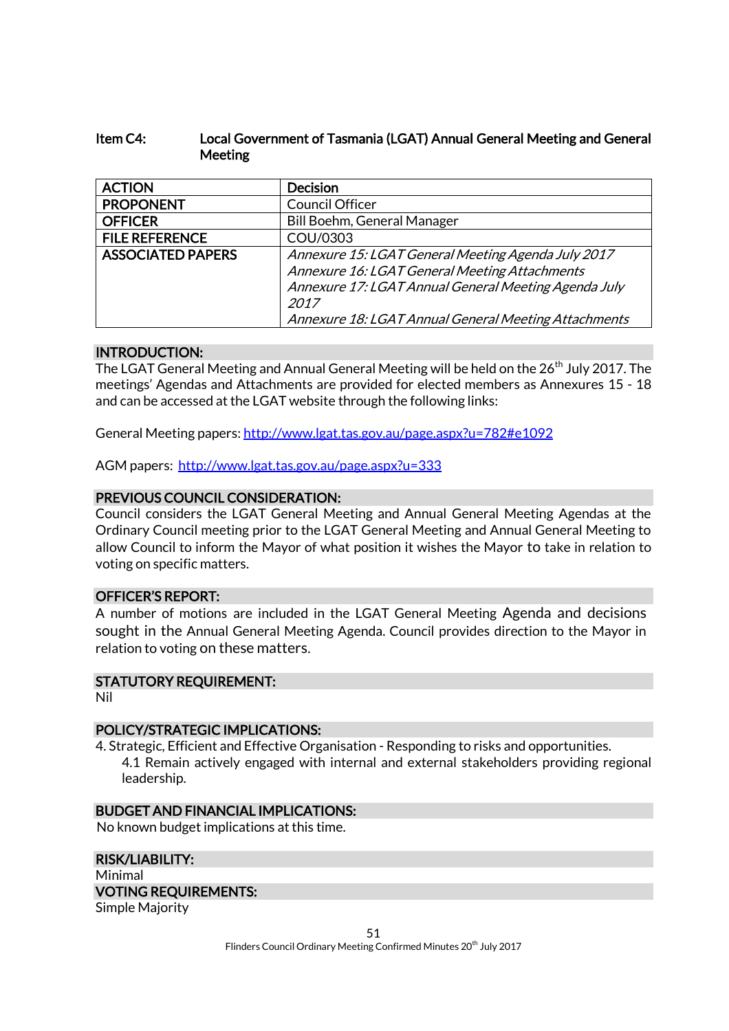## Item C4: Local Government of Tasmania (LGAT) Annual General Meeting and General Meeting

| | |
|---|---|
| **ACTION** | Decision |
| **PROPONENT** | Council Officer |
| **OFFICER** | Bill Boehm, General Manager |
| **FILE REFERENCE** | COU/0303 |
| **ASSOCIATED PAPERS** | *Annexure 15: LGAT General Meeting Agenda July 2017*<br>*Annexure 16: LGAT General Meeting Attachments*<br>*Annexure 17: LGAT Annual General Meeting Agenda July 2017*<br>*Annexure 18: LGAT Annual General Meeting Attachments* |

### INTRODUCTION:

The LGAT General Meeting and Annual General Meeting will be held on the 26th July 2017. The meetings' Agendas and Attachments are provided for elected members as Annexures 15 - 18 and can be accessed at the LGAT website through the following links:

General Meeting papers: http://www.lgat.tas.gov.au/page.aspx?u=782#e1092

AGM papers: http://www.lgat.tas.gov.au/page.aspx?u=333

### PREVIOUS COUNCIL CONSIDERATION:

Council considers the LGAT General Meeting and Annual General Meeting Agendas at the Ordinary Council meeting prior to the LGAT General Meeting and Annual General Meeting to allow Council to inform the Mayor of what position it wishes the Mayor to take in relation to voting on specific matters.

### OFFICER'S REPORT:

A number of motions are included in the LGAT General Meeting Agenda and decisions sought in the Annual General Meeting Agenda. Council provides direction to the Mayor in relation to voting on these matters.

### STATUTORY REQUIREMENT:

Nil

### POLICY/STRATEGIC IMPLICATIONS:

4. Strategic, Efficient and Effective Organisation - Responding to risks and opportunities.
   - 4.1 Remain actively engaged with internal and external stakeholders providing regional leadership.

### BUDGET AND FINANCIAL IMPLICATIONS:

No known budget implications at this time.

### RISK/LIABILITY:

Minimal

### VOTING REQUIREMENTS:

Simple Majority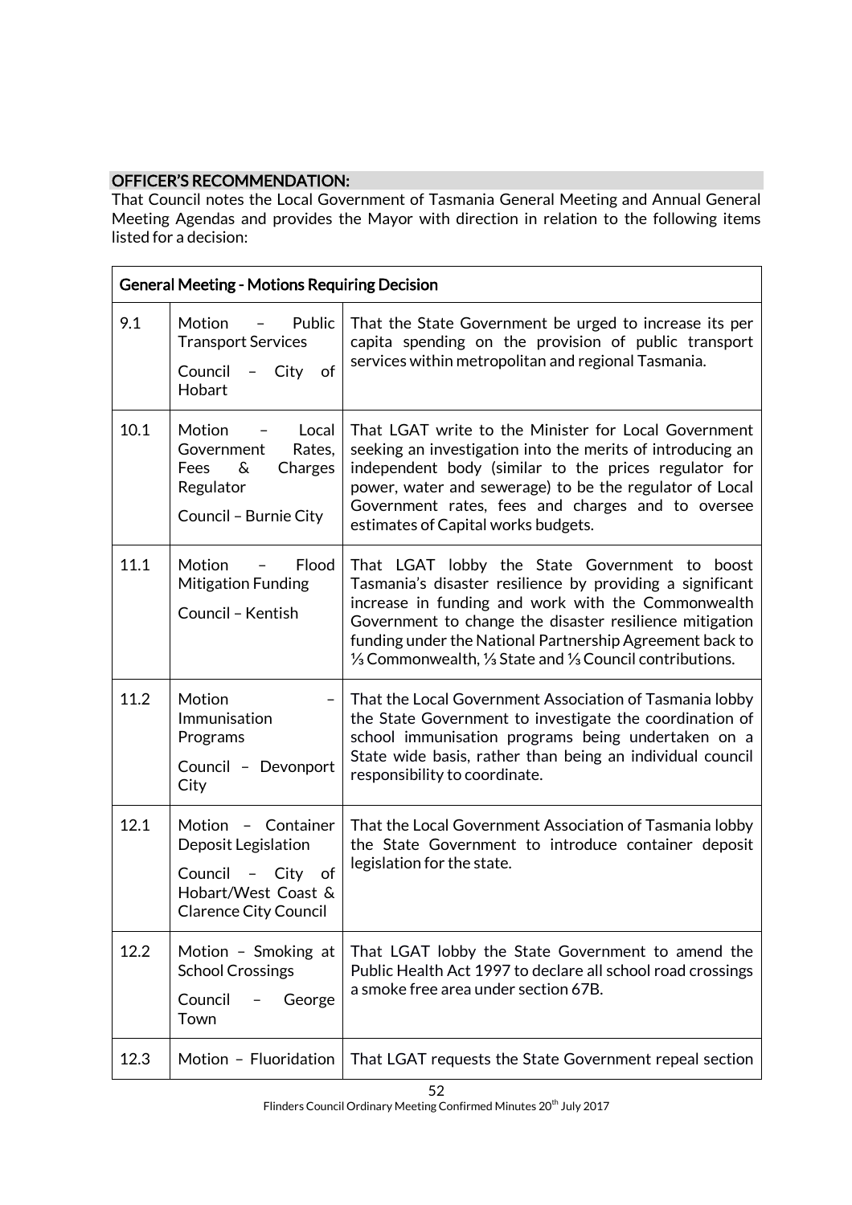**OFFICER'S RECOMMENDATION:**

That Council notes the Local Government of Tasmania General Meeting and Annual General Meeting Agendas and provides the Mayor with direction in relation to the following items listed for a decision:

| General Meeting - Motions Requiring Decision | | |
|---|---|---|
| 9.1 | Motion – Public Transport Services<br><br>Council – City of Hobart | That the State Government be urged to increase its per capita spending on the provision of public transport services within metropolitan and regional Tasmania. |
| 10.1 | Motion – Local Government Rates, Fees & Charges Regulator<br><br>Council – Burnie City | That LGAT write to the Minister for Local Government seeking an investigation into the merits of introducing an independent body (similar to the prices regulator for power, water and sewerage) to be the regulator of Local Government rates, fees and charges and to oversee estimates of Capital works budgets. |
| 11.1 | Motion – Flood Mitigation Funding<br><br>Council – Kentish | That LGAT lobby the State Government to boost Tasmania's disaster resilience by providing a significant increase in funding and work with the Commonwealth Government to change the disaster resilience mitigation funding under the National Partnership Agreement back to ⅓ Commonwealth, ⅓ State and ⅓ Council contributions. |
| 11.2 | Motion – Immunisation Programs<br><br>Council – Devonport City | That the Local Government Association of Tasmania lobby the State Government to investigate the coordination of school immunisation programs being undertaken on a State wide basis, rather than being an individual council responsibility to coordinate. |
| 12.1 | Motion – Container Deposit Legislation<br><br>Council – City of Hobart/West Coast & Clarence City Council | That the Local Government Association of Tasmania lobby the State Government to introduce container deposit legislation for the state. |
| 12.2 | Motion – Smoking at School Crossings<br><br>Council – George Town | That LGAT lobby the State Government to amend the Public Health Act 1997 to declare all school road crossings a smoke free area under section 67B. |
| 12.3 | Motion – Fluoridation | That LGAT requests the State Government repeal section |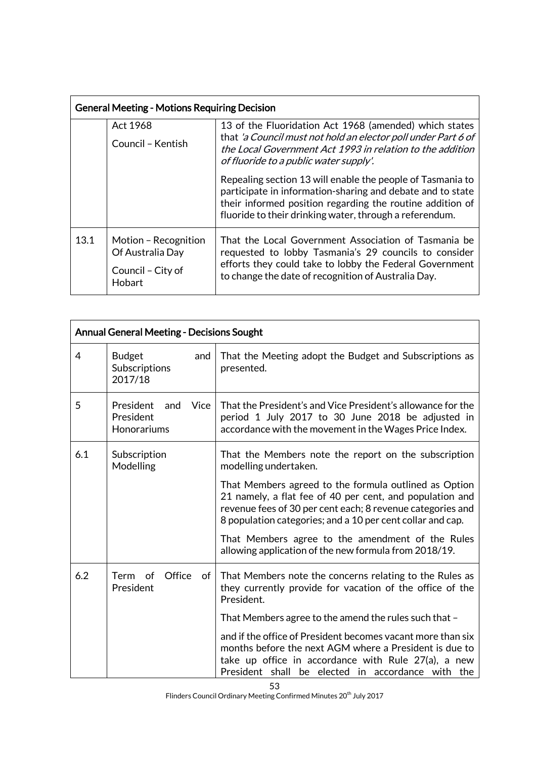| General Meeting - Motions Requiring Decision | | |
|---|---|---|
| | Act 1968<br><br>Council – Kentish | 13 of the Fluoridation Act 1968 (amended) which states that *'a Council must not hold an elector poll under Part 6 of the Local Government Act 1993 in relation to the addition of fluoride to a public water supply'.*<br><br>Repealing section 13 will enable the people of Tasmania to participate in information-sharing and debate and to state their informed position regarding the routine addition of fluoride to their drinking water, through a referendum. |
| 13.1 | Motion – Recognition Of Australia Day<br><br>Council – City of Hobart | That the Local Government Association of Tasmania be requested to lobby Tasmania's 29 councils to consider efforts they could take to lobby the Federal Government to change the date of recognition of Australia Day. |

| Annual General Meeting - Decisions Sought | | |
|---|---|---|
| 4 | Budget and Subscriptions 2017/18 | That the Meeting adopt the Budget and Subscriptions as presented. |
| 5 | President and Vice President Honorariums | That the President's and Vice President's allowance for the period 1 July 2017 to 30 June 2018 be adjusted in accordance with the movement in the Wages Price Index. |
| 6.1 | Subscription Modelling | That the Members note the report on the subscription modelling undertaken.<br><br>That Members agreed to the formula outlined as Option 21 namely, a flat fee of 40 per cent, and population and revenue fees of 30 per cent each; 8 revenue categories and 8 population categories; and a 10 per cent collar and cap.<br><br>That Members agree to the amendment of the Rules allowing application of the new formula from 2018/19. |
| 6.2 | Term of Office of President | That Members note the concerns relating to the Rules as they currently provide for vacation of the office of the President.<br><br>That Members agree to the amend the rules such that –<br><br>and if the office of President becomes vacant more than six months before the next AGM where a President is due to take up office in accordance with Rule 27(a), a new President shall be elected in accordance with the |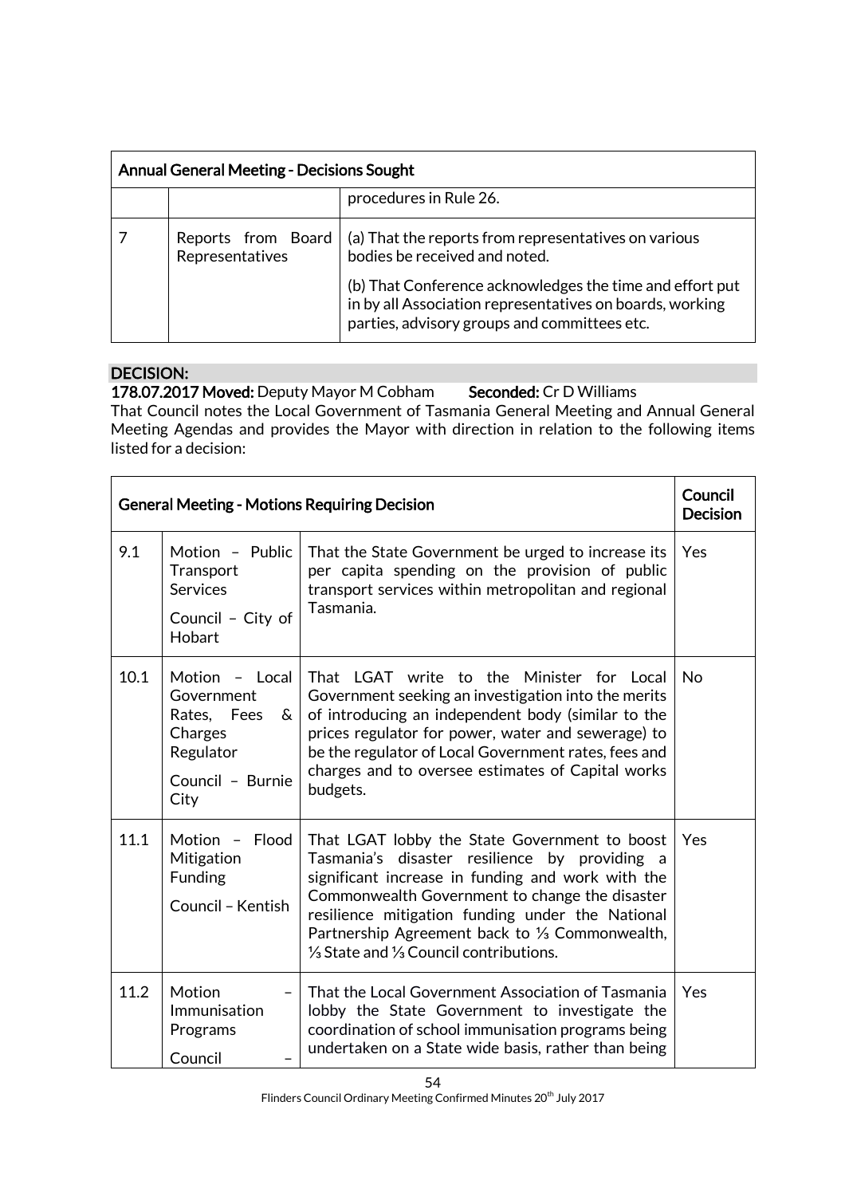| Annual General Meeting - Decisions Sought | | |
|---|---|---|
| | | procedures in Rule 26. |
| 7 | Reports from Board Representatives | (a) That the reports from representatives on various bodies be received and noted.<br><br>(b) That Conference acknowledges the time and effort put in by all Association representatives on boards, working parties, advisory groups and committees etc. |

**DECISION:**

**178.07.2017 Moved:** Deputy Mayor M Cobham **Seconded:** Cr D Williams

That Council notes the Local Government of Tasmania General Meeting and Annual General Meeting Agendas and provides the Mayor with direction in relation to the following items listed for a decision:

| General Meeting - Motions Requiring Decision | | | Council Decision |
|---|---|---|---|
| 9.1 | Motion – Public Transport Services<br><br>Council – City of Hobart | That the State Government be urged to increase its per capita spending on the provision of public transport services within metropolitan and regional Tasmania. | Yes |
| 10.1 | Motion – Local Government Rates, Fees & Charges Regulator<br><br>Council – Burnie City | That LGAT write to the Minister for Local Government seeking an investigation into the merits of introducing an independent body (similar to the prices regulator for power, water and sewerage) to be the regulator of Local Government rates, fees and charges and to oversee estimates of Capital works budgets. | No |
| 11.1 | Motion – Flood Mitigation Funding<br><br>Council – Kentish | That LGAT lobby the State Government to boost Tasmania's disaster resilience by providing a significant increase in funding and work with the Commonwealth Government to change the disaster resilience mitigation funding under the National Partnership Agreement back to ⅓ Commonwealth, ⅓ State and ⅓ Council contributions. | Yes |
| 11.2 | Motion – Immunisation Programs<br><br>Council – | That the Local Government Association of Tasmania lobby the State Government to investigate the coordination of school immunisation programs being undertaken on a State wide basis, rather than being | Yes |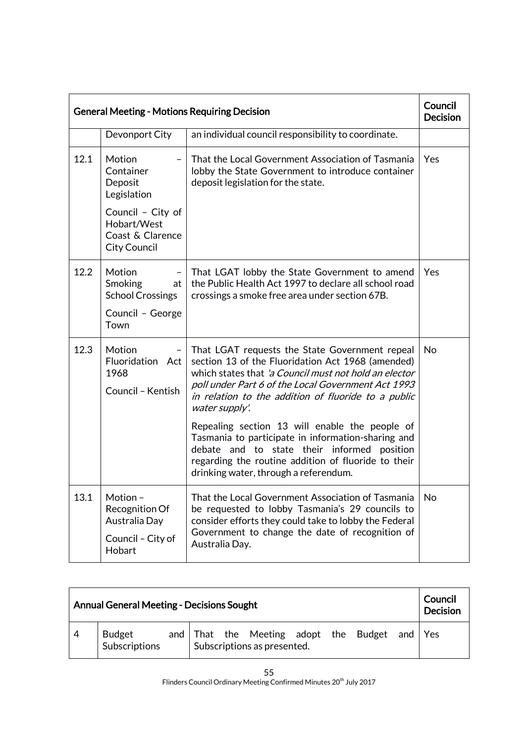| General Meeting - Motions Requiring Decision | | | Council Decision |
|---|---|---|---|
| | Devonport City | an individual council responsibility to coordinate. | |
| 12.1 | Motion – Container Deposit Legislation<br><br>Council – City of Hobart/West Coast & Clarence City Council | That the Local Government Association of Tasmania lobby the State Government to introduce container deposit legislation for the state. | Yes |
| 12.2 | Motion – Smoking at School Crossings<br><br>Council – George Town | That LGAT lobby the State Government to amend the Public Health Act 1997 to declare all school road crossings a smoke free area under section 67B. | Yes |
| 12.3 | Motion – Fluoridation Act 1968<br><br>Council – Kentish | That LGAT requests the State Government repeal section 13 of the Fluoridation Act 1968 (amended) which states that *'a Council must not hold an elector poll under Part 6 of the Local Government Act 1993 in relation to the addition of fluoride to a public water supply'.*<br><br>Repealing section 13 will enable the people of Tasmania to participate in information-sharing and debate and to state their informed position regarding the routine addition of fluoride to their drinking water, through a referendum. | No |
| 13.1 | Motion – Recognition Of Australia Day<br><br>Council – City of Hobart | That the Local Government Association of Tasmania be requested to lobby Tasmania's 29 councils to consider efforts they could take to lobby the Federal Government to change the date of recognition of Australia Day. | No |

| Annual General Meeting - Decisions Sought | | | Council Decision |
|---|---|---|---|
| 4 | Budget and Subscriptions | That the Meeting adopt the Budget and Subscriptions as presented. | Yes |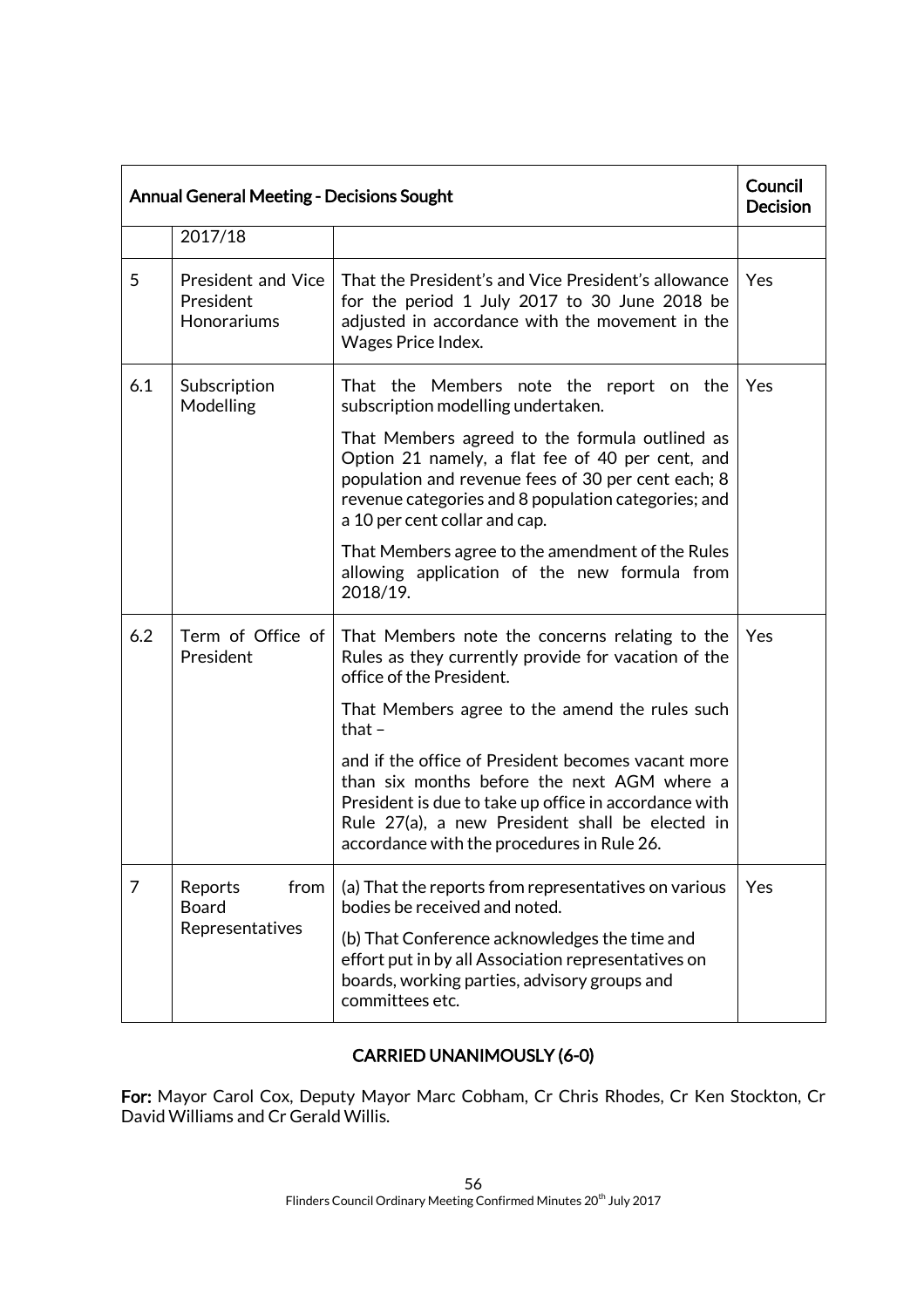| Annual General Meeting - Decisions Sought | | | Council Decision |
|---|---|---|---|
| | 2017/18 | | |
| 5 | President and Vice President Honorariums | That the President's and Vice President's allowance for the period 1 July 2017 to 30 June 2018 be adjusted in accordance with the movement in the Wages Price Index. | Yes |
| 6.1 | Subscription Modelling | That the Members note the report on the subscription modelling undertaken.<br><br>That Members agreed to the formula outlined as Option 21 namely, a flat fee of 40 per cent, and population and revenue fees of 30 per cent each; 8 revenue categories and 8 population categories; and a 10 per cent collar and cap.<br><br>That Members agree to the amendment of the Rules allowing application of the new formula from 2018/19. | Yes |
| 6.2 | Term of Office of President | That Members note the concerns relating to the Rules as they currently provide for vacation of the office of the President.<br><br>That Members agree to the amend the rules such that –<br><br>and if the office of President becomes vacant more than six months before the next AGM where a President is due to take up office in accordance with Rule 27(a), a new President shall be elected in accordance with the procedures in Rule 26. | Yes |
| 7 | Reports from Board Representatives | (a) That the reports from representatives on various bodies be received and noted.<br><br>(b) That Conference acknowledges the time and effort put in by all Association representatives on boards, working parties, advisory groups and committees etc. | Yes |

**CARRIED UNANIMOUSLY (6-0)**

**For:** Mayor Carol Cox, Deputy Mayor Marc Cobham, Cr Chris Rhodes, Cr Ken Stockton, Cr David Williams and Cr Gerald Willis.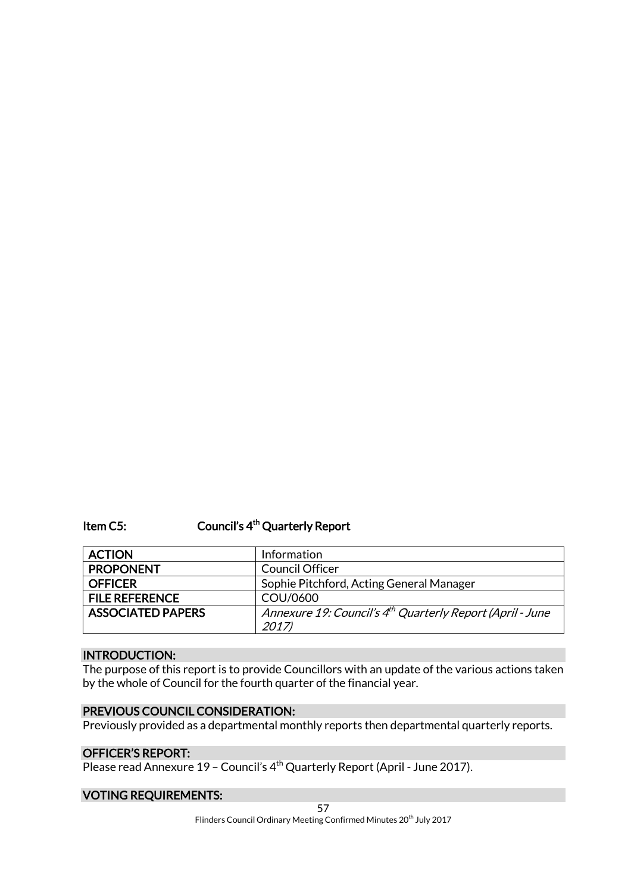### Item C5: Council's 4th Quarterly Report

| ACTION | Information |
|---|---|
| PROPONENT | Council Officer |
| OFFICER | Sophie Pitchford, Acting General Manager |
| FILE REFERENCE | COU/0600 |
| ASSOCIATED PAPERS | *Annexure 19: Council's 4th Quarterly Report (April - June 2017)* |

**INTRODUCTION:**

The purpose of this report is to provide Councillors with an update of the various actions taken by the whole of Council for the fourth quarter of the financial year.

**PREVIOUS COUNCIL CONSIDERATION:**

Previously provided as a departmental monthly reports then departmental quarterly reports.

**OFFICER'S REPORT:**

Please read Annexure 19 – Council's 4th Quarterly Report (April - June 2017).

**VOTING REQUIREMENTS:**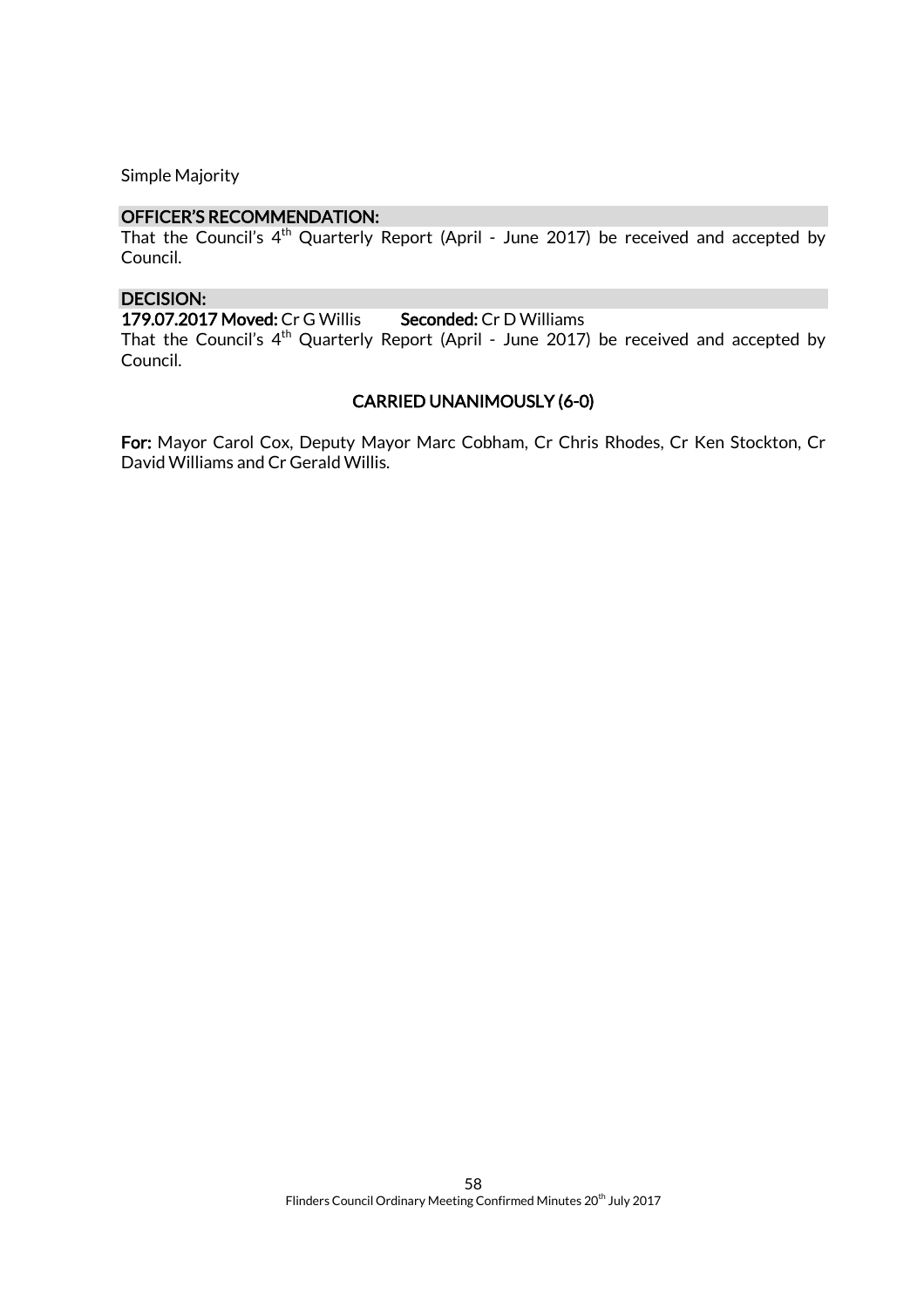Simple Majority

**OFFICER'S RECOMMENDATION:**

That the Council's 4th Quarterly Report (April - June 2017) be received and accepted by Council.

**DECISION:**

**179.07.2017 Moved:** Cr G Willis **Seconded:** Cr D Williams

That the Council's 4th Quarterly Report (April - June 2017) be received and accepted by Council.

**CARRIED UNANIMOUSLY (6-0)**

**For:** Mayor Carol Cox, Deputy Mayor Marc Cobham, Cr Chris Rhodes, Cr Ken Stockton, Cr David Williams and Cr Gerald Willis.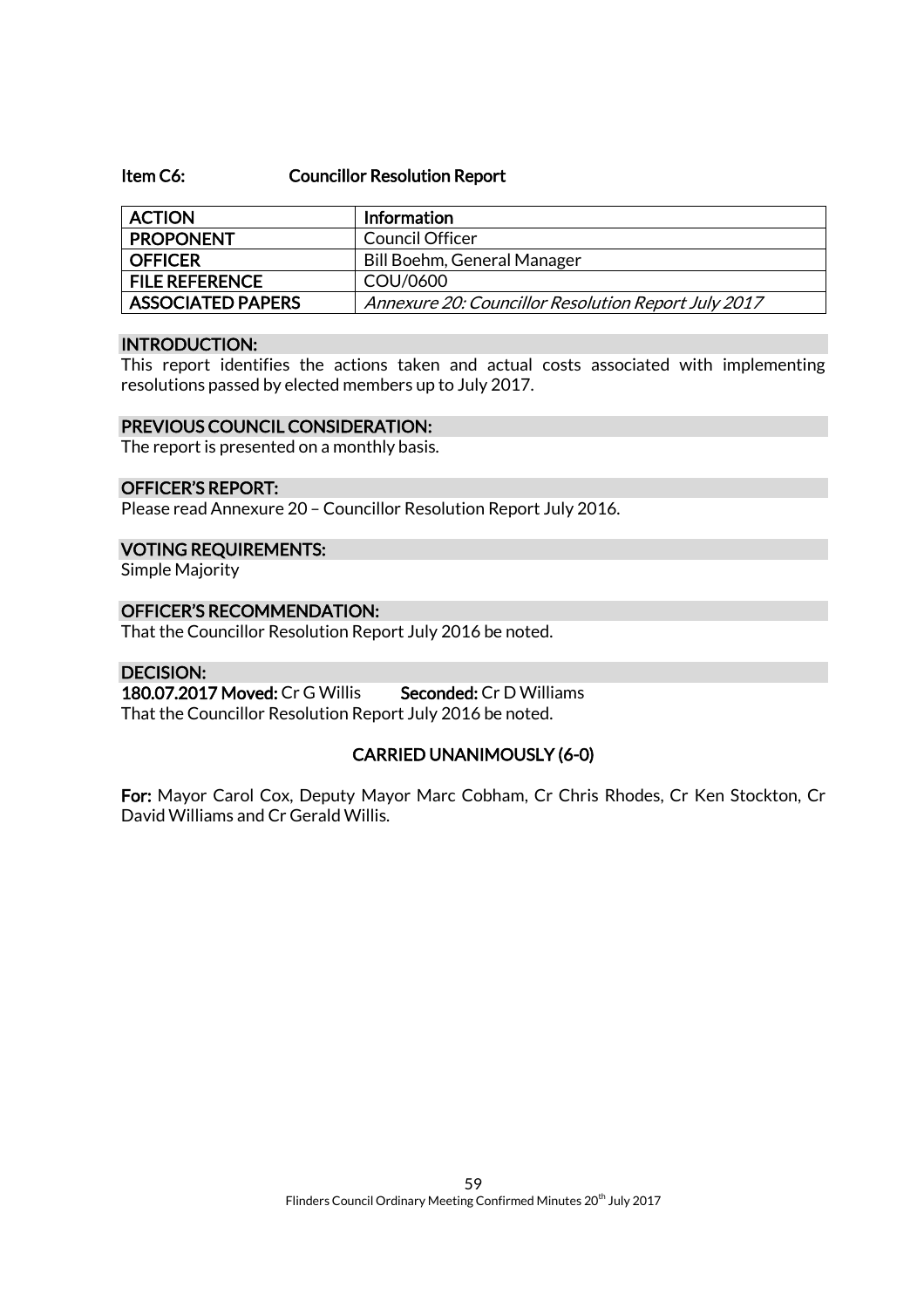### Item C6: Councillor Resolution Report

| ACTION | Information |
|---|---|
| PROPONENT | Council Officer |
| OFFICER | Bill Boehm, General Manager |
| FILE REFERENCE | COU/0600 |
| ASSOCIATED PAPERS | *Annexure 20: Councillor Resolution Report July 2017* |

**INTRODUCTION:**

This report identifies the actions taken and actual costs associated with implementing resolutions passed by elected members up to July 2017.

**PREVIOUS COUNCIL CONSIDERATION:**

The report is presented on a monthly basis.

**OFFICER'S REPORT:**

Please read Annexure 20 – Councillor Resolution Report July 2016.

**VOTING REQUIREMENTS:**

Simple Majority

**OFFICER'S RECOMMENDATION:**

That the Councillor Resolution Report July 2016 be noted.

**DECISION:**

**180.07.2017 Moved:** Cr G Willis **Seconded:** Cr D Williams

That the Councillor Resolution Report July 2016 be noted.

**CARRIED UNANIMOUSLY (6-0)**

**For:** Mayor Carol Cox, Deputy Mayor Marc Cobham, Cr Chris Rhodes, Cr Ken Stockton, Cr David Williams and Cr Gerald Willis.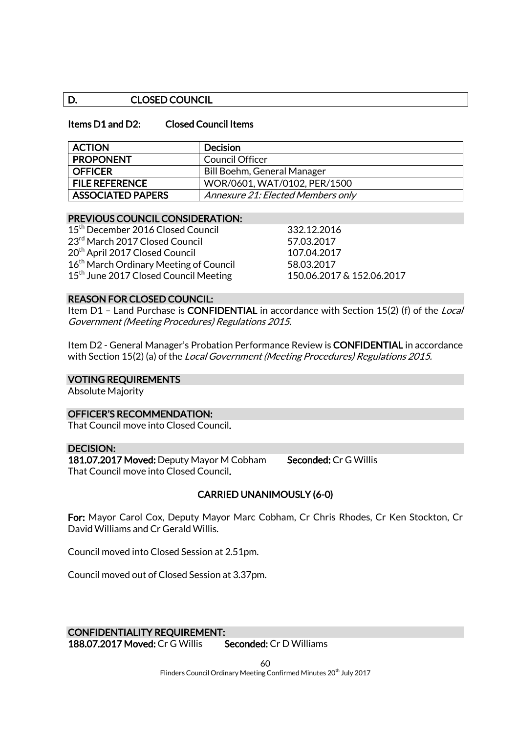## D. CLOSED COUNCIL

### Items D1 and D2: Closed Council Items

| ACTION | Decision |
|---|---|
| PROPONENT | Council Officer |
| OFFICER | Bill Boehm, General Manager |
| FILE REFERENCE | WOR/0601, WAT/0102, PER/1500 |
| ASSOCIATED PAPERS | *Annexure 21: Elected Members only* |

**PREVIOUS COUNCIL CONSIDERATION:**

| | |
|---|---|
| 15th December 2016 Closed Council | 332.12.2016 |
| 23rd March 2017 Closed Council | 57.03.2017 |
| 20th April 2017 Closed Council | 107.04.2017 |
| 16th March Ordinary Meeting of Council | 58.03.2017 |
| 15th June 2017 Closed Council Meeting | 150.06.2017 & 152.06.2017 |

**REASON FOR CLOSED COUNCIL:**

Item D1 – Land Purchase is **CONFIDENTIAL** in accordance with Section 15(2) (f) of the *Local Government (Meeting Procedures) Regulations 2015.*

Item D2 - General Manager's Probation Performance Review is **CONFIDENTIAL** in accordance with Section 15(2) (a) of the *Local Government (Meeting Procedures) Regulations 2015.*

**VOTING REQUIREMENTS**

Absolute Majority

**OFFICER'S RECOMMENDATION:**

That Council move into Closed Council.

**DECISION:**

**181.07.2017 Moved:** Deputy Mayor M Cobham **Seconded:** Cr G Willis

That Council move into Closed Council.

**CARRIED UNANIMOUSLY (6-0)**

**For:** Mayor Carol Cox, Deputy Mayor Marc Cobham, Cr Chris Rhodes, Cr Ken Stockton, Cr David Williams and Cr Gerald Willis.

Council moved into Closed Session at 2.51pm.

Council moved out of Closed Session at 3.37pm.

**CONFIDENTIALITY REQUIREMENT:**

**188.07.2017 Moved:** Cr G Willis **Seconded:** Cr D Williams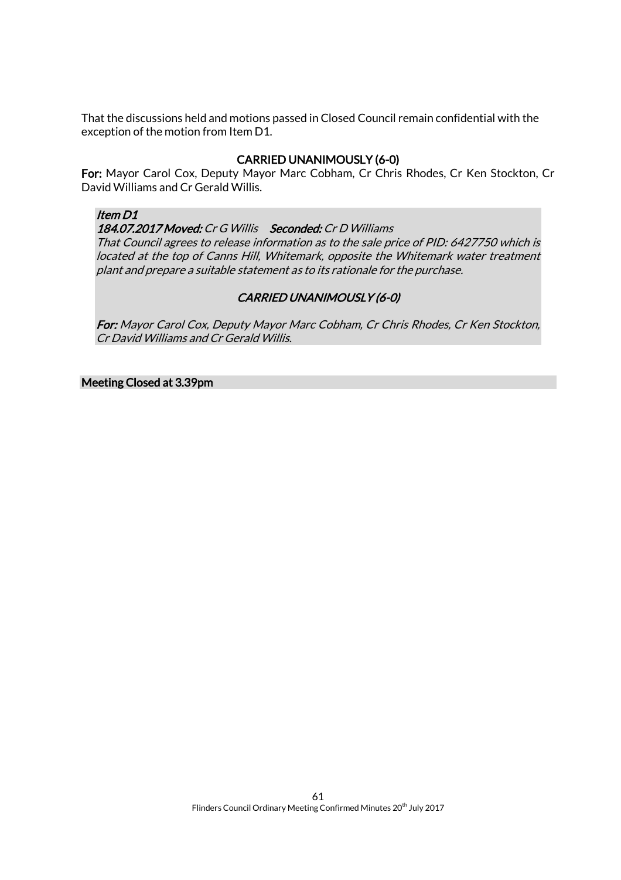That the discussions held and motions passed in Closed Council remain confidential with the exception of the motion from Item D1.

**CARRIED UNANIMOUSLY (6-0)**

**For:** Mayor Carol Cox, Deputy Mayor Marc Cobham, Cr Chris Rhodes, Cr Ken Stockton, Cr David Williams and Cr Gerald Willis.

***Item D1***

***184.07.2017 Moved:*** *Cr G Willis* ***Seconded:*** *Cr D Williams*

*That Council agrees to release information as to the sale price of PID: 6427750 which is located at the top of Canns Hill, Whitemark, opposite the Whitemark water treatment plant and prepare a suitable statement as to its rationale for the purchase.*

***CARRIED UNANIMOUSLY (6-0)***

***For:*** *Mayor Carol Cox, Deputy Mayor Marc Cobham, Cr Chris Rhodes, Cr Ken Stockton, Cr David Williams and Cr Gerald Willis.*

**Meeting Closed at 3.39pm**